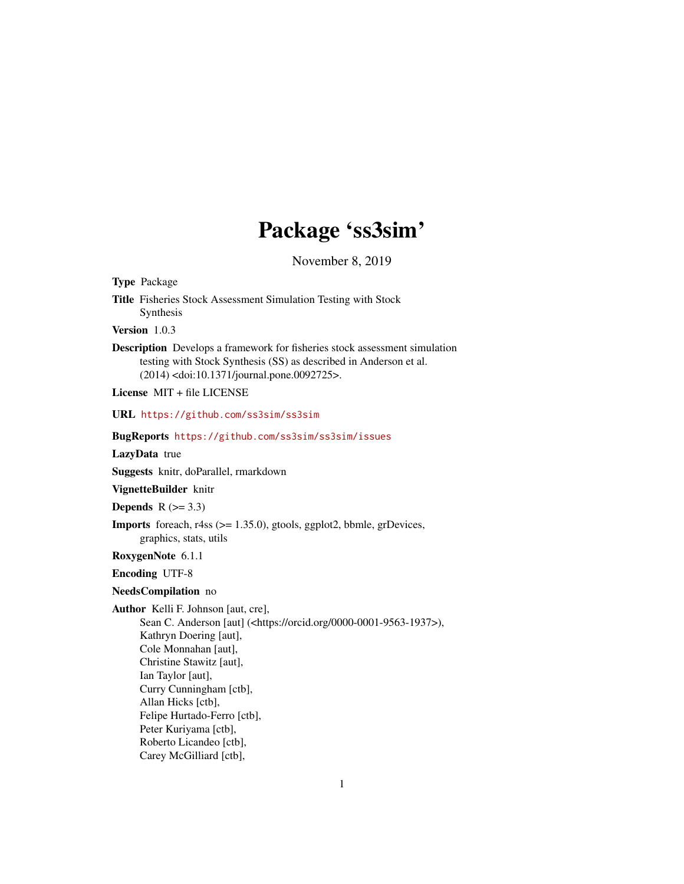# Package 'ss3sim'

November 8, 2019

**Type** Package

**Title** Fisheries Stock Assessment Simulation Testing with Stock Synthesis

**Version** 1.0.3

**Description** Develops a framework for fisheries stock assessment simulation testing with Stock Synthesis (SS) as described in Anderson et al. (2014) <doi:10.1371/journal.pone.0092725>.

**License** MIT + file LICENSE

**URL** https://github.com/ss3sim/ss3sim

**BugReports** https://github.com/ss3sim/ss3sim/issues

**LazyData** true

**Suggests** knitr, doParallel, rmarkdown

**VignetteBuilder** knitr

**Depends** R (>= 3.3)

**Imports** foreach, r4ss (>= 1.35.0), gtools, ggplot2, bbmle, grDevices, graphics, stats, utils

**RoxygenNote** 6.1.1

**Encoding** UTF-8

**NeedsCompilation** no

**Author** Kelli F. Johnson [aut, cre],
Sean C. Anderson [aut] (<https://orcid.org/0000-0001-9563-1937>),
Kathryn Doering [aut],
Cole Monnahan [aut],
Christine Stawitz [aut],
Ian Taylor [aut],
Curry Cunningham [ctb],
Allan Hicks [ctb],
Felipe Hurtado-Ferro [ctb],
Peter Kuriyama [ctb],
Roberto Licandeo [ctb],
Carey McGilliard [ctb],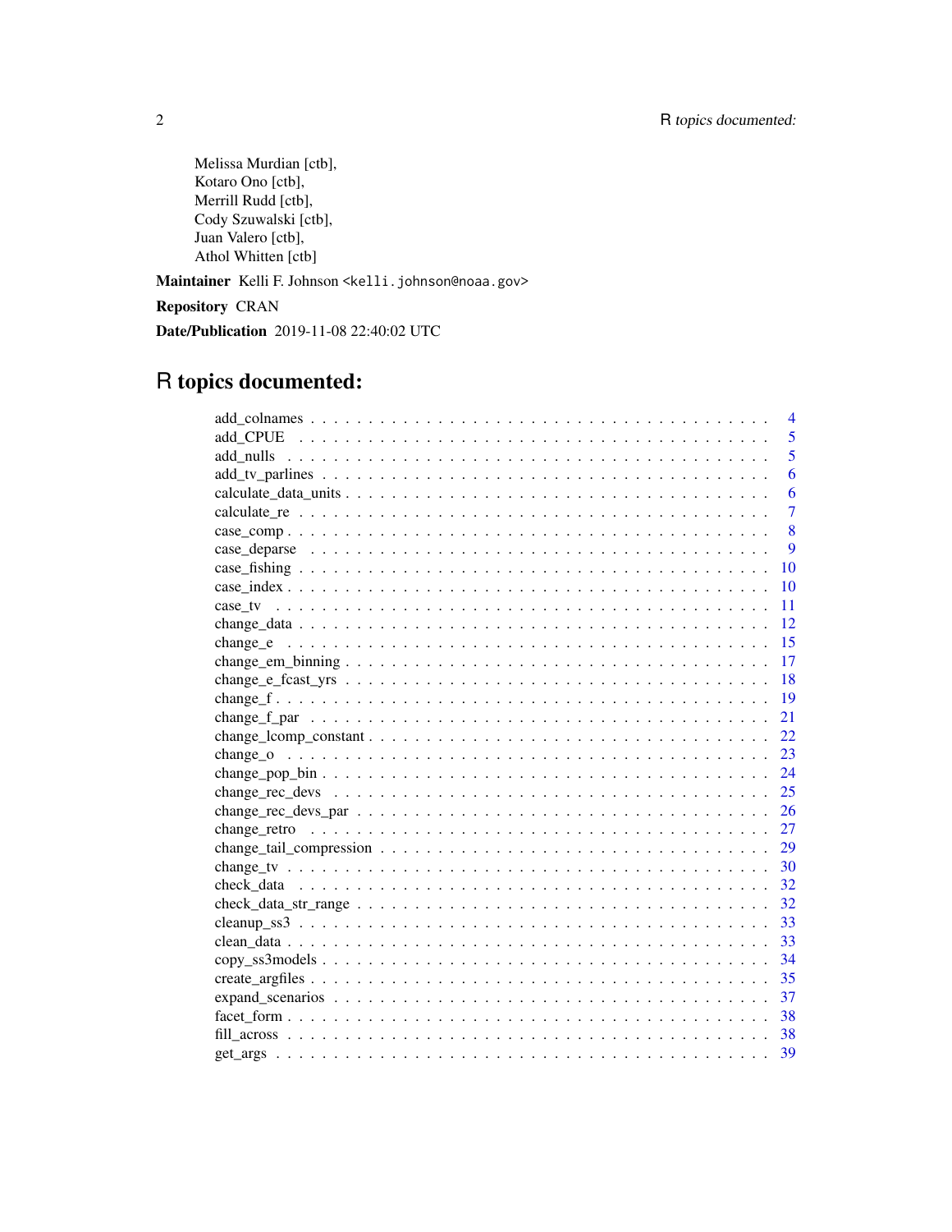Melissa Murdian [ctb],
Kotaro Ono [ctb],
Merrill Rudd [ctb],
Cody Szuwalski [ctb],
Juan Valero [ctb],
Athol Whitten [ctb]

**Maintainer** Kelli F. Johnson <kelli.johnson@noaa.gov>

**Repository** CRAN

**Date/Publication** 2019-11-08 22:40:02 UTC

# R topics documented:

| | |
|---|---|
| add_colnames | 4 |
| add_CPUE | 5 |
| add_nulls | 5 |
| add_tv_parlines | 6 |
| calculate_data_units | 6 |
| calculate_re | 7 |
| case_comp | 8 |
| case_deparse | 9 |
| case_fishing | 10 |
| case_index | 10 |
| case_tv | 11 |
| change_data | 12 |
| change_e | 15 |
| change_em_binning | 17 |
| change_e_fcast_yrs | 18 |
| change_f | 19 |
| change_f_par | 21 |
| change_lcomp_constant | 22 |
| change_o | 23 |
| change_pop_bin | 24 |
| change_rec_devs | 25 |
| change_rec_devs_par | 26 |
| change_retro | 27 |
| change_tail_compression | 29 |
| change_tv | 30 |
| check_data | 32 |
| check_data_str_range | 32 |
| cleanup_ss3 | 33 |
| clean_data | 33 |
| copy_ss3models | 34 |
| create_argfiles | 35 |
| expand_scenarios | 37 |
| facet_form | 38 |
| fill_across | 38 |
| get_args | 39 |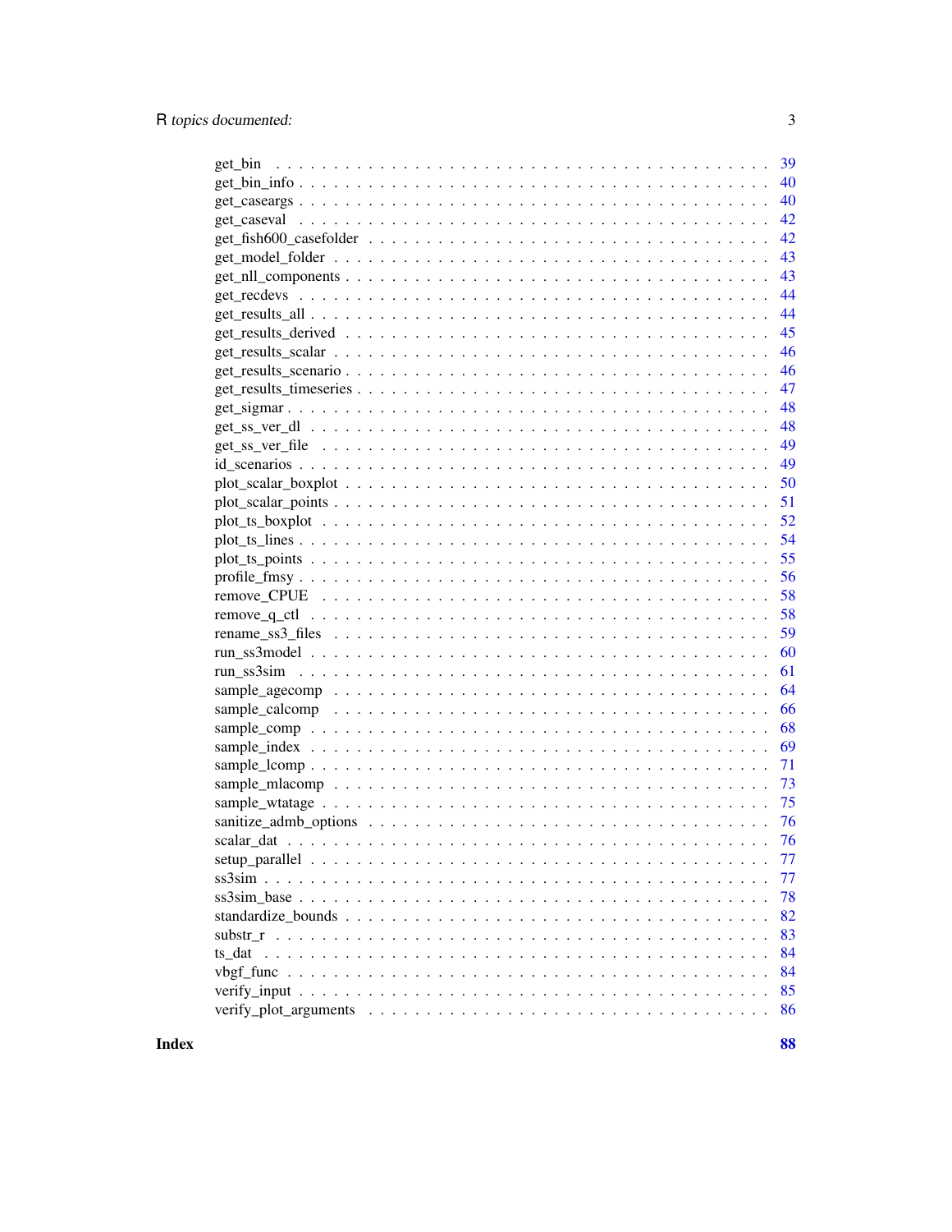get_bin . . . . . . . . . . . . . . . . . . . . . . . . . . . . . . . . . . . . . . . . 39
get_bin_info . . . . . . . . . . . . . . . . . . . . . . . . . . . . . . . . . . . . . . 40
get_caseargs . . . . . . . . . . . . . . . . . . . . . . . . . . . . . . . . . . . . . . 40
get_caseval . . . . . . . . . . . . . . . . . . . . . . . . . . . . . . . . . . . . . . . 42
get_fish600_casefolder . . . . . . . . . . . . . . . . . . . . . . . . . . . . . . . . . 42
get_model_folder . . . . . . . . . . . . . . . . . . . . . . . . . . . . . . . . . . . . 43
get_nll_components . . . . . . . . . . . . . . . . . . . . . . . . . . . . . . . . . . 43
get_recdevs . . . . . . . . . . . . . . . . . . . . . . . . . . . . . . . . . . . . . . . 44
get_results_all . . . . . . . . . . . . . . . . . . . . . . . . . . . . . . . . . . . . . 44
get_results_derived . . . . . . . . . . . . . . . . . . . . . . . . . . . . . . . . . . . 45
get_results_scalar . . . . . . . . . . . . . . . . . . . . . . . . . . . . . . . . . . . 46
get_results_scenario . . . . . . . . . . . . . . . . . . . . . . . . . . . . . . . . . . 46
get_results_timeseries . . . . . . . . . . . . . . . . . . . . . . . . . . . . . . . . . 47
get_sigmar . . . . . . . . . . . . . . . . . . . . . . . . . . . . . . . . . . . . . . . 48
get_ss_ver_dl . . . . . . . . . . . . . . . . . . . . . . . . . . . . . . . . . . . . . . 48
get_ss_ver_file . . . . . . . . . . . . . . . . . . . . . . . . . . . . . . . . . . . . . 49
id_scenarios . . . . . . . . . . . . . . . . . . . . . . . . . . . . . . . . . . . . . . . 49
plot_scalar_boxplot . . . . . . . . . . . . . . . . . . . . . . . . . . . . . . . . . . . 50
plot_scalar_points . . . . . . . . . . . . . . . . . . . . . . . . . . . . . . . . . . . . 51
plot_ts_boxplot . . . . . . . . . . . . . . . . . . . . . . . . . . . . . . . . . . . . . 52
plot_ts_lines . . . . . . . . . . . . . . . . . . . . . . . . . . . . . . . . . . . . . . . 54
plot_ts_points . . . . . . . . . . . . . . . . . . . . . . . . . . . . . . . . . . . . . . 55
profile_fmsy . . . . . . . . . . . . . . . . . . . . . . . . . . . . . . . . . . . . . . . 56
remove_CPUE . . . . . . . . . . . . . . . . . . . . . . . . . . . . . . . . . . . . . . 58
remove_q_ctl . . . . . . . . . . . . . . . . . . . . . . . . . . . . . . . . . . . . . . 58
rename_ss3_files . . . . . . . . . . . . . . . . . . . . . . . . . . . . . . . . . . . . 59
run_ss3model . . . . . . . . . . . . . . . . . . . . . . . . . . . . . . . . . . . . . . 60
run_ss3sim . . . . . . . . . . . . . . . . . . . . . . . . . . . . . . . . . . . . . . . 61
sample_agecomp . . . . . . . . . . . . . . . . . . . . . . . . . . . . . . . . . . . . 64
sample_calcomp . . . . . . . . . . . . . . . . . . . . . . . . . . . . . . . . . . . . . 66
sample_comp . . . . . . . . . . . . . . . . . . . . . . . . . . . . . . . . . . . . . . 68
sample_index . . . . . . . . . . . . . . . . . . . . . . . . . . . . . . . . . . . . . . 69
sample_lcomp . . . . . . . . . . . . . . . . . . . . . . . . . . . . . . . . . . . . . . 71
sample_mlacomp . . . . . . . . . . . . . . . . . . . . . . . . . . . . . . . . . . . . 73
sample_wtatage . . . . . . . . . . . . . . . . . . . . . . . . . . . . . . . . . . . . . 75
sanitize_admb_options . . . . . . . . . . . . . . . . . . . . . . . . . . . . . . . . . 76
scalar_dat . . . . . . . . . . . . . . . . . . . . . . . . . . . . . . . . . . . . . . . . 76
setup_parallel . . . . . . . . . . . . . . . . . . . . . . . . . . . . . . . . . . . . . . 77
ss3sim . . . . . . . . . . . . . . . . . . . . . . . . . . . . . . . . . . . . . . . . . . 77
ss3sim_base . . . . . . . . . . . . . . . . . . . . . . . . . . . . . . . . . . . . . . . 78
standardize_bounds . . . . . . . . . . . . . . . . . . . . . . . . . . . . . . . . . . . 82
substr_r . . . . . . . . . . . . . . . . . . . . . . . . . . . . . . . . . . . . . . . . . 83
ts_dat . . . . . . . . . . . . . . . . . . . . . . . . . . . . . . . . . . . . . . . . . . 84
vbgf_func . . . . . . . . . . . . . . . . . . . . . . . . . . . . . . . . . . . . . . . . 84
verify_input . . . . . . . . . . . . . . . . . . . . . . . . . . . . . . . . . . . . . . . 85
verify_plot_arguments . . . . . . . . . . . . . . . . . . . . . . . . . . . . . . . . . 86

**Index** **88**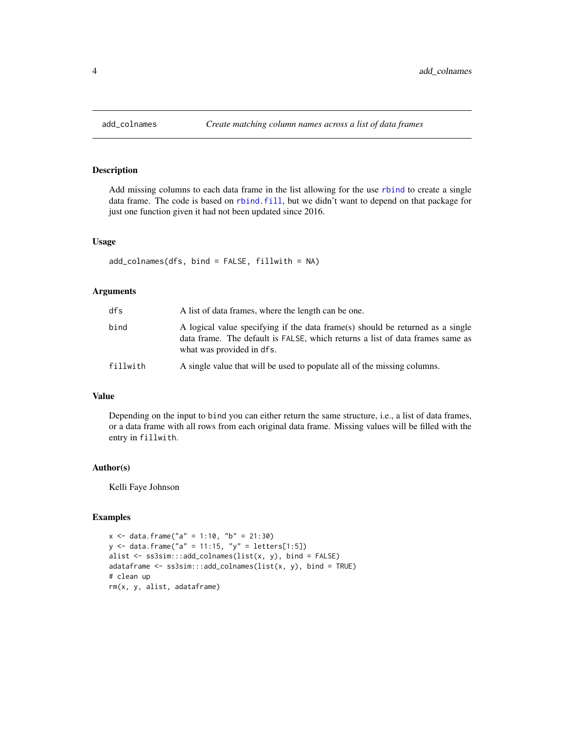# add_colnames — *Create matching column names across a list of data frames*

## Description

Add missing columns to each data frame in the list allowing for the use `rbind` to create a single data frame. The code is based on `rbind.fill`, but we didn't want to depend on that package for just one function given it had not been updated since 2016.

## Usage

```
add_colnames(dfs, bind = FALSE, fillwith = NA)
```

## Arguments

| | |
|---|---|
| `dfs` | A list of data frames, where the length can be one. |
| `bind` | A logical value specifying if the data frame(s) should be returned as a single data frame. The default is `FALSE`, which returns a list of data frames same as what was provided in `dfs`. |
| `fillwith` | A single value that will be used to populate all of the missing columns. |

## Value

Depending on the input to `bind` you can either return the same structure, i.e., a list of data frames, or a data frame with all rows from each original data frame. Missing values will be filled with the entry in `fillwith`.

## Author(s)

Kelli Faye Johnson

## Examples

```
x <- data.frame("a" = 1:10, "b" = 21:30)
y <- data.frame("a" = 11:15, "y" = letters[1:5])
alist <- ss3sim:::add_colnames(list(x, y), bind = FALSE)
adataframe <- ss3sim:::add_colnames(list(x, y), bind = TRUE)
# clean up
rm(x, y, alist, adataframe)
```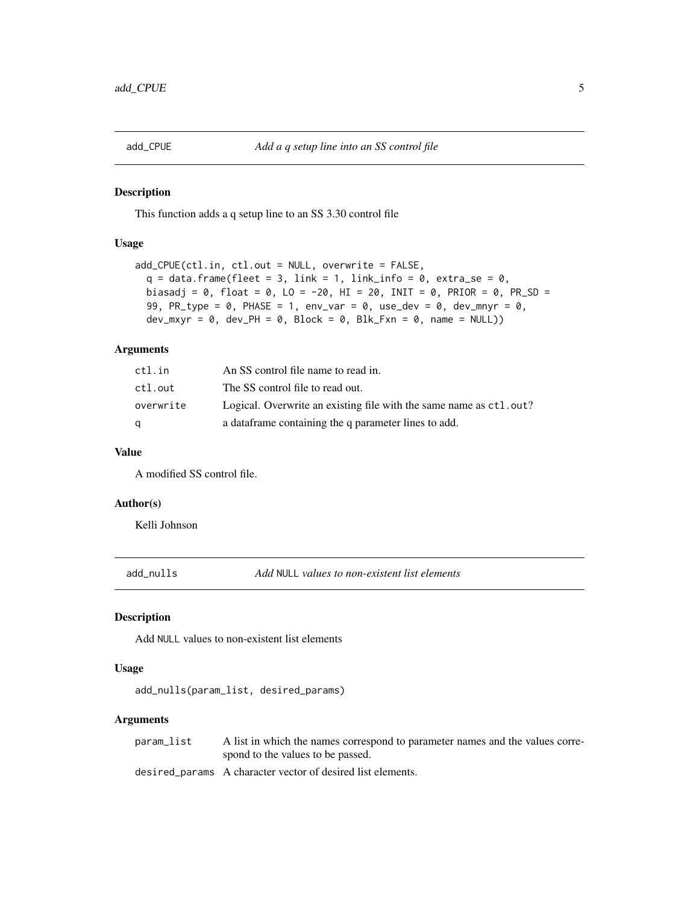## add_CPUE *Add a q setup line into an SS control file*

### Description

This function adds a q setup line to an SS 3.30 control file

### Usage

```
add_CPUE(ctl.in, ctl.out = NULL, overwrite = FALSE,
  q = data.frame(fleet = 3, link = 1, link_info = 0, extra_se = 0,
  biasadj = 0, float = 0, LO = -20, HI = 20, INIT = 0, PRIOR = 0, PR_SD =
  99, PR_type = 0, PHASE = 1, env_var = 0, use_dev = 0, dev_mnyr = 0,
  dev_mxyr = 0, dev_PH = 0, Block = 0, Blk_Fxn = 0, name = NULL))
```

### Arguments

| | |
|---|---|
| ctl.in | An SS control file name to read in. |
| ctl.out | The SS control file to read out. |
| overwrite | Logical. Overwrite an existing file with the same name as `ctl.out`? |
| q | a dataframe containing the q parameter lines to add. |

### Value

A modified SS control file.

### Author(s)

Kelli Johnson

## add_nulls *Add `NULL` values to non-existent list elements*

### Description

Add `NULL` values to non-existent list elements

### Usage

```
add_nulls(param_list, desired_params)
```

### Arguments

| | |
|---|---|
| param_list | A list in which the names correspond to parameter names and the values correspond to the values to be passed. |
| desired_params | A character vector of desired list elements. |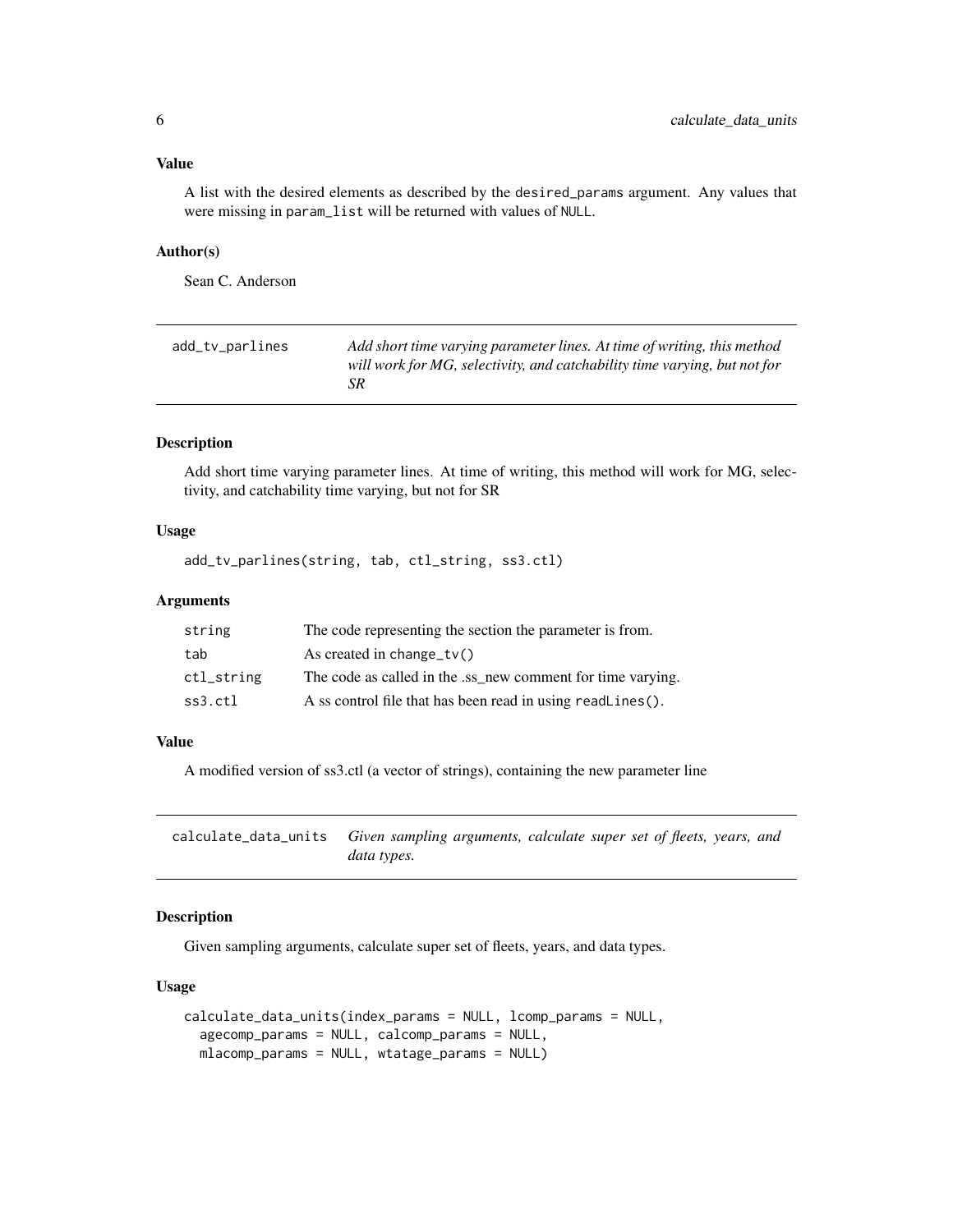### Value

A list with the desired elements as described by the desired_params argument. Any values that were missing in param_list will be returned with values of NULL.

### Author(s)

Sean C. Anderson

---

## add_tv_parlines — *Add short time varying parameter lines. At time of writing, this method will work for MG, selectivity, and catchability time varying, but not for SR*

### Description

Add short time varying parameter lines. At time of writing, this method will work for MG, selectivity, and catchability time varying, but not for SR

### Usage

```
add_tv_parlines(string, tab, ctl_string, ss3.ctl)
```

### Arguments

| | |
|---|---|
| string | The code representing the section the parameter is from. |
| tab | As created in change_tv() |
| ctl_string | The code as called in the .ss_new comment for time varying. |
| ss3.ctl | A ss control file that has been read in using readLines(). |

### Value

A modified version of ss3.ctl (a vector of strings), containing the new parameter line

---

## calculate_data_units — *Given sampling arguments, calculate super set of fleets, years, and data types.*

### Description

Given sampling arguments, calculate super set of fleets, years, and data types.

### Usage

```
calculate_data_units(index_params = NULL, lcomp_params = NULL,
  agecomp_params = NULL, calcomp_params = NULL,
  mlacomp_params = NULL, wtatage_params = NULL)
```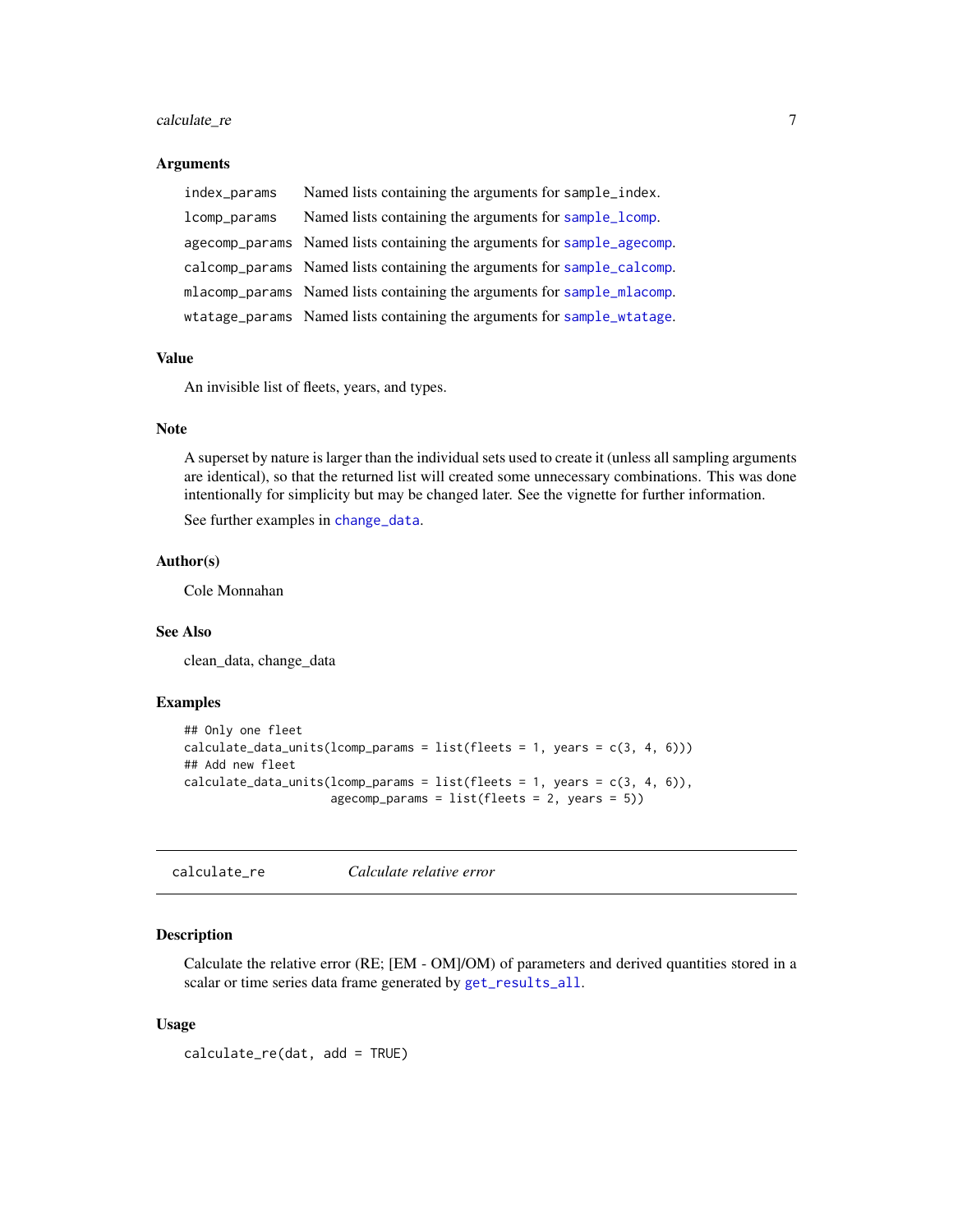### Arguments

| | |
|---|---|
| index_params | Named lists containing the arguments for sample_index. |
| lcomp_params | Named lists containing the arguments for sample_lcomp. |
| agecomp_params | Named lists containing the arguments for sample_agecomp. |
| calcomp_params | Named lists containing the arguments for sample_calcomp. |
| mlacomp_params | Named lists containing the arguments for sample_mlacomp. |
| wtatage_params | Named lists containing the arguments for sample_wtatage. |

### Value

An invisible list of fleets, years, and types.

### Note

A superset by nature is larger than the individual sets used to create it (unless all sampling arguments are identical), so that the returned list will created some unnecessary combinations. This was done intentionally for simplicity but may be changed later. See the vignette for further information.

See further examples in change_data.

### Author(s)

Cole Monnahan

### See Also

clean_data, change_data

### Examples

```
## Only one fleet
calculate_data_units(lcomp_params = list(fleets = 1, years = c(3, 4, 6)))
## Add new fleet
calculate_data_units(lcomp_params = list(fleets = 1, years = c(3, 4, 6)),
                     agecomp_params = list(fleets = 2, years = 5))
```

---

## calculate_re *Calculate relative error*

### Description

Calculate the relative error (RE; [EM - OM]/OM) of parameters and derived quantities stored in a scalar or time series data frame generated by get_results_all.

### Usage

```
calculate_re(dat, add = TRUE)
```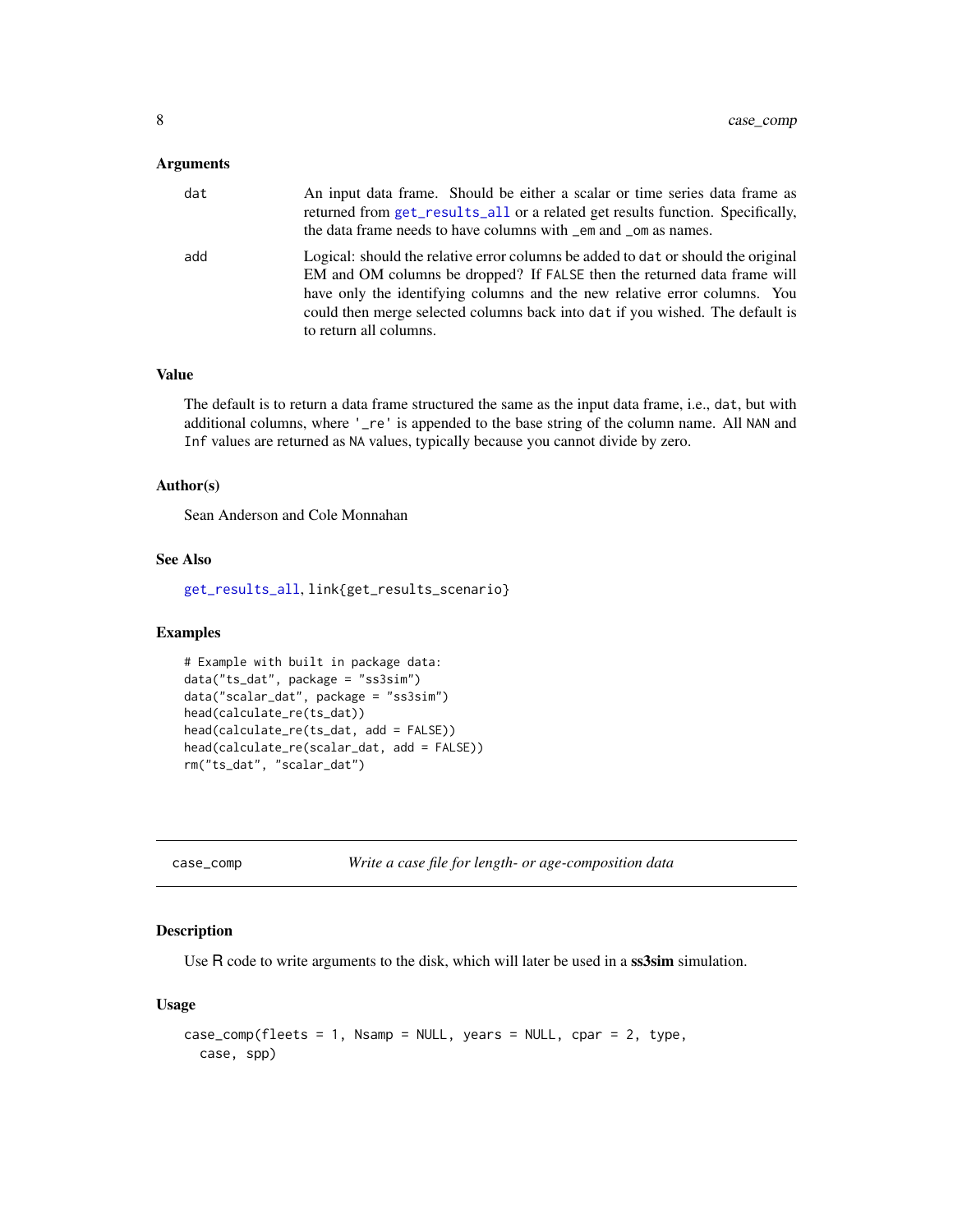### Arguments

| | |
|---|---|
| dat | An input data frame. Should be either a scalar or time series data frame as returned from get_results_all or a related get results function. Specifically, the data frame needs to have columns with _em and _om as names. |
| add | Logical: should the relative error columns be added to dat or should the original EM and OM columns be dropped? If FALSE then the returned data frame will have only the identifying columns and the new relative error columns. You could then merge selected columns back into dat if you wished. The default is to return all columns. |

### Value

The default is to return a data frame structured the same as the input data frame, i.e., dat, but with additional columns, where '_re' is appended to the base string of the column name. All NAN and Inf values are returned as NA values, typically because you cannot divide by zero.

### Author(s)

Sean Anderson and Cole Monnahan

### See Also

get_results_all, link{get_results_scenario}

### Examples

```
# Example with built in package data:
data("ts_dat", package = "ss3sim")
data("scalar_dat", package = "ss3sim")
head(calculate_re(ts_dat))
head(calculate_re(ts_dat, add = FALSE))
head(calculate_re(scalar_dat, add = FALSE))
rm("ts_dat", "scalar_dat")
```

---

## case_comp — *Write a case file for length- or age-composition data*

### Description

Use R code to write arguments to the disk, which will later be used in a **ss3sim** simulation.

### Usage

```
case_comp(fleets = 1, Nsamp = NULL, years = NULL, cpar = 2, type,
  case, spp)
```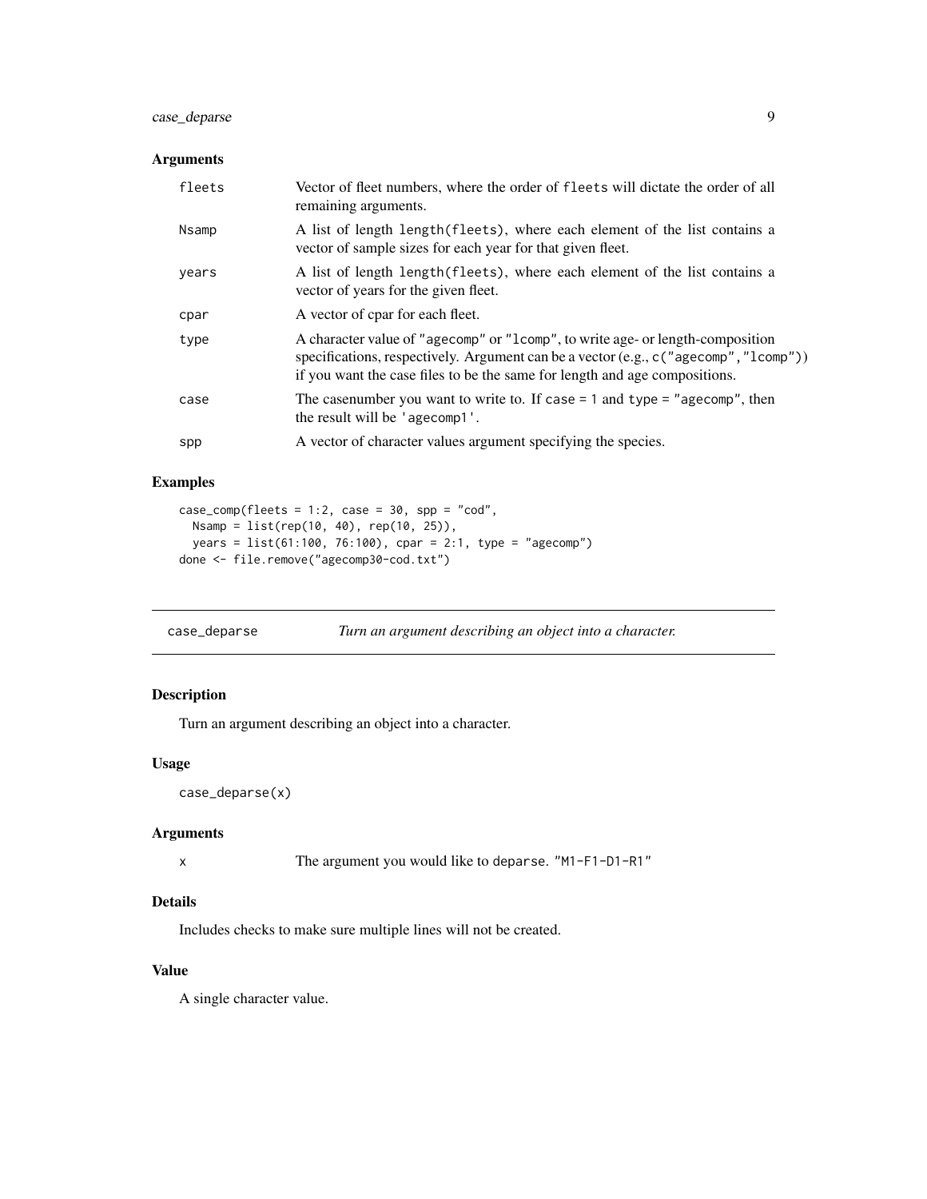### Arguments

| | |
|---|---|
| fleets | Vector of fleet numbers, where the order of fleets will dictate the order of all remaining arguments. |
| Nsamp | A list of length length(fleets), where each element of the list contains a vector of sample sizes for each year for that given fleet. |
| years | A list of length length(fleets), where each element of the list contains a vector of years for the given fleet. |
| cpar | A vector of cpar for each fleet. |
| type | A character value of "agecomp" or "lcomp", to write age- or length-composition specifications, respectively. Argument can be a vector (e.g., c("agecomp","lcomp")) if you want the case files to be the same for length and age compositions. |
| case | The casenumber you want to write to. If case = 1 and type = "agecomp", then the result will be 'agecomp1'. |
| spp | A vector of character values argument specifying the species. |

### Examples

```
case_comp(fleets = 1:2, case = 30, spp = "cod",
  Nsamp = list(rep(10, 40), rep(10, 25)),
  years = list(61:100, 76:100), cpar = 2:1, type = "agecomp")
done <- file.remove("agecomp30-cod.txt")
```

---

## case_deparse — *Turn an argument describing an object into a character.*

### Description

Turn an argument describing an object into a character.

### Usage

```
case_deparse(x)
```

### Arguments

| | |
|---|---|
| x | The argument you would like to deparse. "M1-F1-D1-R1" |

### Details

Includes checks to make sure multiple lines will not be created.

### Value

A single character value.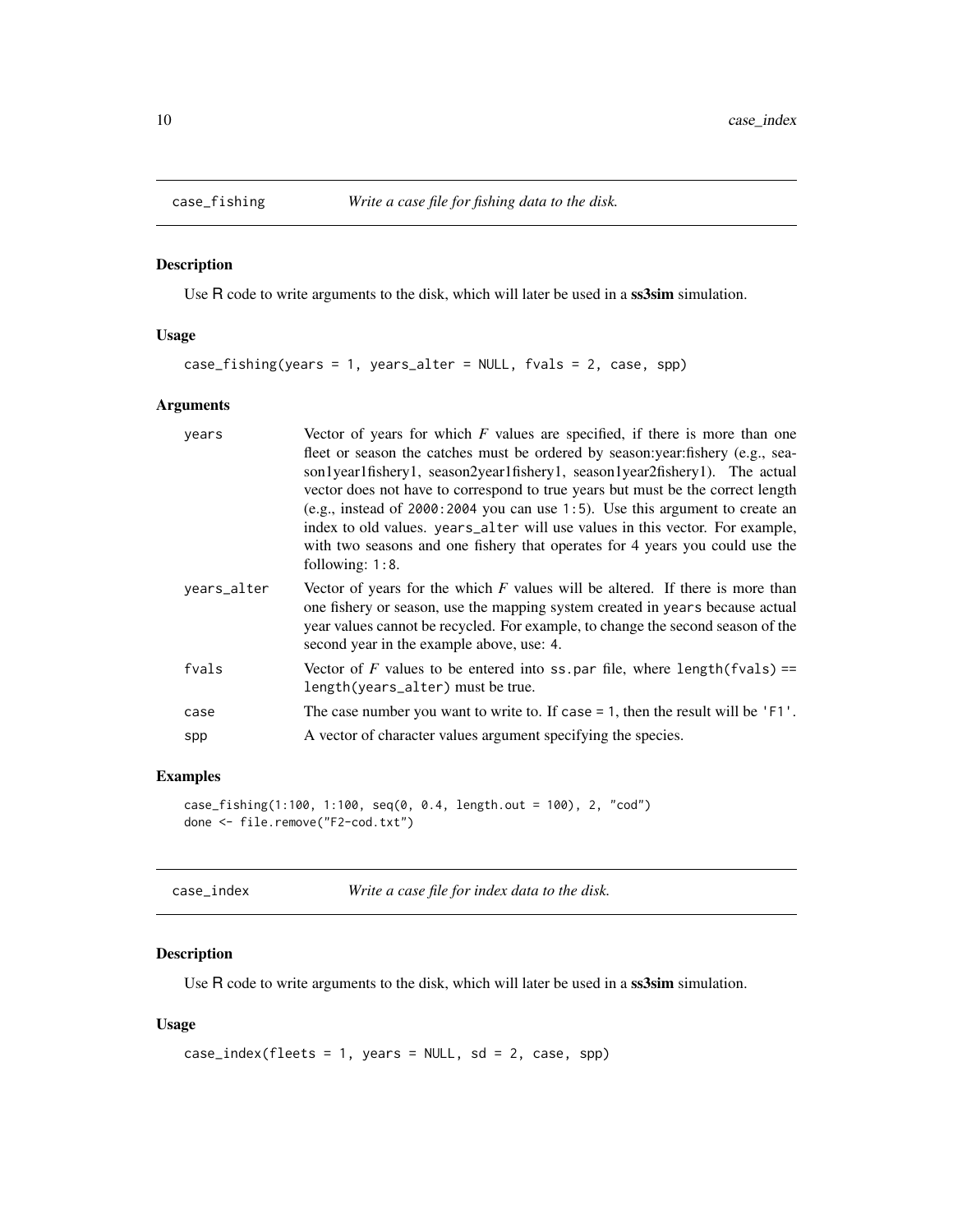## case_fishing — *Write a case file for fishing data to the disk.*

### Description

Use R code to write arguments to the disk, which will later be used in a **ss3sim** simulation.

### Usage

```
case_fishing(years = 1, years_alter = NULL, fvals = 2, case, spp)
```

### Arguments

| | |
|---|---|
| `years` | Vector of years for which *F* values are specified, if there is more than one fleet or season the catches must be ordered by season:year:fishery (e.g., season1year1fishery1, season2year1fishery1, season1year2fishery1). The actual vector does not have to correspond to true years but must be the correct length (e.g., instead of `2000:2004` you can use `1:5`). Use this argument to create an index to old values. `years_alter` will use values in this vector. For example, with two seasons and one fishery that operates for 4 years you could use the following: `1:8`. |
| `years_alter` | Vector of years for the which *F* values will be altered. If there is more than one fishery or season, use the mapping system created in `years` because actual year values cannot be recycled. For example, to change the second season of the second year in the example above, use: `4`. |
| `fvals` | Vector of *F* values to be entered into `ss.par` file, where `length(fvals) == length(years_alter)` must be true. |
| `case` | The case number you want to write to. If `case = 1`, then the result will be `'F1'`. |
| `spp` | A vector of character values argument specifying the species. |

### Examples

```
case_fishing(1:100, 1:100, seq(0, 0.4, length.out = 100), 2, "cod")
done <- file.remove("F2-cod.txt")
```

## case_index — *Write a case file for index data to the disk.*

### Description

Use R code to write arguments to the disk, which will later be used in a **ss3sim** simulation.

### Usage

```
case_index(fleets = 1, years = NULL, sd = 2, case, spp)
```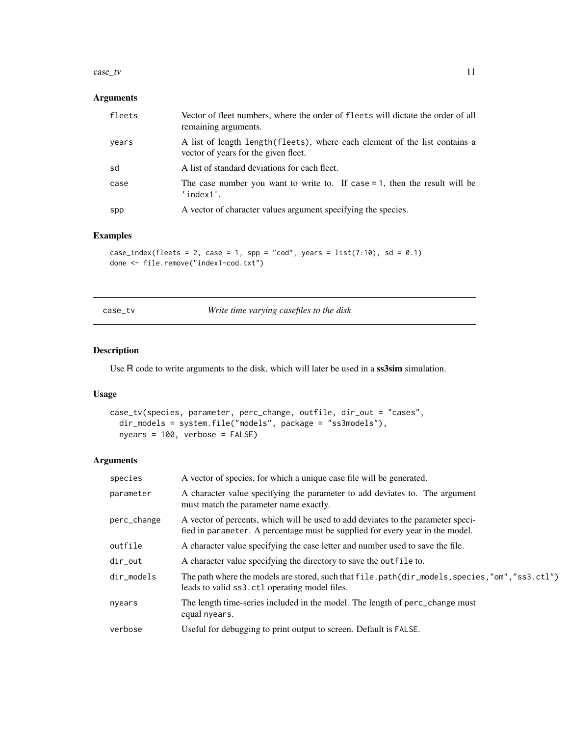## Arguments

| | |
|---|---|
| fleets | Vector of fleet numbers, where the order of fleets will dictate the order of all remaining arguments. |
| years | A list of length length(fleets), where each element of the list contains a vector of years for the given fleet. |
| sd | A list of standard deviations for each fleet. |
| case | The case number you want to write to. If case = 1, then the result will be 'index1'. |
| spp | A vector of character values argument specifying the species. |

## Examples

```
case_index(fleets = 2, case = 1, spp = "cod", years = list(7:10), sd = 0.1)
done <- file.remove("index1-cod.txt")
```

---

# case_tv    *Write time varying casefiles to the disk*

---

## Description

Use R code to write arguments to the disk, which will later be used in a **ss3sim** simulation.

## Usage

```
case_tv(species, parameter, perc_change, outfile, dir_out = "cases",
  dir_models = system.file("models", package = "ss3models"),
  nyears = 100, verbose = FALSE)
```

## Arguments

| | |
|---|---|
| species | A vector of species, for which a unique case file will be generated. |
| parameter | A character value specifying the parameter to add deviates to. The argument must match the parameter name exactly. |
| perc_change | A vector of percents, which will be used to add deviates to the parameter specified in parameter. A percentage must be supplied for every year in the model. |
| outfile | A character value specifying the case letter and number used to save the file. |
| dir_out | A character value specifying the directory to save the outfile to. |
| dir_models | The path where the models are stored, such that file.path(dir_models,species,"om","ss3.ctl") leads to valid ss3.ctl operating model files. |
| nyears | The length time-series included in the model. The length of perc_change must equal nyears. |
| verbose | Useful for debugging to print output to screen. Default is FALSE. |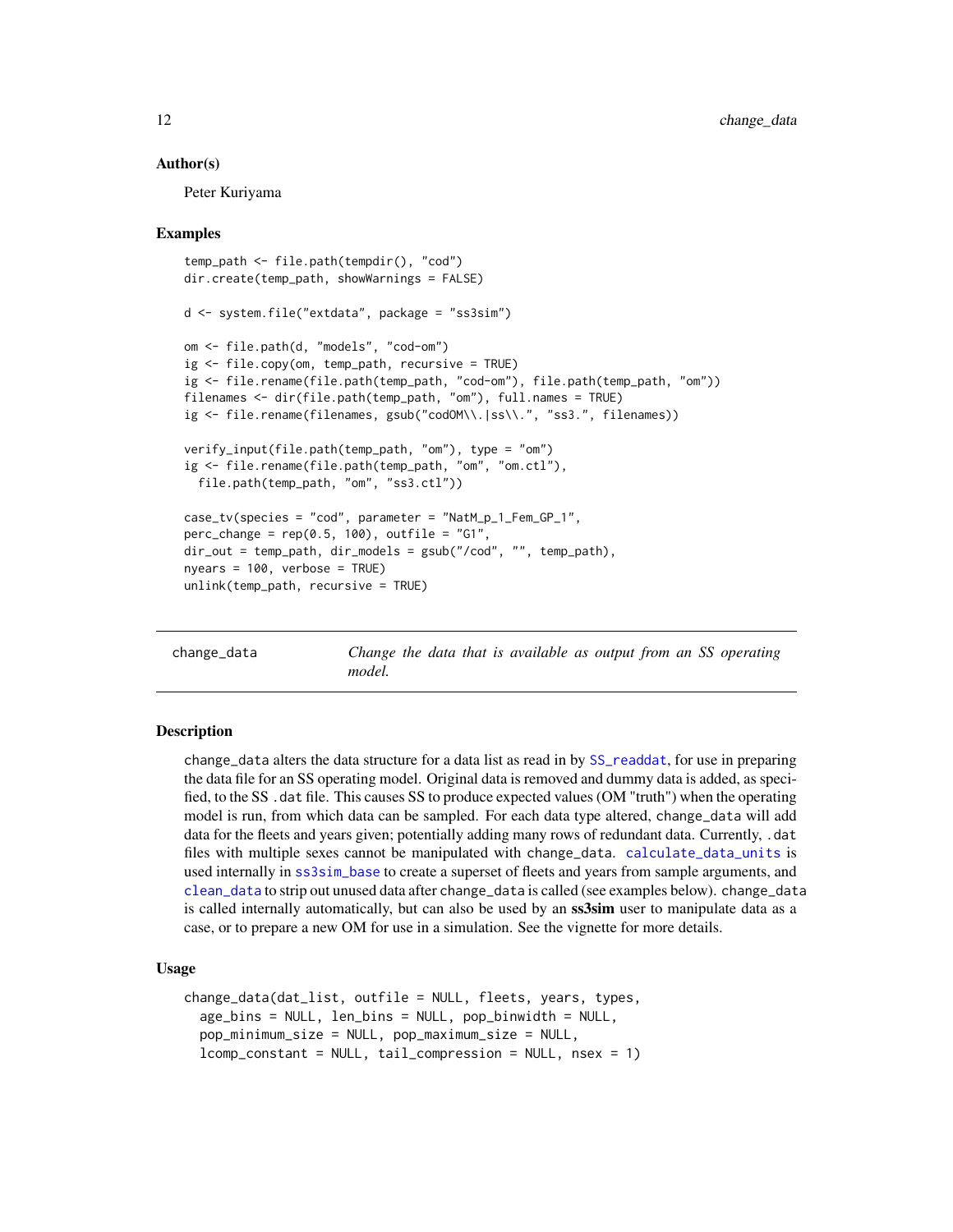### Author(s)

Peter Kuriyama

### Examples

```
temp_path <- file.path(tempdir(), "cod")
dir.create(temp_path, showWarnings = FALSE)

d <- system.file("extdata", package = "ss3sim")

om <- file.path(d, "models", "cod-om")
ig <- file.copy(om, temp_path, recursive = TRUE)
ig <- file.rename(file.path(temp_path, "cod-om"), file.path(temp_path, "om"))
filenames <- dir(file.path(temp_path, "om"), full.names = TRUE)
ig <- file.rename(filenames, gsub("codOM\\.|ss\\.", "ss3.", filenames))

verify_input(file.path(temp_path, "om"), type = "om")
ig <- file.rename(file.path(temp_path, "om", "om.ctl"),
  file.path(temp_path, "om", "ss3.ctl"))

case_tv(species = "cod", parameter = "NatM_p_1_Fem_GP_1",
perc_change = rep(0.5, 100), outfile = "G1",
dir_out = temp_path, dir_models = gsub("/cod", "", temp_path),
nyears = 100, verbose = TRUE)
unlink(temp_path, recursive = TRUE)
```

---

## change_data

*Change the data that is available as output from an SS operating model.*

### Description

change_data alters the data structure for a data list as read in by SS_readdat, for use in preparing the data file for an SS operating model. Original data is removed and dummy data is added, as specified, to the SS .dat file. This causes SS to produce expected values (OM "truth") when the operating model is run, from which data can be sampled. For each data type altered, change_data will add data for the fleets and years given; potentially adding many rows of redundant data. Currently, .dat files with multiple sexes cannot be manipulated with change_data. calculate_data_units is used internally in ss3sim_base to create a superset of fleets and years from sample arguments, and clean_data to strip out unused data after change_data is called (see examples below). change_data is called internally automatically, but can also be used by an **ss3sim** user to manipulate data as a case, or to prepare a new OM for use in a simulation. See the vignette for more details.

### Usage

```
change_data(dat_list, outfile = NULL, fleets, years, types,
  age_bins = NULL, len_bins = NULL, pop_binwidth = NULL,
  pop_minimum_size = NULL, pop_maximum_size = NULL,
  lcomp_constant = NULL, tail_compression = NULL, nsex = 1)
```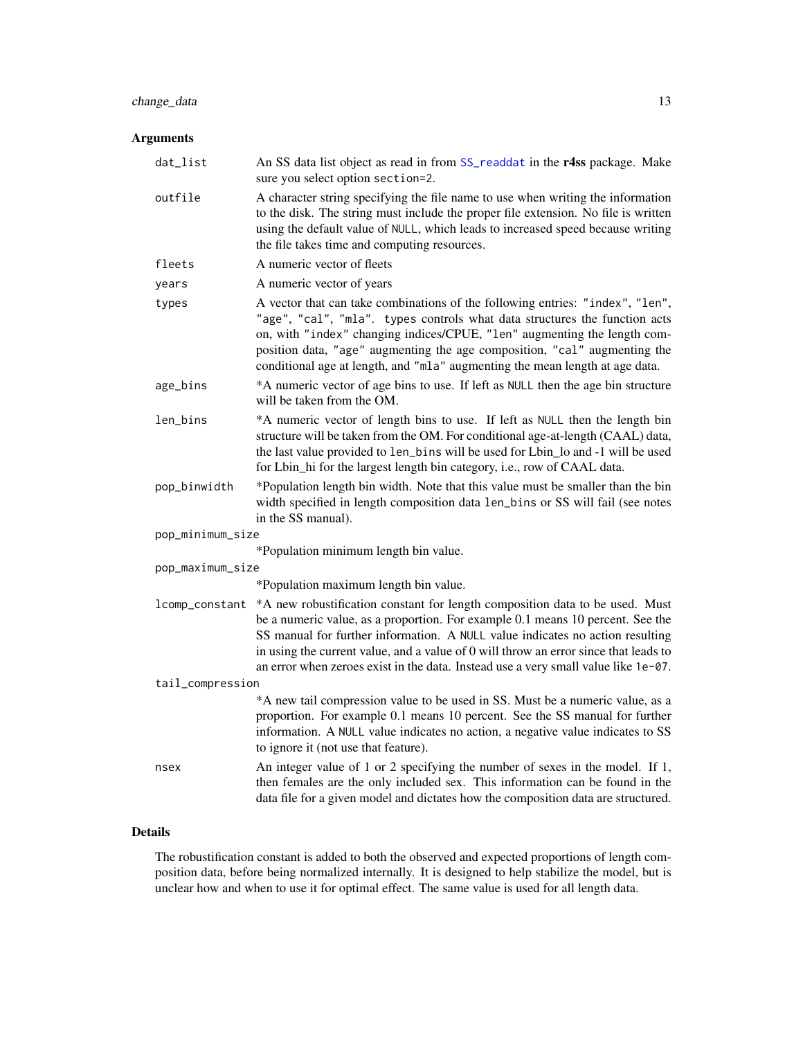### Arguments

**dat_list**
An SS data list object as read in from SS_readdat in the **r4ss** package. Make sure you select option `section=2`.

**outfile**
A character string specifying the file name to use when writing the information to the disk. The string must include the proper file extension. No file is written using the default value of `NULL`, which leads to increased speed because writing the file takes time and computing resources.

**fleets**
A numeric vector of fleets

**years**
A numeric vector of years

**types**
A vector that can take combinations of the following entries: `"index"`, `"len"`, `"age"`, `"cal"`, `"mla"`. `types` controls what data structures the function acts on, with `"index"` changing indices/CPUE, `"len"` augmenting the length composition data, `"age"` augmenting the age composition, `"cal"` augmenting the conditional age at length, and `"mla"` augmenting the mean length at age data.

**age_bins**
*A numeric vector of age bins to use. If left as `NULL` then the age bin structure will be taken from the OM.

**len_bins**
*A numeric vector of length bins to use. If left as `NULL` then the length bin structure will be taken from the OM. For conditional age-at-length (CAAL) data, the last value provided to `len_bins` will be used for Lbin_lo and -1 will be used for Lbin_hi for the largest length bin category, i.e., row of CAAL data.

**pop_binwidth**
*Population length bin width. Note that this value must be smaller than the bin width specified in length composition data `len_bins` or SS will fail (see notes in the SS manual).

**pop_minimum_size**
*Population minimum length bin value.

**pop_maximum_size**
*Population maximum length bin value.

**lcomp_constant**
*A new robustification constant for length composition data to be used. Must be a numeric value, as a proportion. For example 0.1 means 10 percent. See the SS manual for further information. A `NULL` value indicates no action resulting in using the current value, and a value of 0 will throw an error since that leads to an error when zeroes exist in the data. Instead use a very small value like `1e-07`.

**tail_compression**
*A new tail compression value to be used in SS. Must be a numeric value, as a proportion. For example 0.1 means 10 percent. See the SS manual for further information. A `NULL` value indicates no action, a negative value indicates to SS to ignore it (not use that feature).

**nsex**
An integer value of 1 or 2 specifying the number of sexes in the model. If 1, then females are the only included sex. This information can be found in the data file for a given model and dictates how the composition data are structured.

### Details

The robustification constant is added to both the observed and expected proportions of length composition data, before being normalized internally. It is designed to help stabilize the model, but is unclear how and when to use it for optimal effect. The same value is used for all length data.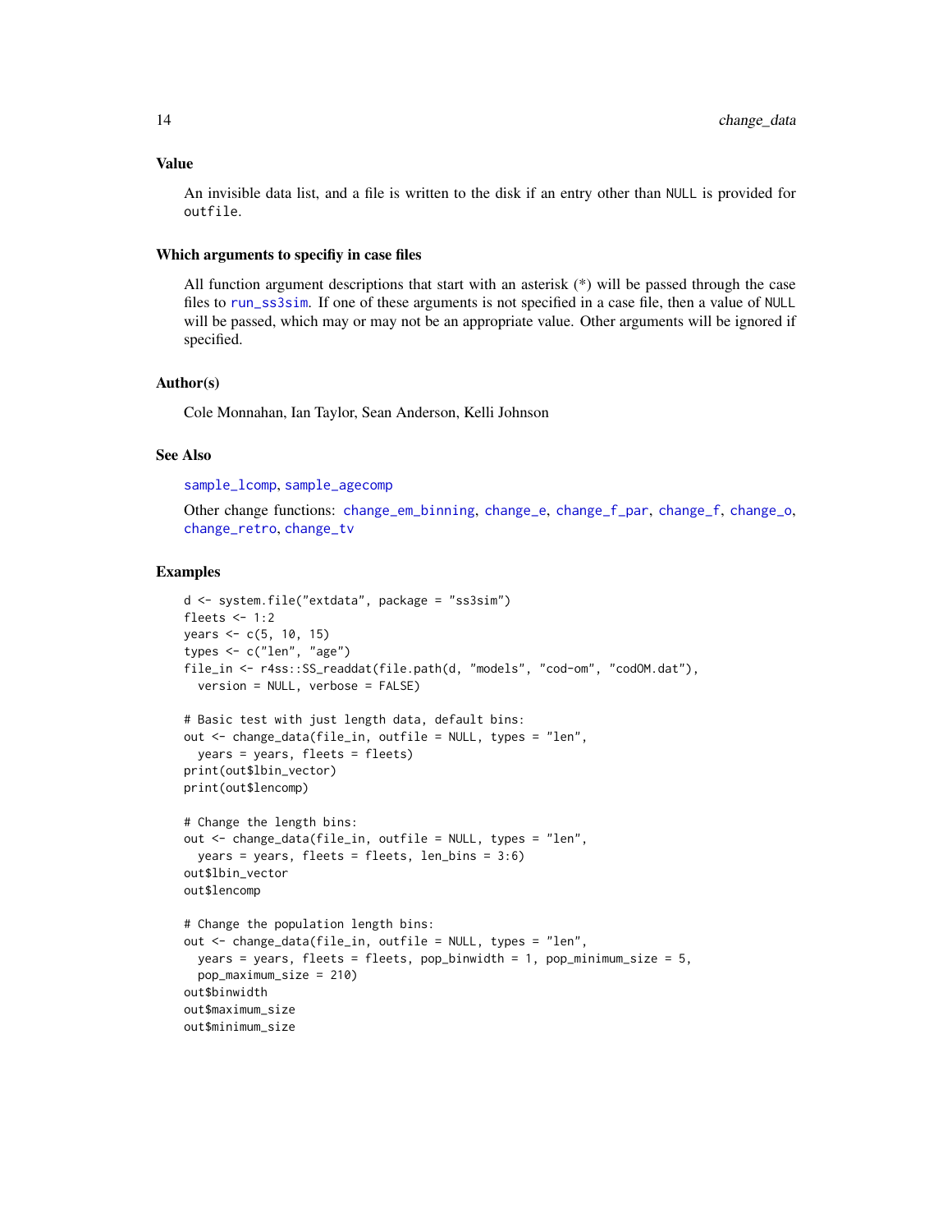## Value

An invisible data list, and a file is written to the disk if an entry other than `NULL` is provided for `outfile`.

## Which arguments to specifiy in case files

All function argument descriptions that start with an asterisk (*) will be passed through the case files to `run_ss3sim`. If one of these arguments is not specified in a case file, then a value of `NULL` will be passed, which may or may not be an appropriate value. Other arguments will be ignored if specified.

## Author(s)

Cole Monnahan, Ian Taylor, Sean Anderson, Kelli Johnson

## See Also

`sample_lcomp`, `sample_agecomp`

Other change functions: `change_em_binning`, `change_e`, `change_f_par`, `change_f`, `change_o`, `change_retro`, `change_tv`

## Examples

```
d <- system.file("extdata", package = "ss3sim")
fleets <- 1:2
years <- c(5, 10, 15)
types <- c("len", "age")
file_in <- r4ss::SS_readdat(file.path(d, "models", "cod-om", "codOM.dat"),
  version = NULL, verbose = FALSE)

# Basic test with just length data, default bins:
out <- change_data(file_in, outfile = NULL, types = "len",
  years = years, fleets = fleets)
print(out$lbin_vector)
print(out$lencomp)

# Change the length bins:
out <- change_data(file_in, outfile = NULL, types = "len",
  years = years, fleets = fleets, len_bins = 3:6)
out$lbin_vector
out$lencomp

# Change the population length bins:
out <- change_data(file_in, outfile = NULL, types = "len",
  years = years, fleets = fleets, pop_binwidth = 1, pop_minimum_size = 5,
  pop_maximum_size = 210)
out$binwidth
out$maximum_size
out$minimum_size
```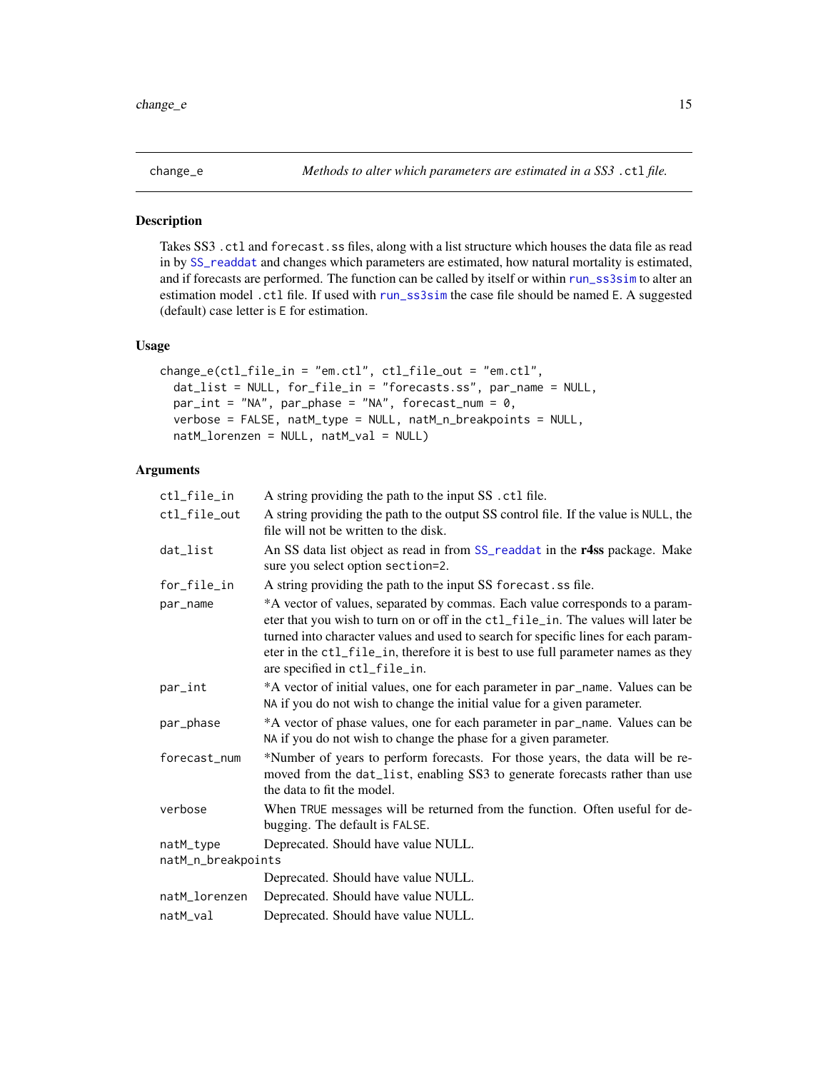## change_e — *Methods to alter which parameters are estimated in a SS3 `.ctl` file.*

### Description

Takes SS3 `.ctl` and `forecast.ss` files, along with a list structure which houses the data file as read in by `SS_readdat` and changes which parameters are estimated, how natural mortality is estimated, and if forecasts are performed. The function can be called by itself or within `run_ss3sim` to alter an estimation model `.ctl` file. If used with `run_ss3sim` the case file should be named `E`. A suggested (default) case letter is `E` for estimation.

### Usage

```
change_e(ctl_file_in = "em.ctl", ctl_file_out = "em.ctl",
  dat_list = NULL, for_file_in = "forecasts.ss", par_name = NULL,
  par_int = "NA", par_phase = "NA", forecast_num = 0,
  verbose = FALSE, natM_type = NULL, natM_n_breakpoints = NULL,
  natM_lorenzen = NULL, natM_val = NULL)
```

### Arguments

| Argument | Description |
|---|---|
| `ctl_file_in` | A string providing the path to the input SS `.ctl` file. |
| `ctl_file_out` | A string providing the path to the output SS control file. If the value is `NULL`, the file will not be written to the disk. |
| `dat_list` | An SS data list object as read in from `SS_readdat` in the **r4ss** package. Make sure you select option `section=2`. |
| `for_file_in` | A string providing the path to the input SS `forecast.ss` file. |
| `par_name` | *A vector of values, separated by commas. Each value corresponds to a parameter that you wish to turn on or off in the `ctl_file_in`. The values will later be turned into character values and used to search for specific lines for each parameter in the `ctl_file_in`, therefore it is best to use full parameter names as they are specified in `ctl_file_in`. |
| `par_int` | *A vector of initial values, one for each parameter in `par_name`. Values can be `NA` if you do not wish to change the initial value for a given parameter. |
| `par_phase` | *A vector of phase values, one for each parameter in `par_name`. Values can be `NA` if you do not wish to change the phase for a given parameter. |
| `forecast_num` | *Number of years to perform forecasts. For those years, the data will be removed from the `dat_list`, enabling SS3 to generate forecasts rather than use the data to fit the model. |
| `verbose` | When `TRUE` messages will be returned from the function. Often useful for debugging. The default is `FALSE`. |
| `natM_type` | Deprecated. Should have value NULL. |
| `natM_n_breakpoints` | Deprecated. Should have value NULL. |
| `natM_lorenzen` | Deprecated. Should have value NULL. |
| `natM_val` | Deprecated. Should have value NULL. |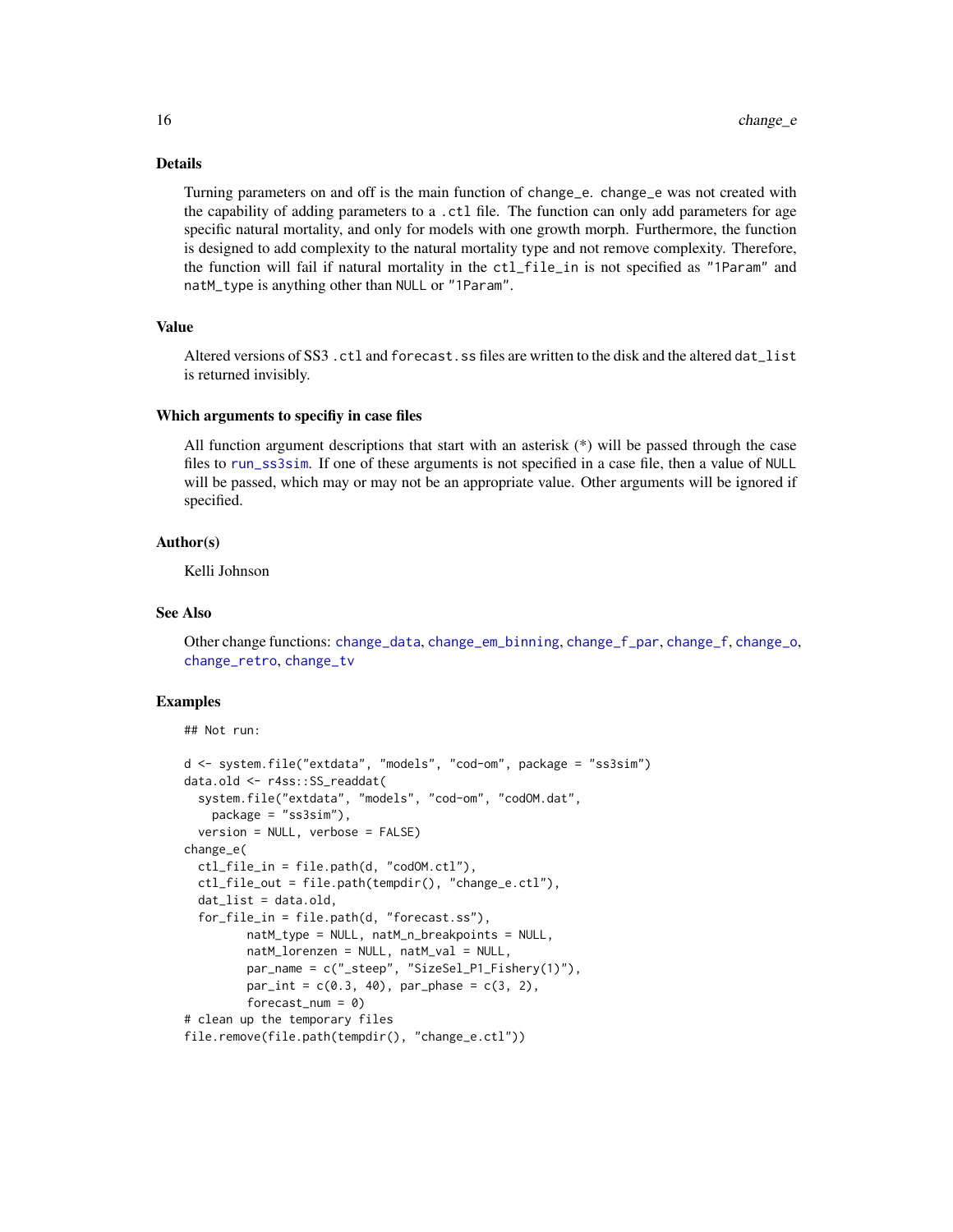## Details

Turning parameters on and off is the main function of change_e. change_e was not created with the capability of adding parameters to a .ctl file. The function can only add parameters for age specific natural mortality, and only for models with one growth morph. Furthermore, the function is designed to add complexity to the natural mortality type and not remove complexity. Therefore, the function will fail if natural mortality in the ctl_file_in is not specified as "1Param" and natM_type is anything other than NULL or "1Param".

## Value

Altered versions of SS3 .ctl and forecast.ss files are written to the disk and the altered dat_list is returned invisibly.

### Which arguments to specifiy in case files

All function argument descriptions that start with an asterisk (*) will be passed through the case files to run_ss3sim. If one of these arguments is not specified in a case file, then a value of NULL will be passed, which may or may not be an appropriate value. Other arguments will be ignored if specified.

## Author(s)

Kelli Johnson

## See Also

Other change functions: change_data, change_em_binning, change_f_par, change_f, change_o, change_retro, change_tv

## Examples

```
## Not run:

d <- system.file("extdata", "models", "cod-om", package = "ss3sim")
data.old <- r4ss::SS_readdat(
  system.file("extdata", "models", "cod-om", "codOM.dat",
    package = "ss3sim"),
  version = NULL, verbose = FALSE)
change_e(
  ctl_file_in = file.path(d, "codOM.ctl"),
  ctl_file_out = file.path(tempdir(), "change_e.ctl"),
  dat_list = data.old,
  for_file_in = file.path(d, "forecast.ss"),
         natM_type = NULL, natM_n_breakpoints = NULL,
         natM_lorenzen = NULL, natM_val = NULL,
         par_name = c("_steep", "SizeSel_P1_Fishery(1)"),
         par_int = c(0.3, 40), par_phase = c(3, 2),
         forecast_num = 0)
# clean up the temporary files
file.remove(file.path(tempdir(), "change_e.ctl"))
```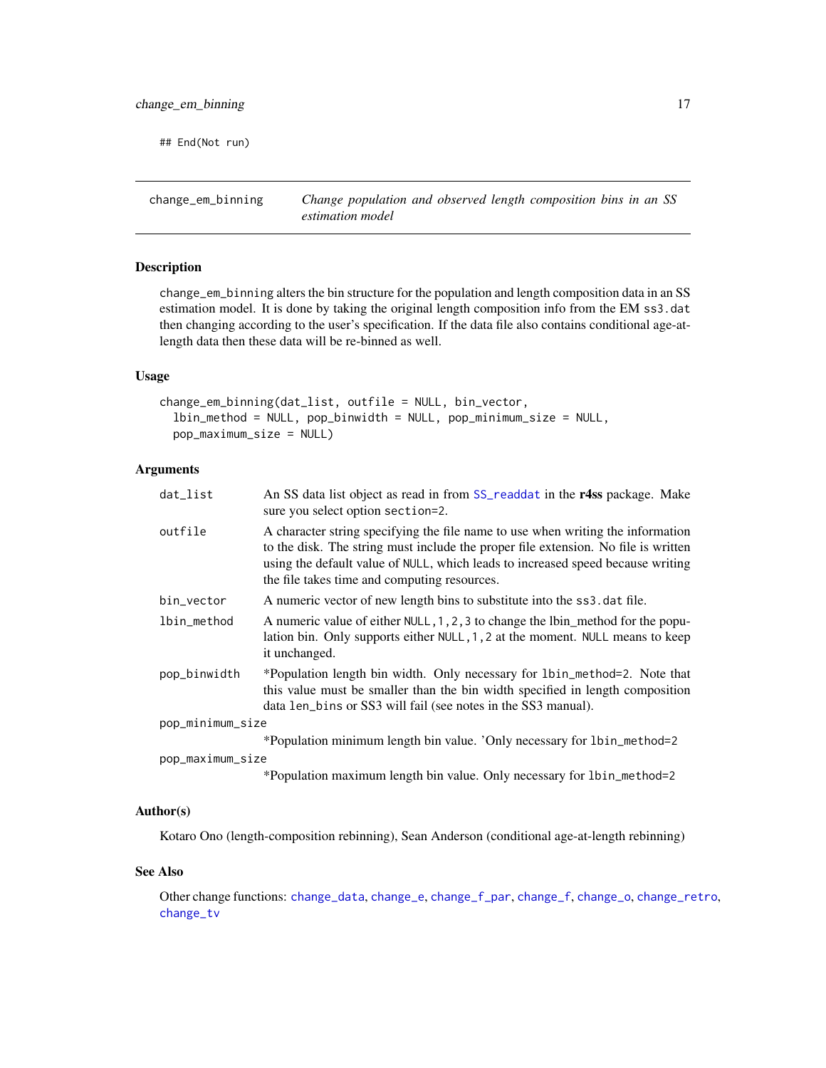```
## End(Not run)
```

---

## change_em_binning — *Change population and observed length composition bins in an SS estimation model*

---

### Description

`change_em_binning` alters the bin structure for the population and length composition data in an SS estimation model. It is done by taking the original length composition info from the EM `ss3.dat` then changing according to the user's specification. If the data file also contains conditional age-at-length data then these data will be re-binned as well.

### Usage

```
change_em_binning(dat_list, outfile = NULL, bin_vector,
  lbin_method = NULL, pop_binwidth = NULL, pop_minimum_size = NULL,
  pop_maximum_size = NULL)
```

### Arguments

| | |
|---|---|
| `dat_list` | An SS data list object as read in from `SS_readdat` in the **r4ss** package. Make sure you select option `section=2`. |
| `outfile` | A character string specifying the file name to use when writing the information to the disk. The string must include the proper file extension. No file is written using the default value of `NULL`, which leads to increased speed because writing the file takes time and computing resources. |
| `bin_vector` | A numeric vector of new length bins to substitute into the `ss3.dat` file. |
| `lbin_method` | A numeric value of either `NULL,1,2,3` to change the lbin_method for the population bin. Only supports either `NULL,1,2` at the moment. `NULL` means to keep it unchanged. |
| `pop_binwidth` | *Population length bin width. Only necessary for `lbin_method=2`. Note that this value must be smaller than the bin width specified in length composition data `len_bins` or SS3 will fail (see notes in the SS3 manual). |
| `pop_minimum_size` | *Population minimum length bin value. 'Only necessary for `lbin_method=2` |
| `pop_maximum_size` | *Population maximum length bin value. Only necessary for `lbin_method=2` |

### Author(s)

Kotaro Ono (length-composition rebinning), Sean Anderson (conditional age-at-length rebinning)

### See Also

Other change functions: `change_data`, `change_e`, `change_f_par`, `change_f`, `change_o`, `change_retro`, `change_tv`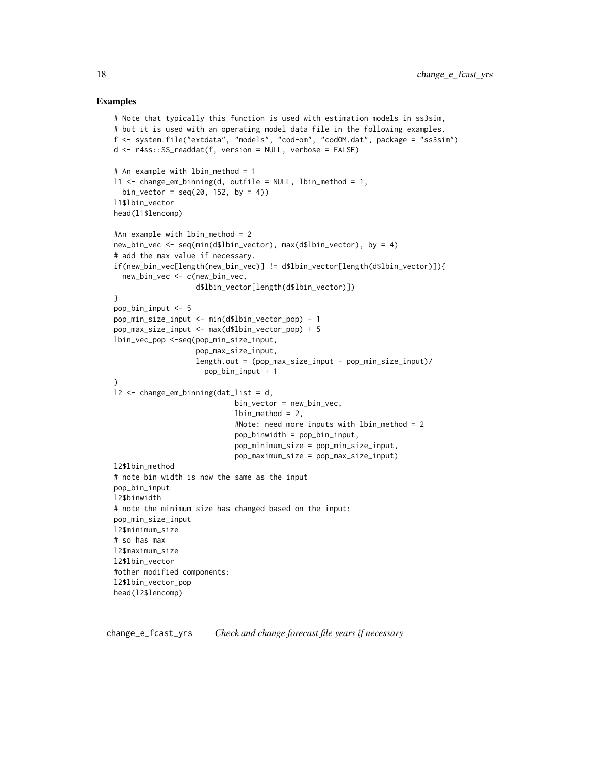## Examples

```
# Note that typically this function is used with estimation models in ss3sim,
# but it is used with an operating model data file in the following examples.
f <- system.file("extdata", "models", "cod-om", "codOM.dat", package = "ss3sim")
d <- r4ss::SS_readdat(f, version = NULL, verbose = FALSE)

# An example with lbin_method = 1
l1 <- change_em_binning(d, outfile = NULL, lbin_method = 1,
  bin_vector = seq(20, 152, by = 4))
l1$lbin_vector
head(l1$lencomp)

#An example with lbin_method = 2
new_bin_vec <- seq(min(d$lbin_vector), max(d$lbin_vector), by = 4)
# add the max value if necessary.
if(new_bin_vec[length(new_bin_vec)] != d$lbin_vector[length(d$lbin_vector)]){
  new_bin_vec <- c(new_bin_vec,
                   d$lbin_vector[length(d$lbin_vector)])
}
pop_bin_input <- 5
pop_min_size_input <- min(d$lbin_vector_pop) - 1
pop_max_size_input <- max(d$lbin_vector_pop) + 5
lbin_vec_pop <-seq(pop_min_size_input,
                   pop_max_size_input,
                   length.out = (pop_max_size_input - pop_min_size_input)/
                     pop_bin_input + 1
)
l2 <- change_em_binning(dat_list = d,
                            bin_vector = new_bin_vec,
                            lbin_method = 2,
                            #Note: need more inputs with lbin_method = 2
                            pop_binwidth = pop_bin_input,
                            pop_minimum_size = pop_min_size_input,
                            pop_maximum_size = pop_max_size_input)
l2$lbin_method
# note bin width is now the same as the input
pop_bin_input
l2$binwidth
# note the minimum size has changed based on the input:
pop_min_size_input
l2$minimum_size
# so has max
l2$maximum_size
l2$lbin_vector
#other modified components:
l2$lbin_vector_pop
head(l2$lencomp)
```

---

`change_e_fcast_yrs` *Check and change forecast file years if necessary*

---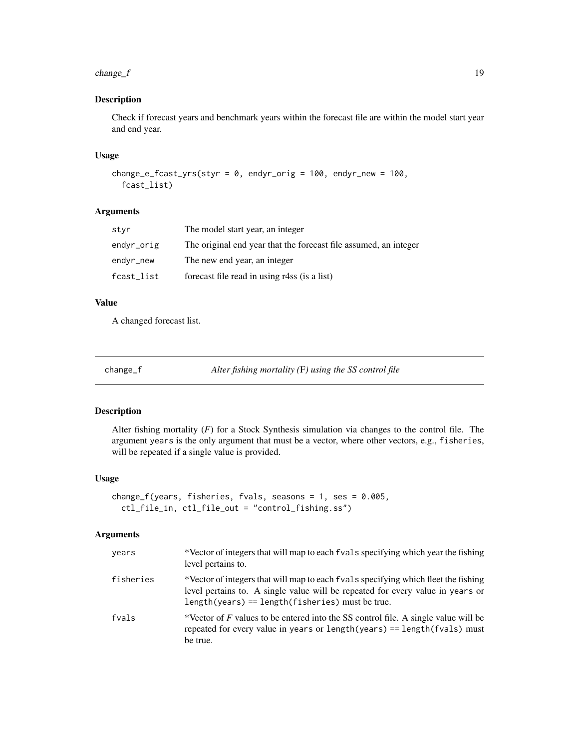## Description

Check if forecast years and benchmark years within the forecast file are within the model start year and end year.

## Usage

```
change_e_fcast_yrs(styr = 0, endyr_orig = 100, endyr_new = 100,
  fcast_list)
```

## Arguments

| | |
|---|---|
| styr | The model start year, an integer |
| endyr_orig | The original end year that the forecast file assumed, an integer |
| endyr_new | The new end year, an integer |
| fcast_list | forecast file read in using r4ss (is a list) |

## Value

A changed forecast list.

---

# change_f — *Alter fishing mortality (F) using the SS control file*

## Description

Alter fishing mortality (*F*) for a Stock Synthesis simulation via changes to the control file. The argument years is the only argument that must be a vector, where other vectors, e.g., fisheries, will be repeated if a single value is provided.

## Usage

```
change_f(years, fisheries, fvals, seasons = 1, ses = 0.005,
  ctl_file_in, ctl_file_out = "control_fishing.ss")
```

## Arguments

| | |
|---|---|
| years | *Vector of integers that will map to each fvals specifying which year the fishing level pertains to. |
| fisheries | *Vector of integers that will map to each fvals specifying which fleet the fishing level pertains to. A single value will be repeated for every value in years or length(years) == length(fisheries) must be true. |
| fvals | *Vector of *F* values to be entered into the SS control file. A single value will be repeated for every value in years or length(years) == length(fvals) must be true. |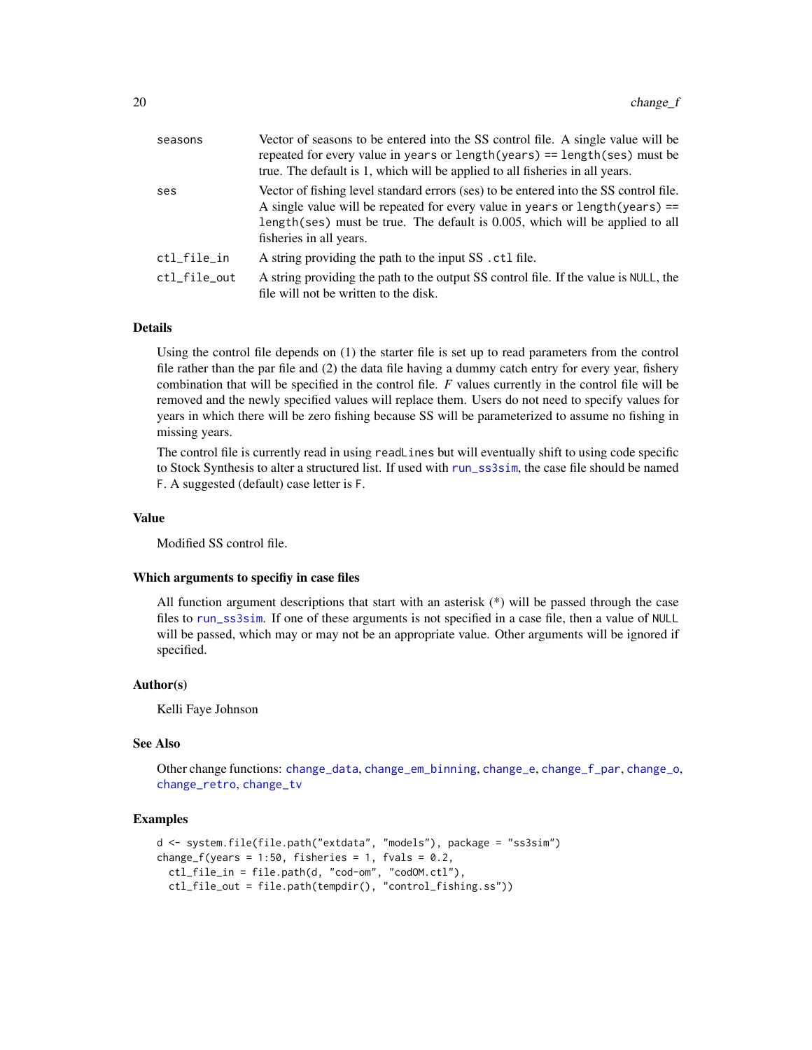| | |
|---|---|
| `seasons` | Vector of seasons to be entered into the SS control file. A single value will be repeated for every value in `years` or `length(years) == length(ses)` must be true. The default is 1, which will be applied to all fisheries in all years. |
| `ses` | Vector of fishing level standard errors (ses) to be entered into the SS control file. A single value will be repeated for every value in `years` or `length(years) == length(ses)` must be true. The default is 0.005, which will be applied to all fisheries in all years. |
| `ctl_file_in` | A string providing the path to the input SS `.ctl` file. |
| `ctl_file_out` | A string providing the path to the output SS control file. If the value is `NULL`, the file will not be written to the disk. |

### Details

Using the control file depends on (1) the starter file is set up to read parameters from the control file rather than the par file and (2) the data file having a dummy catch entry for every year, fishery combination that will be specified in the control file. *F* values currently in the control file will be removed and the newly specified values will replace them. Users do not need to specify values for years in which there will be zero fishing because SS will be parameterized to assume no fishing in missing years.

The control file is currently read in using `readLines` but will eventually shift to using code specific to Stock Synthesis to alter a structured list. If used with `run_ss3sim`, the case file should be named `F`. A suggested (default) case letter is `F`.

### Value

Modified SS control file.

### Which arguments to specifiy in case files

All function argument descriptions that start with an asterisk (*) will be passed through the case files to `run_ss3sim`. If one of these arguments is not specified in a case file, then a value of `NULL` will be passed, which may or may not be an appropriate value. Other arguments will be ignored if specified.

### Author(s)

Kelli Faye Johnson

### See Also

Other change functions: `change_data`, `change_em_binning`, `change_e`, `change_f_par`, `change_o`, `change_retro`, `change_tv`

### Examples

```
d <- system.file(file.path("extdata", "models"), package = "ss3sim")
change_f(years = 1:50, fisheries = 1, fvals = 0.2,
  ctl_file_in = file.path(d, "cod-om", "codOM.ctl"),
  ctl_file_out = file.path(tempdir(), "control_fishing.ss"))
```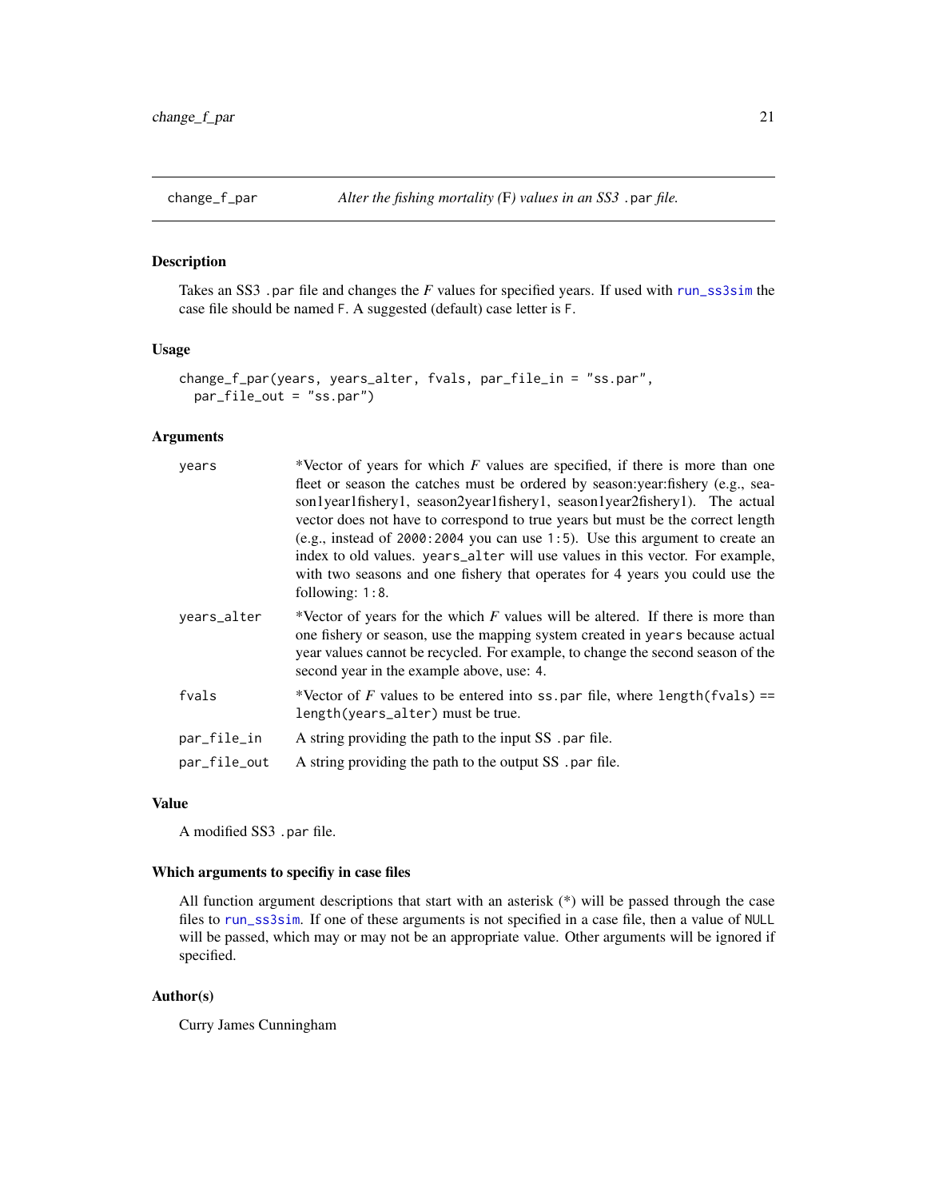## change_f_par *Alter the fishing mortality (F) values in an SS3 `.par` file.*

### Description

Takes an SS3 `.par` file and changes the *F* values for specified years. If used with `run_ss3sim` the case file should be named `F`. A suggested (default) case letter is `F`.

### Usage

```
change_f_par(years, years_alter, fvals, par_file_in = "ss.par",
  par_file_out = "ss.par")
```

### Arguments

| | |
|---|---|
| `years` | *Vector of years for which *F* values are specified, if there is more than one fleet or season the catches must be ordered by season:year:fishery (e.g., season1year1fishery1, season2year1fishery1, season1year2fishery1). The actual vector does not have to correspond to true years but must be the correct length (e.g., instead of `2000:2004` you can use `1:5`). Use this argument to create an index to old values. `years_alter` will use values in this vector. For example, with two seasons and one fishery that operates for 4 years you could use the following: `1:8`. |
| `years_alter` | *Vector of years for the which *F* values will be altered. If there is more than one fishery or season, use the mapping system created in `years` because actual year values cannot be recycled. For example, to change the second season of the second year in the example above, use: `4`. |
| `fvals` | *Vector of *F* values to be entered into `ss.par` file, where `length(fvals) == length(years_alter)` must be true. |
| `par_file_in` | A string providing the path to the input SS `.par` file. |
| `par_file_out` | A string providing the path to the output SS `.par` file. |

### Value

A modified SS3 `.par` file.

### Which arguments to specifiy in case files

All function argument descriptions that start with an asterisk (*) will be passed through the case files to `run_ss3sim`. If one of these arguments is not specified in a case file, then a value of `NULL` will be passed, which may or may not be an appropriate value. Other arguments will be ignored if specified.

### Author(s)

Curry James Cunningham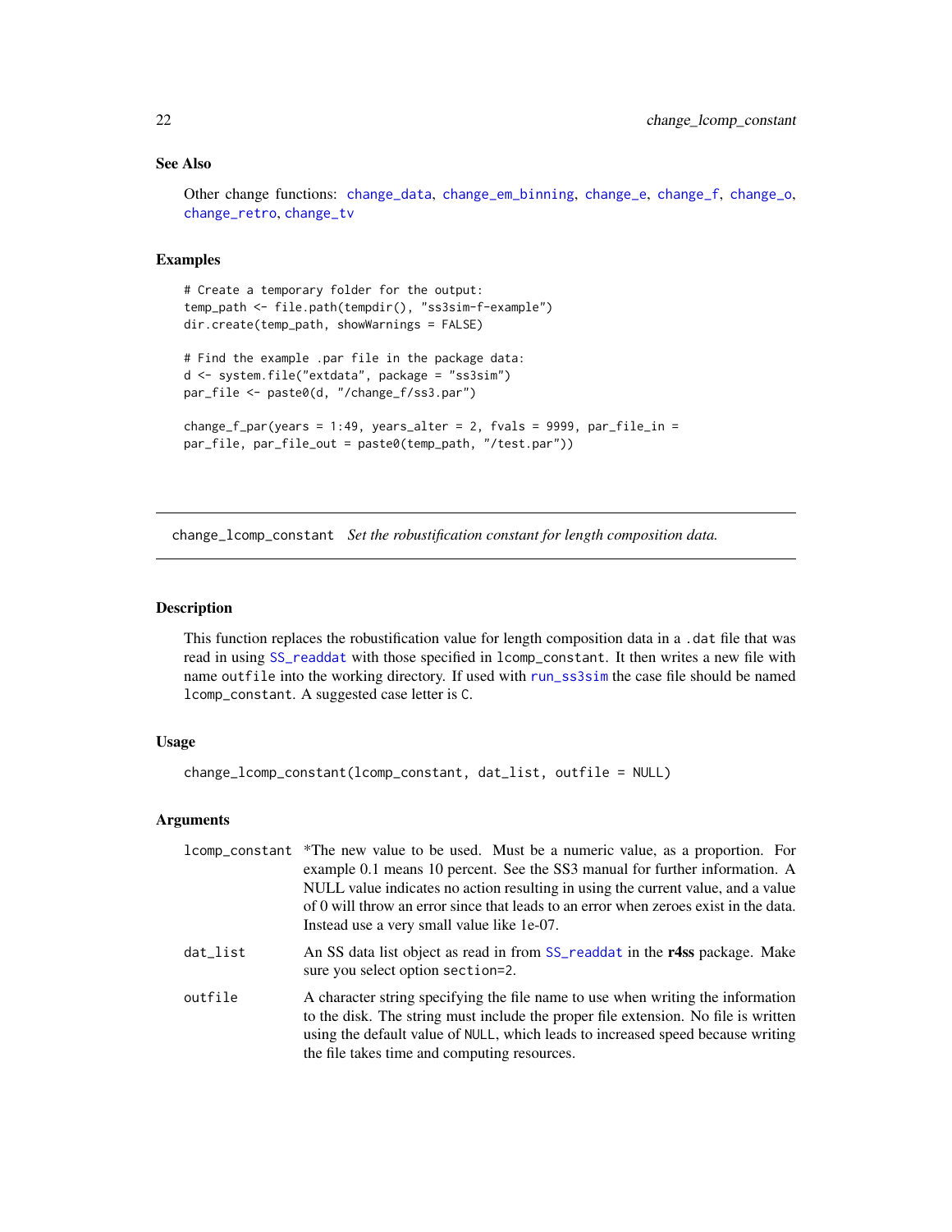### See Also

Other change functions: change_data, change_em_binning, change_e, change_f, change_o, change_retro, change_tv

### Examples

```
# Create a temporary folder for the output:
temp_path <- file.path(tempdir(), "ss3sim-f-example")
dir.create(temp_path, showWarnings = FALSE)

# Find the example .par file in the package data:
d <- system.file("extdata", package = "ss3sim")
par_file <- paste0(d, "/change_f/ss3.par")

change_f_par(years = 1:49, years_alter = 2, fvals = 9999, par_file_in =
par_file, par_file_out = paste0(temp_path, "/test.par"))
```

---

## change_lcomp_constant *Set the robustification constant for length composition data.*

---

### Description

This function replaces the robustification value for length composition data in a .dat file that was read in using SS_readdat with those specified in lcomp_constant. It then writes a new file with name outfile into the working directory. If used with run_ss3sim the case file should be named lcomp_constant. A suggested case letter is C.

### Usage

```
change_lcomp_constant(lcomp_constant, dat_list, outfile = NULL)
```

### Arguments

| | |
|---|---|
| lcomp_constant | *The new value to be used. Must be a numeric value, as a proportion. For example 0.1 means 10 percent. See the SS3 manual for further information. A NULL value indicates no action resulting in using the current value, and a value of 0 will throw an error since that leads to an error when zeroes exist in the data. Instead use a very small value like 1e-07. |
| dat_list | An SS data list object as read in from SS_readdat in the **r4ss** package. Make sure you select option section=2. |
| outfile | A character string specifying the file name to use when writing the information to the disk. The string must include the proper file extension. No file is written using the default value of NULL, which leads to increased speed because writing the file takes time and computing resources. |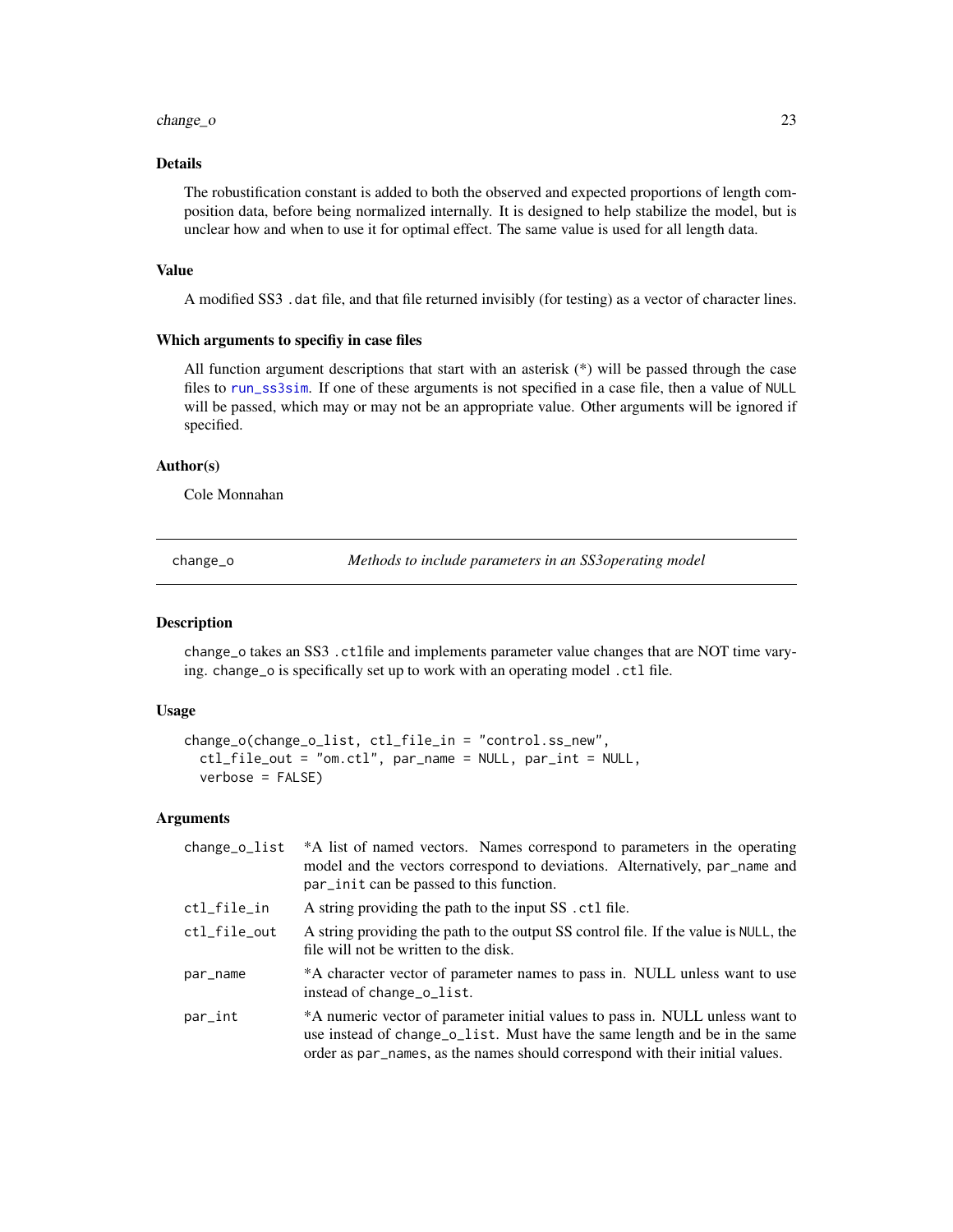## Details

The robustification constant is added to both the observed and expected proportions of length composition data, before being normalized internally. It is designed to help stabilize the model, but is unclear how and when to use it for optimal effect. The same value is used for all length data.

## Value

A modified SS3 .dat file, and that file returned invisibly (for testing) as a vector of character lines.

## Which arguments to specifiy in case files

All function argument descriptions that start with an asterisk (*) will be passed through the case files to run_ss3sim. If one of these arguments is not specified in a case file, then a value of NULL will be passed, which may or may not be an appropriate value. Other arguments will be ignored if specified.

## Author(s)

Cole Monnahan

---

# change_o &nbsp;&nbsp;&nbsp;&nbsp; *Methods to include parameters in an SS3operating model*

## Description

change_o takes an SS3 .ctlfile and implements parameter value changes that are NOT time varying. change_o is specifically set up to work with an operating model .ctl file.

## Usage

```
change_o(change_o_list, ctl_file_in = "control.ss_new",
  ctl_file_out = "om.ctl", par_name = NULL, par_int = NULL,
  verbose = FALSE)
```

## Arguments

| | |
|---|---|
| change_o_list | *A list of named vectors. Names correspond to parameters in the operating model and the vectors correspond to deviations. Alternatively, par_name and par_init can be passed to this function. |
| ctl_file_in | A string providing the path to the input SS .ctl file. |
| ctl_file_out | A string providing the path to the output SS control file. If the value is NULL, the file will not be written to the disk. |
| par_name | *A character vector of parameter names to pass in. NULL unless want to use instead of change_o_list. |
| par_int | *A numeric vector of parameter initial values to pass in. NULL unless want to use instead of change_o_list. Must have the same length and be in the same order as par_names, as the names should correspond with their initial values. |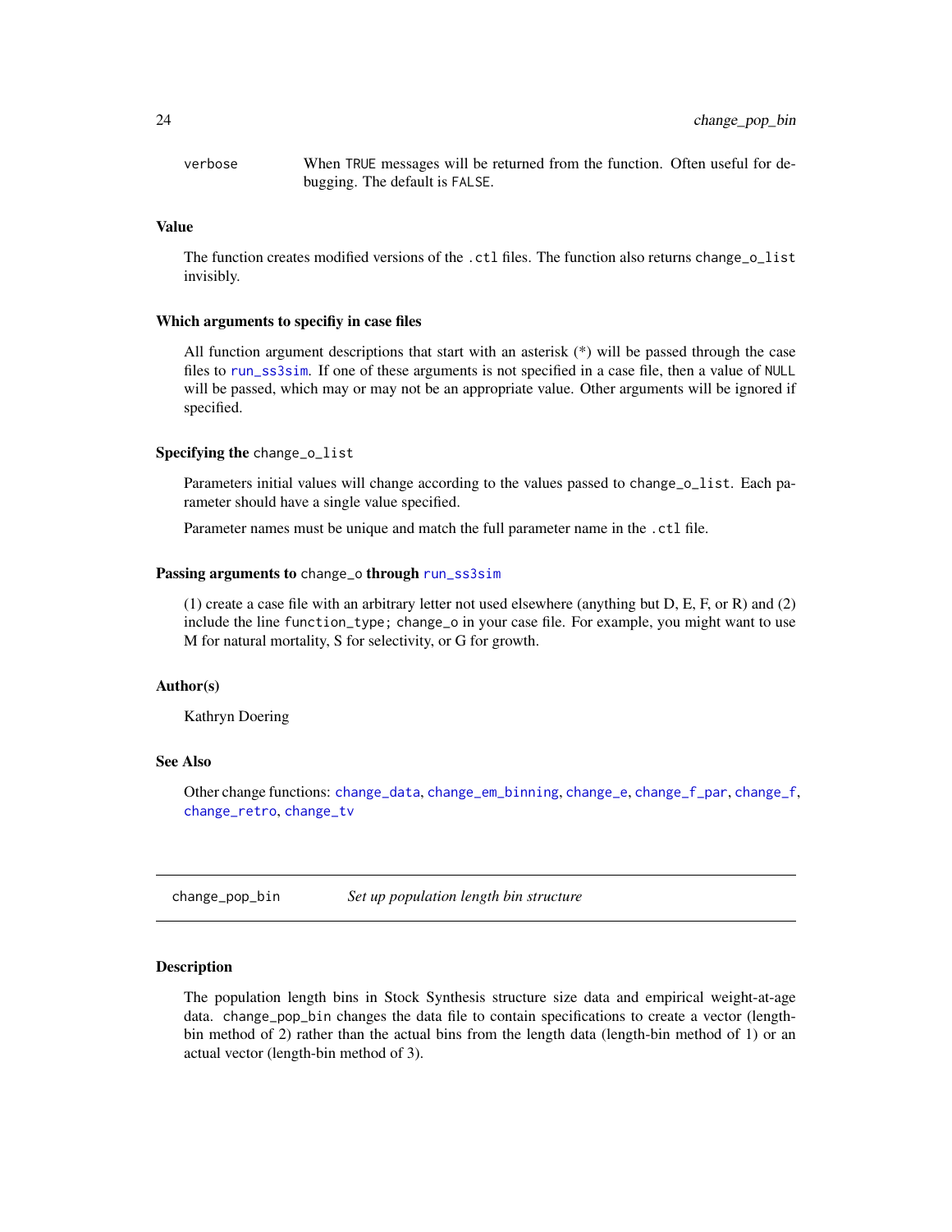verbose When TRUE messages will be returned from the function. Often useful for debugging. The default is FALSE.

### Value

The function creates modified versions of the .ctl files. The function also returns change_o_list invisibly.

### Which arguments to specifiy in case files

All function argument descriptions that start with an asterisk (*) will be passed through the case files to run_ss3sim. If one of these arguments is not specified in a case file, then a value of NULL will be passed, which may or may not be an appropriate value. Other arguments will be ignored if specified.

### Specifying the change_o_list

Parameters initial values will change according to the values passed to change_o_list. Each parameter should have a single value specified.

Parameter names must be unique and match the full parameter name in the .ctl file.

### Passing arguments to change_o through run_ss3sim

(1) create a case file with an arbitrary letter not used elsewhere (anything but D, E, F, or R) and (2) include the line function_type; change_o in your case file. For example, you might want to use M for natural mortality, S for selectivity, or G for growth.

### Author(s)

Kathryn Doering

### See Also

Other change functions: change_data, change_em_binning, change_e, change_f_par, change_f, change_retro, change_tv

---

## change_pop_bin *Set up population length bin structure*

### Description

The population length bins in Stock Synthesis structure size data and empirical weight-at-age data. change_pop_bin changes the data file to contain specifications to create a vector (length-bin method of 2) rather than the actual bins from the length data (length-bin method of 1) or an actual vector (length-bin method of 3).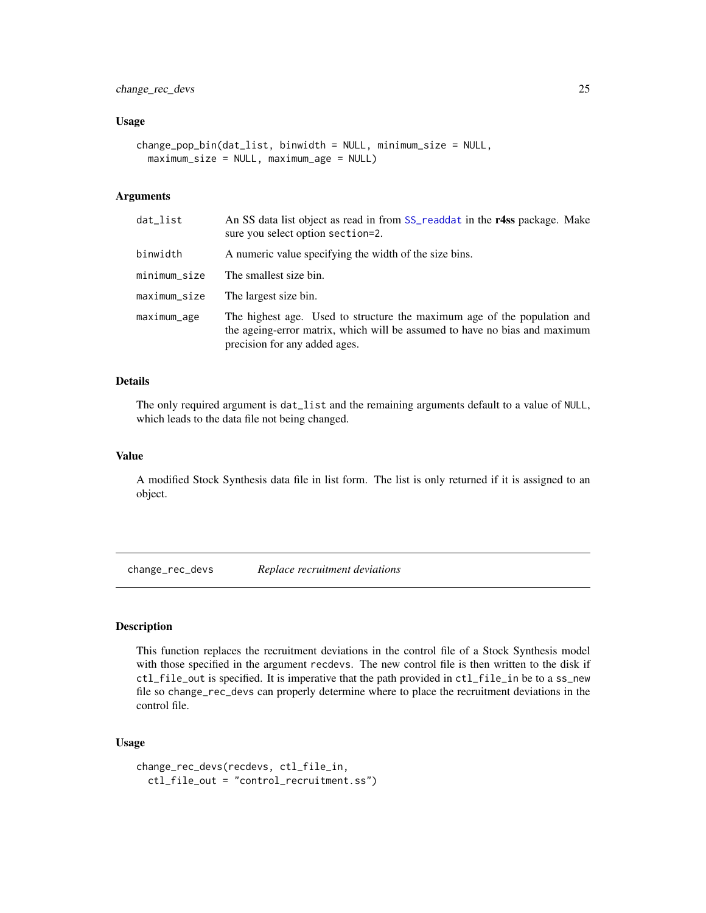### Usage

```
change_pop_bin(dat_list, binwidth = NULL, minimum_size = NULL,
  maximum_size = NULL, maximum_age = NULL)
```

### Arguments

| | |
|---|---|
| `dat_list` | An SS data list object as read in from `SS_readdat` in the **r4ss** package. Make sure you select option `section=2`. |
| `binwidth` | A numeric value specifying the width of the size bins. |
| `minimum_size` | The smallest size bin. |
| `maximum_size` | The largest size bin. |
| `maximum_age` | The highest age. Used to structure the maximum age of the population and the ageing-error matrix, which will be assumed to have no bias and maximum precision for any added ages. |

### Details

The only required argument is `dat_list` and the remaining arguments default to a value of `NULL`, which leads to the data file not being changed.

### Value

A modified Stock Synthesis data file in list form. The list is only returned if it is assigned to an object.

---

## `change_rec_devs` *Replace recruitment deviations*

---

### Description

This function replaces the recruitment deviations in the control file of a Stock Synthesis model with those specified in the argument `recdevs`. The new control file is then written to the disk if `ctl_file_out` is specified. It is imperative that the path provided in `ctl_file_in` be to a `ss_new` file so `change_rec_devs` can properly determine where to place the recruitment deviations in the control file.

### Usage

```
change_rec_devs(recdevs, ctl_file_in,
  ctl_file_out = "control_recruitment.ss")
```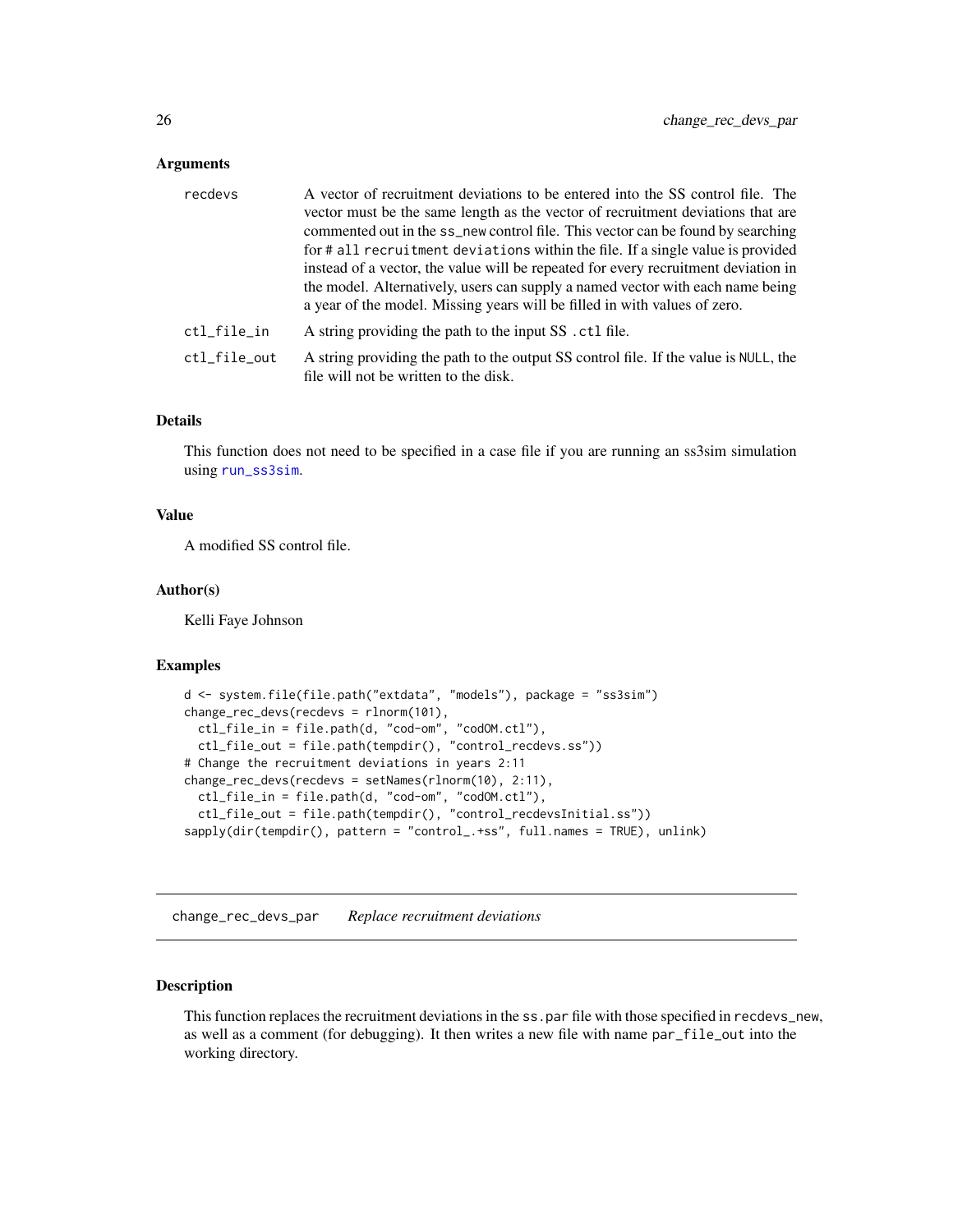### Arguments

| | |
|---|---|
| recdevs | A vector of recruitment deviations to be entered into the SS control file. The vector must be the same length as the vector of recruitment deviations that are commented out in the ss_new control file. This vector can be found by searching for # all recruitment deviations within the file. If a single value is provided instead of a vector, the value will be repeated for every recruitment deviation in the model. Alternatively, users can supply a named vector with each name being a year of the model. Missing years will be filled in with values of zero. |
| ctl_file_in | A string providing the path to the input SS .ctl file. |
| ctl_file_out | A string providing the path to the output SS control file. If the value is NULL, the file will not be written to the disk. |

### Details

This function does not need to be specified in a case file if you are running an ss3sim simulation using run_ss3sim.

### Value

A modified SS control file.

### Author(s)

Kelli Faye Johnson

### Examples

```
d <- system.file(file.path("extdata", "models"), package = "ss3sim")
change_rec_devs(recdevs = rlnorm(101),
  ctl_file_in = file.path(d, "cod-om", "codOM.ctl"),
  ctl_file_out = file.path(tempdir(), "control_recdevs.ss"))
# Change the recruitment deviations in years 2:11
change_rec_devs(recdevs = setNames(rlnorm(10), 2:11),
  ctl_file_in = file.path(d, "cod-om", "codOM.ctl"),
  ctl_file_out = file.path(tempdir(), "control_recdevsInitial.ss"))
sapply(dir(tempdir(), pattern = "control_.+ss", full.names = TRUE), unlink)
```

---

## change_rec_devs_par *Replace recruitment deviations*

---

### Description

This function replaces the recruitment deviations in the ss.par file with those specified in recdevs_new, as well as a comment (for debugging). It then writes a new file with name par_file_out into the working directory.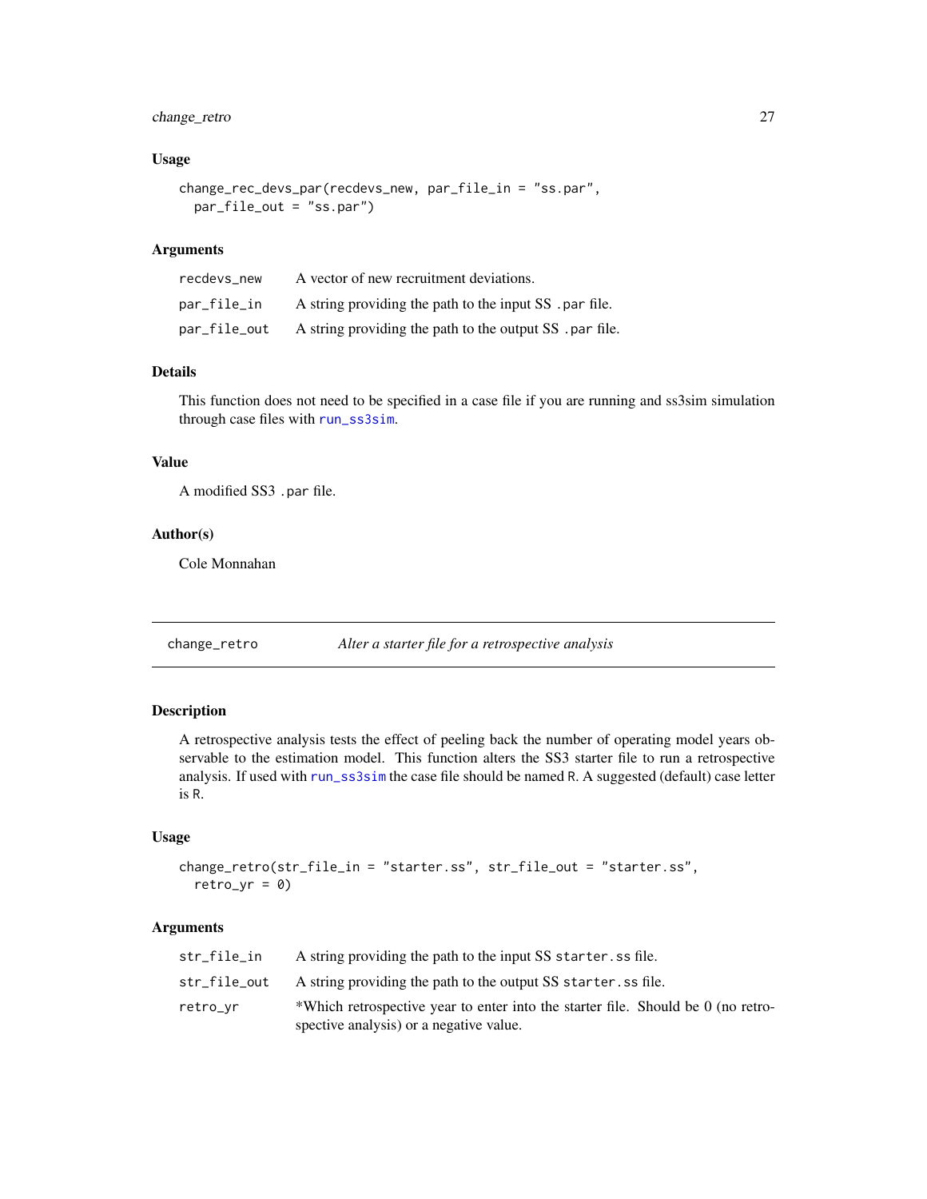### Usage

```
change_rec_devs_par(recdevs_new, par_file_in = "ss.par",
  par_file_out = "ss.par")
```

### Arguments

| | |
|---|---|
| recdevs_new | A vector of new recruitment deviations. |
| par_file_in | A string providing the path to the input SS .par file. |
| par_file_out | A string providing the path to the output SS .par file. |

### Details

This function does not need to be specified in a case file if you are running and ss3sim simulation through case files with run_ss3sim.

### Value

A modified SS3 .par file.

### Author(s)

Cole Monnahan

---

## change_retro — *Alter a starter file for a retrospective analysis*

### Description

A retrospective analysis tests the effect of peeling back the number of operating model years observable to the estimation model. This function alters the SS3 starter file to run a retrospective analysis. If used with run_ss3sim the case file should be named R. A suggested (default) case letter is R.

### Usage

```
change_retro(str_file_in = "starter.ss", str_file_out = "starter.ss",
  retro_yr = 0)
```

### Arguments

| | |
|---|---|
| str_file_in | A string providing the path to the input SS starter.ss file. |
| str_file_out | A string providing the path to the output SS starter.ss file. |
| retro_yr | *Which retrospective year to enter into the starter file. Should be 0 (no retrospective analysis) or a negative value. |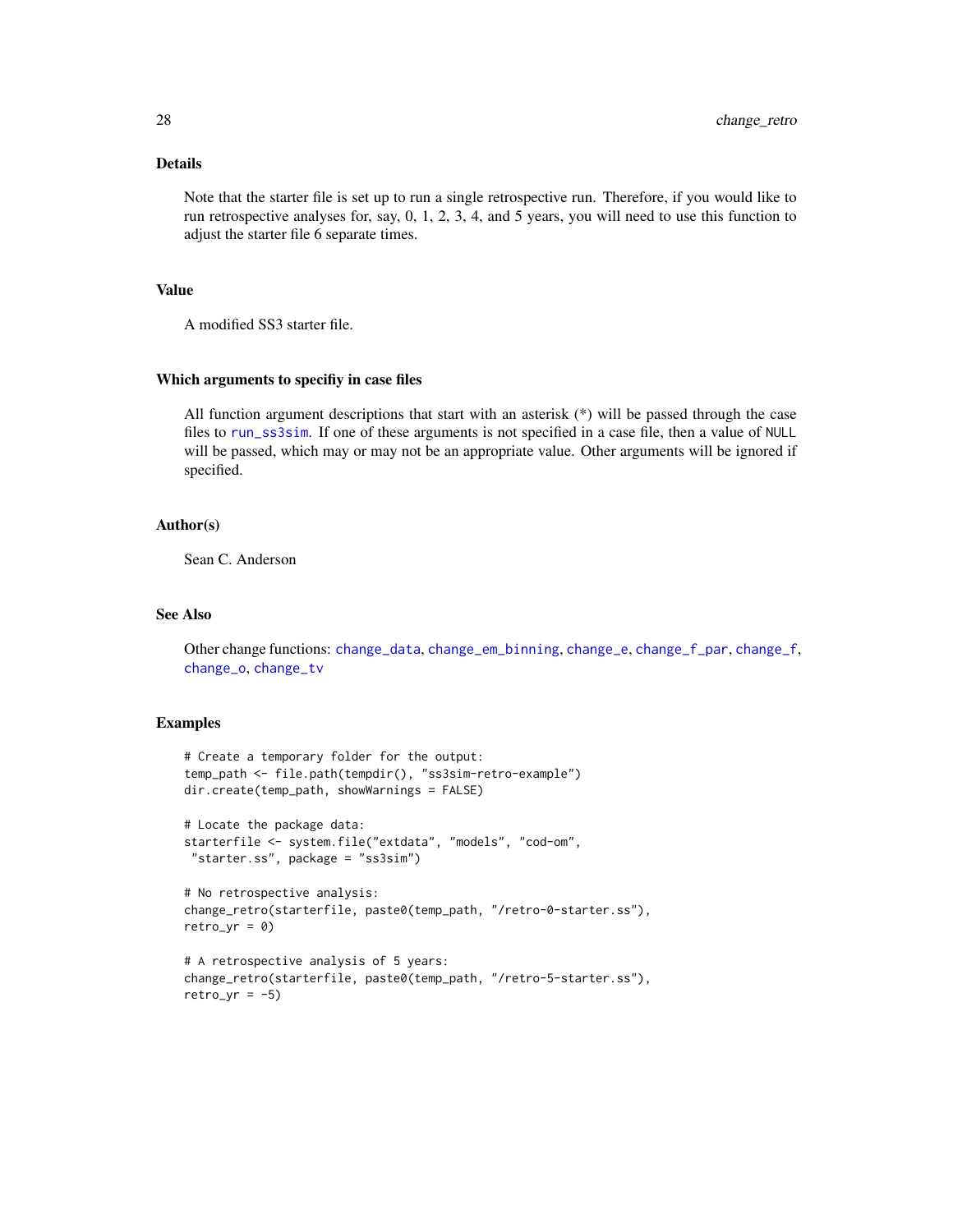### Details

Note that the starter file is set up to run a single retrospective run. Therefore, if you would like to run retrospective analyses for, say, 0, 1, 2, 3, 4, and 5 years, you will need to use this function to adjust the starter file 6 separate times.

### Value

A modified SS3 starter file.

### Which arguments to specifiy in case files

All function argument descriptions that start with an asterisk (*) will be passed through the case files to run_ss3sim. If one of these arguments is not specified in a case file, then a value of NULL will be passed, which may or may not be an appropriate value. Other arguments will be ignored if specified.

### Author(s)

Sean C. Anderson

### See Also

Other change functions: change_data, change_em_binning, change_e, change_f_par, change_f, change_o, change_tv

### Examples

```
# Create a temporary folder for the output:
temp_path <- file.path(tempdir(), "ss3sim-retro-example")
dir.create(temp_path, showWarnings = FALSE)

# Locate the package data:
starterfile <- system.file("extdata", "models", "cod-om",
 "starter.ss", package = "ss3sim")

# No retrospective analysis:
change_retro(starterfile, paste0(temp_path, "/retro-0-starter.ss"),
retro_yr = 0)

# A retrospective analysis of 5 years:
change_retro(starterfile, paste0(temp_path, "/retro-5-starter.ss"),
retro_yr = -5)
```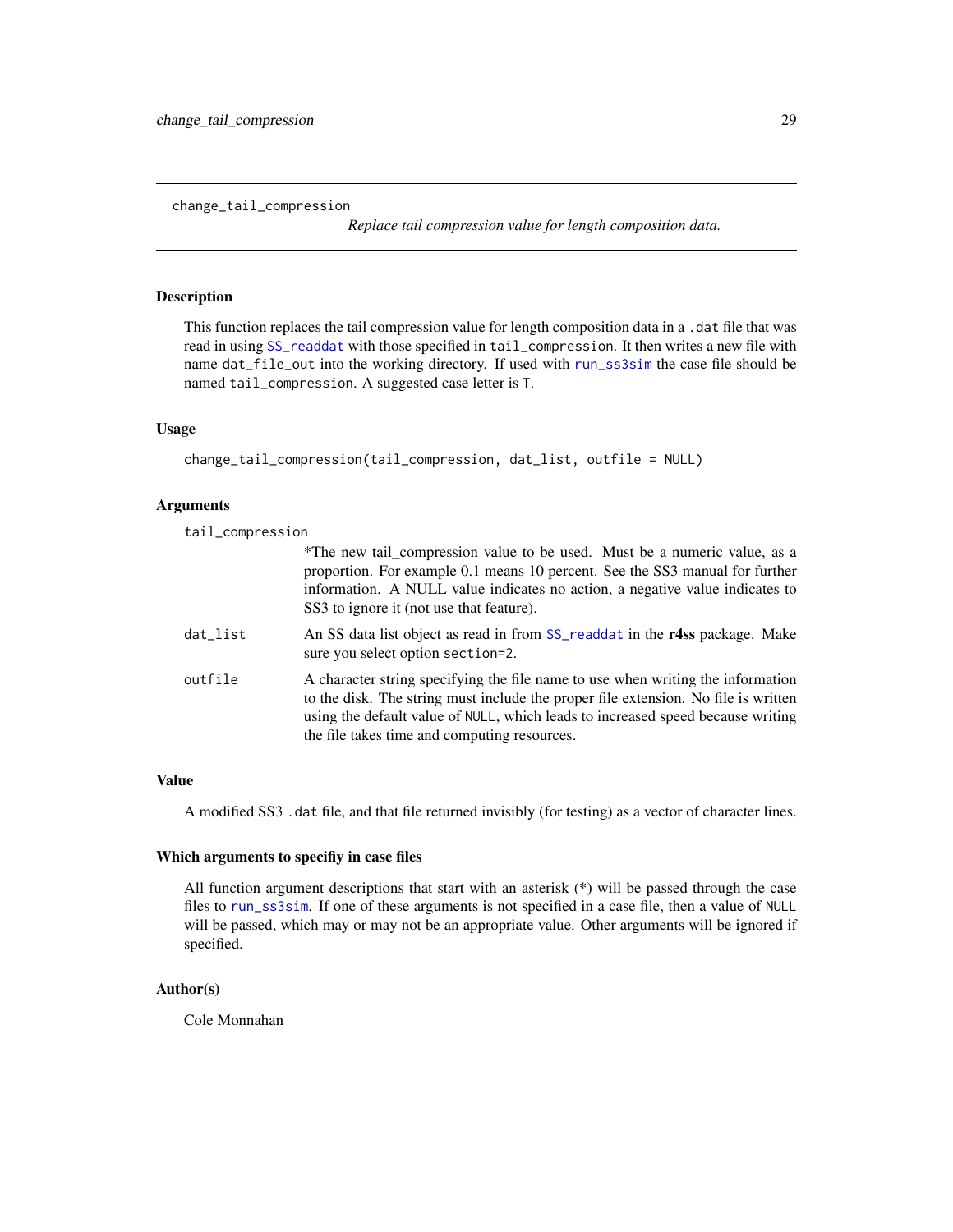change_tail_compression    *Replace tail compression value for length composition data.*

## Description

This function replaces the tail compression value for length composition data in a `.dat` file that was read in using `SS_readdat` with those specified in `tail_compression`. It then writes a new file with name `dat_file_out` into the working directory. If used with `run_ss3sim` the case file should be named `tail_compression`. A suggested case letter is `T`.

## Usage

```
change_tail_compression(tail_compression, dat_list, outfile = NULL)
```

## Arguments

- `tail_compression`
  *The new tail_compression value to be used. Must be a numeric value, as a proportion. For example 0.1 means 10 percent. See the SS3 manual for further information. A NULL value indicates no action, a negative value indicates to SS3 to ignore it (not use that feature).
- `dat_list`
  An SS data list object as read in from `SS_readdat` in the **r4ss** package. Make sure you select option `section=2`.
- `outfile`
  A character string specifying the file name to use when writing the information to the disk. The string must include the proper file extension. No file is written using the default value of `NULL`, which leads to increased speed because writing the file takes time and computing resources.

## Value

A modified SS3 `.dat` file, and that file returned invisibly (for testing) as a vector of character lines.

## Which arguments to specifiy in case files

All function argument descriptions that start with an asterisk (*) will be passed through the case files to `run_ss3sim`. If one of these arguments is not specified in a case file, then a value of `NULL` will be passed, which may or may not be an appropriate value. Other arguments will be ignored if specified.

## Author(s)

Cole Monnahan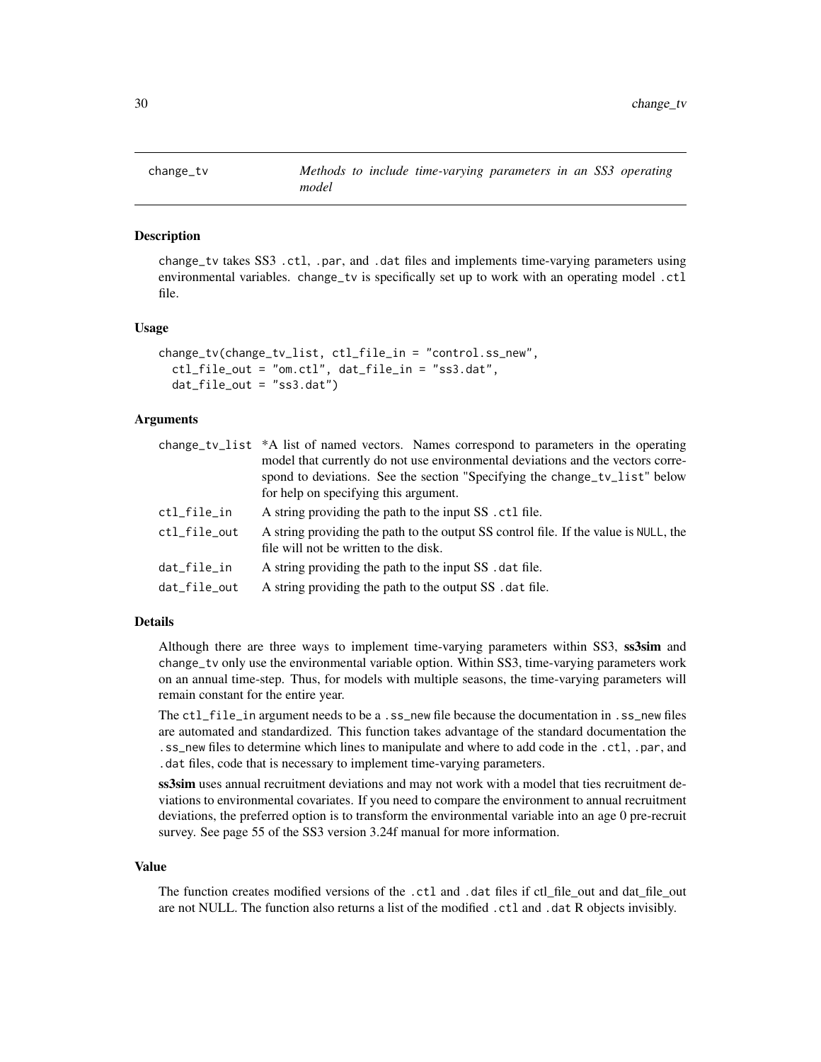## change_tv — *Methods to include time-varying parameters in an SS3 operating model*

### Description

change_tv takes SS3 .ctl, .par, and .dat files and implements time-varying parameters using environmental variables. change_tv is specifically set up to work with an operating model .ctl file.

### Usage

```
change_tv(change_tv_list, ctl_file_in = "control.ss_new",
  ctl_file_out = "om.ctl", dat_file_in = "ss3.dat",
  dat_file_out = "ss3.dat")
```

### Arguments

| | |
|---|---|
| change_tv_list | *A list of named vectors. Names correspond to parameters in the operating model that currently do not use environmental deviations and the vectors correspond to deviations. See the section "Specifying the change_tv_list" below for help on specifying this argument. |
| ctl_file_in | A string providing the path to the input SS .ctl file. |
| ctl_file_out | A string providing the path to the output SS control file. If the value is NULL, the file will not be written to the disk. |
| dat_file_in | A string providing the path to the input SS .dat file. |
| dat_file_out | A string providing the path to the output SS .dat file. |

### Details

Although there are three ways to implement time-varying parameters within SS3, **ss3sim** and change_tv only use the environmental variable option. Within SS3, time-varying parameters work on an annual time-step. Thus, for models with multiple seasons, the time-varying parameters will remain constant for the entire year.

The ctl_file_in argument needs to be a .ss_new file because the documentation in .ss_new files are automated and standardized. This function takes advantage of the standard documentation the .ss_new files to determine which lines to manipulate and where to add code in the .ctl, .par, and .dat files, code that is necessary to implement time-varying parameters.

**ss3sim** uses annual recruitment deviations and may not work with a model that ties recruitment deviations to environmental covariates. If you need to compare the environment to annual recruitment deviations, the preferred option is to transform the environmental variable into an age 0 pre-recruit survey. See page 55 of the SS3 version 3.24f manual for more information.

### Value

The function creates modified versions of the .ctl and .dat files if ctl_file_out and dat_file_out are not NULL. The function also returns a list of the modified .ctl and .dat R objects invisibly.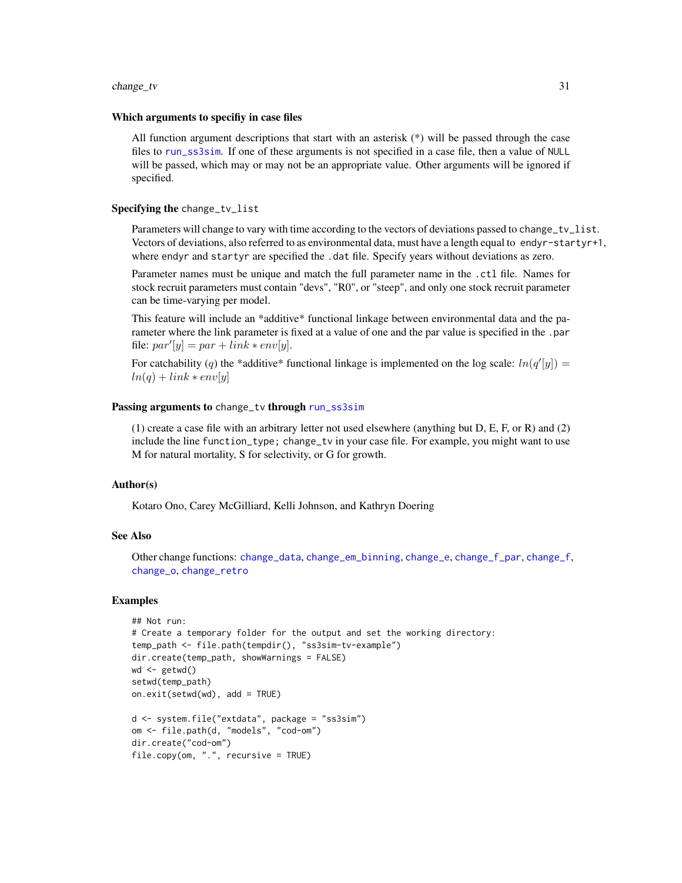### Which arguments to specifiy in case files

All function argument descriptions that start with an asterisk (*) will be passed through the case files to `run_ss3sim`. If one of these arguments is not specified in a case file, then a value of `NULL` will be passed, which may or may not be an appropriate value. Other arguments will be ignored if specified.

### Specifying the `change_tv_list`

Parameters will change to vary with time according to the vectors of deviations passed to `change_tv_list`. Vectors of deviations, also referred to as environmental data, must have a length equal to `endyr-startyr+1`, where `endyr` and `startyr` are specified the `.dat` file. Specify years without deviations as zero.

Parameter names must be unique and match the full parameter name in the `.ctl` file. Names for stock recruit parameters must contain "devs", "R0", or "steep", and only one stock recruit parameter can be time-varying per model.

This feature will include an *additive* functional linkage between environmental data and the parameter where the link parameter is fixed at a value of one and the par value is specified in the `.par` file: $par'[y] = par + link * env[y]$.

For catchability ($q$) the *additive* functional linkage is implemented on the log scale: $ln(q'[y]) = ln(q) + link * env[y]$

### Passing arguments to `change_tv` through `run_ss3sim`

(1) create a case file with an arbitrary letter not used elsewhere (anything but D, E, F, or R) and (2) include the line `function_type; change_tv` in your case file. For example, you might want to use M for natural mortality, S for selectivity, or G for growth.

### Author(s)

Kotaro Ono, Carey McGilliard, Kelli Johnson, and Kathryn Doering

### See Also

Other change functions: `change_data`, `change_em_binning`, `change_e`, `change_f_par`, `change_f`, `change_o`, `change_retro`

### Examples

```
## Not run:
# Create a temporary folder for the output and set the working directory:
temp_path <- file.path(tempdir(), "ss3sim-tv-example")
dir.create(temp_path, showWarnings = FALSE)
wd <- getwd()
setwd(temp_path)
on.exit(setwd(wd), add = TRUE)

d <- system.file("extdata", package = "ss3sim")
om <- file.path(d, "models", "cod-om")
dir.create("cod-om")
file.copy(om, ".", recursive = TRUE)
```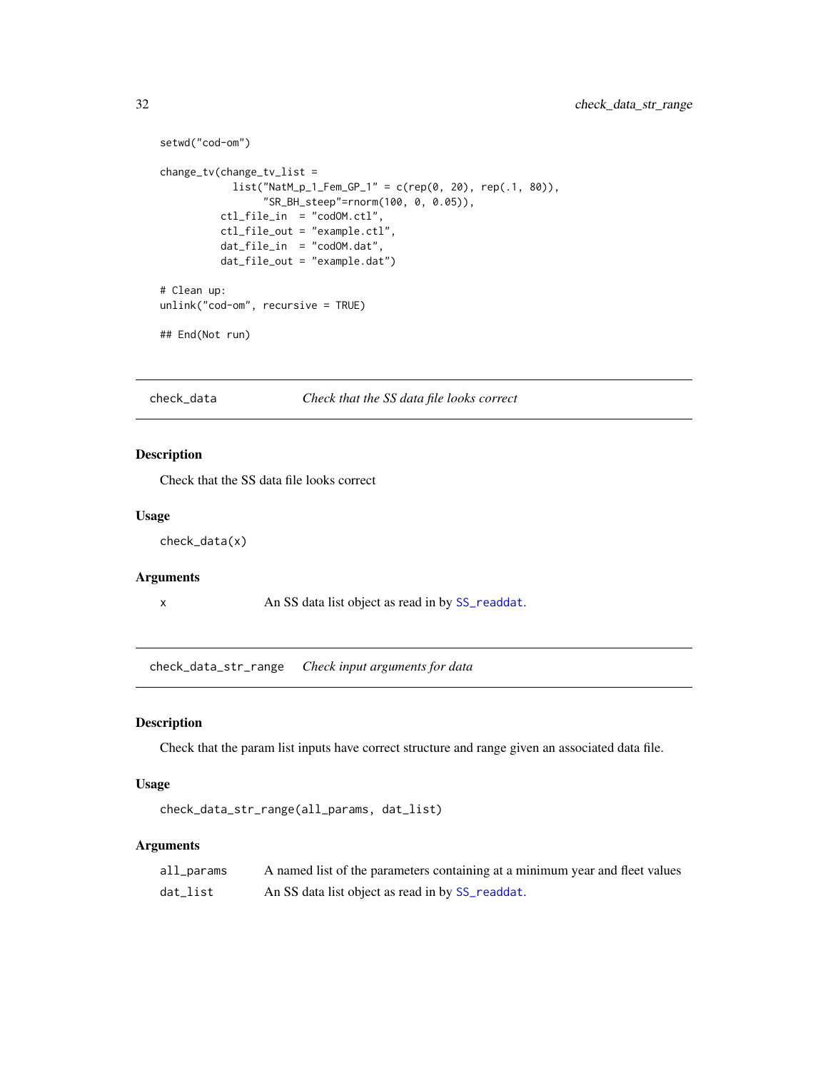```
setwd("cod-om")

change_tv(change_tv_list =
            list("NatM_p_1_Fem_GP_1" = c(rep(0, 20), rep(.1, 80)),
                 "SR_BH_steep"=rnorm(100, 0, 0.05)),
          ctl_file_in  = "codOM.ctl",
          ctl_file_out = "example.ctl",
          dat_file_in  = "codOM.dat",
          dat_file_out = "example.dat")

# Clean up:
unlink("cod-om", recursive = TRUE)

## End(Not run)
```

---

## check_data — *Check that the SS data file looks correct*

### Description

Check that the SS data file looks correct

### Usage

```
check_data(x)
```

### Arguments

| | |
|---|---|
| x | An SS data list object as read in by SS_readdat. |

---

## check_data_str_range — *Check input arguments for data*

### Description

Check that the param list inputs have correct structure and range given an associated data file.

### Usage

```
check_data_str_range(all_params, dat_list)
```

### Arguments

| | |
|---|---|
| all_params | A named list of the parameters containing at a minimum year and fleet values |
| dat_list | An SS data list object as read in by SS_readdat. |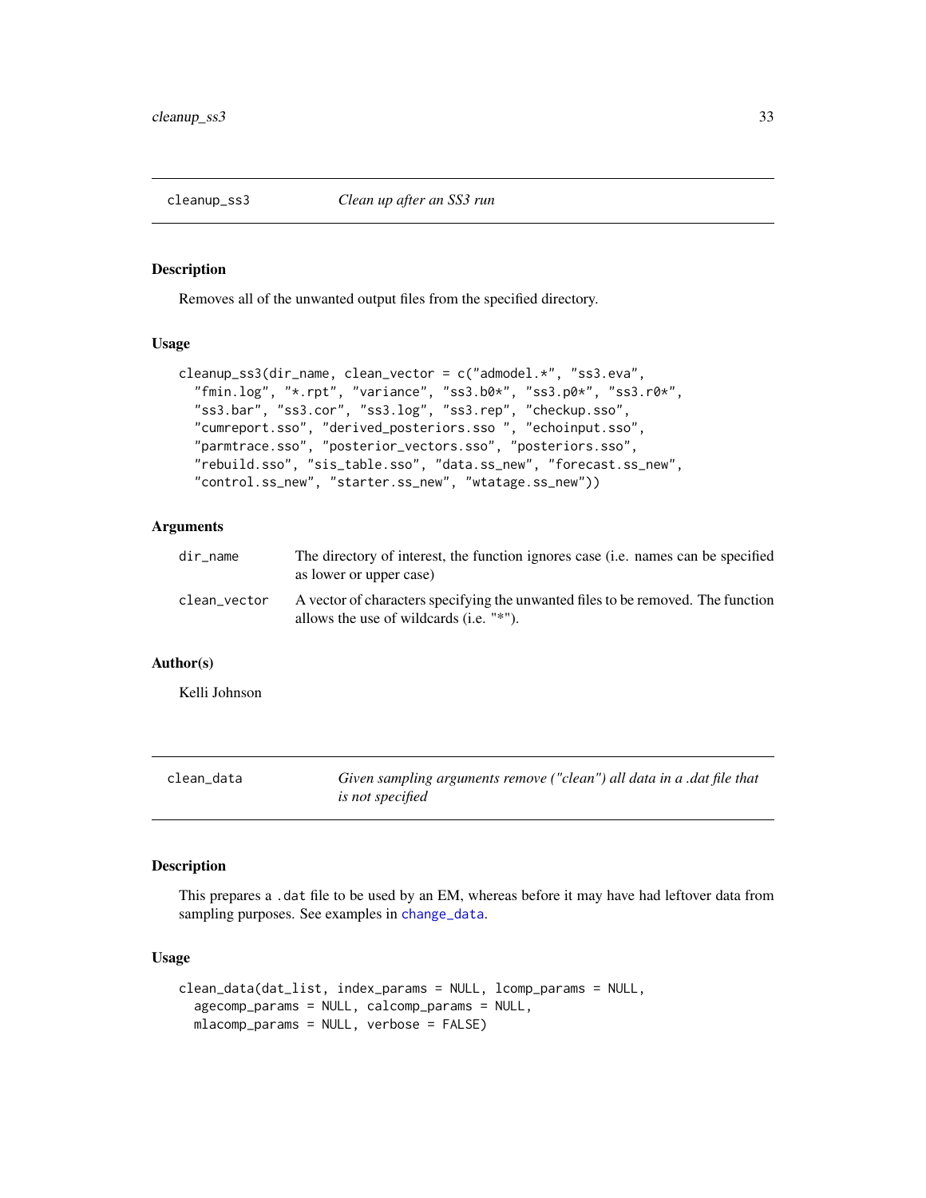## cleanup_ss3 — *Clean up after an SS3 run*

### Description

Removes all of the unwanted output files from the specified directory.

### Usage

```
cleanup_ss3(dir_name, clean_vector = c("admodel.*", "ss3.eva",
  "fmin.log", "*.rpt", "variance", "ss3.b0*", "ss3.p0*", "ss3.r0*",
  "ss3.bar", "ss3.cor", "ss3.log", "ss3.rep", "checkup.sso",
  "cumreport.sso", "derived_posteriors.sso ", "echoinput.sso",
  "parmtrace.sso", "posterior_vectors.sso", "posteriors.sso",
  "rebuild.sso", "sis_table.sso", "data.ss_new", "forecast.ss_new",
  "control.ss_new", "starter.ss_new", "wtatage.ss_new"))
```

### Arguments

| | |
|---|---|
| `dir_name` | The directory of interest, the function ignores case (i.e. names can be specified as lower or upper case) |
| `clean_vector` | A vector of characters specifying the unwanted files to be removed. The function allows the use of wildcards (i.e. "*"). |

### Author(s)

Kelli Johnson

## clean_data — *Given sampling arguments remove ("clean") all data in a .dat file that is not specified*

### Description

This prepares a `.dat` file to be used by an EM, whereas before it may have had leftover data from sampling purposes. See examples in `change_data`.

### Usage

```
clean_data(dat_list, index_params = NULL, lcomp_params = NULL,
  agecomp_params = NULL, calcomp_params = NULL,
  mlacomp_params = NULL, verbose = FALSE)
```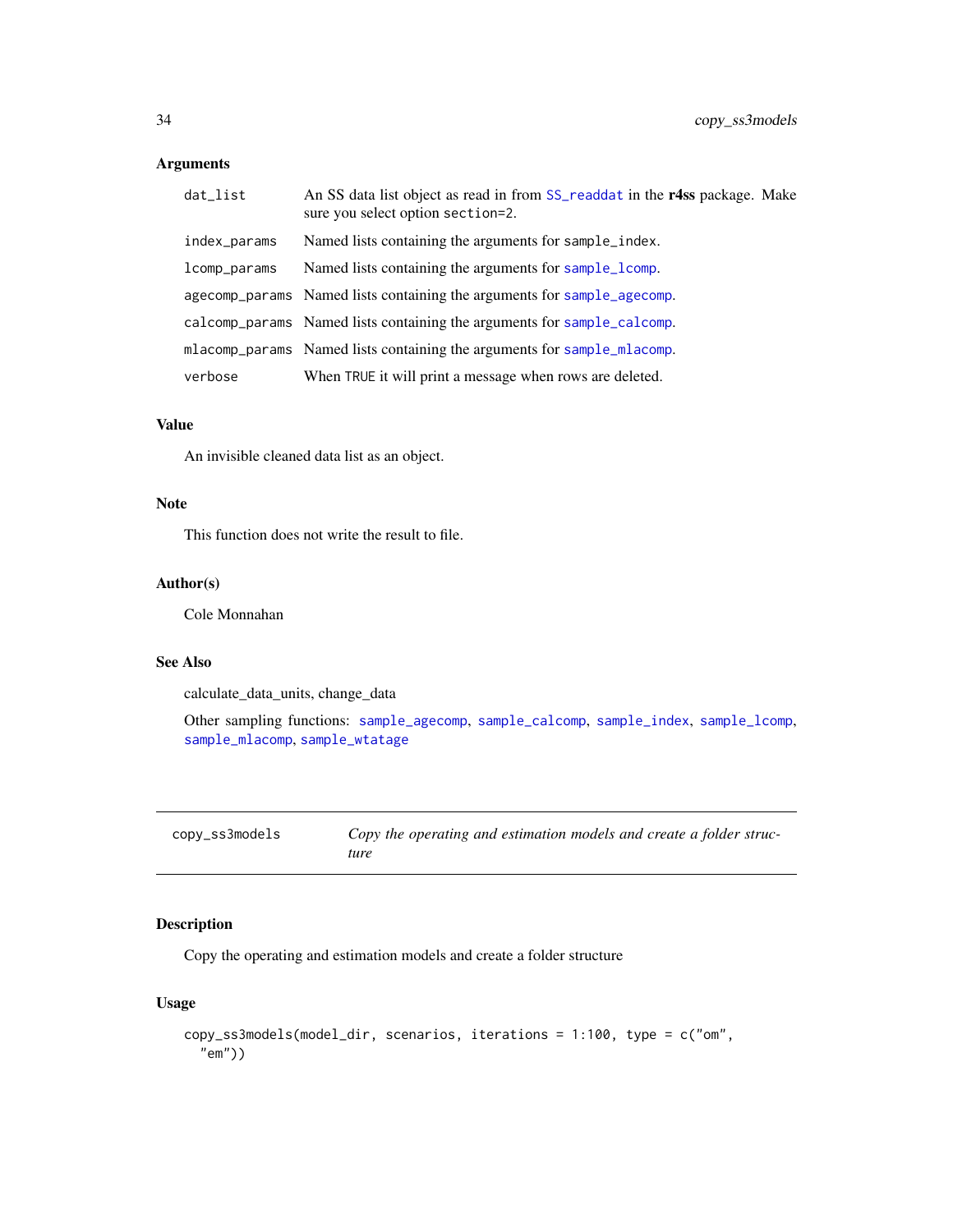### Arguments

| | |
|---|---|
| dat_list | An SS data list object as read in from SS_readdat in the **r4ss** package. Make sure you select option section=2. |
| index_params | Named lists containing the arguments for sample_index. |
| lcomp_params | Named lists containing the arguments for sample_lcomp. |
| agecomp_params | Named lists containing the arguments for sample_agecomp. |
| calcomp_params | Named lists containing the arguments for sample_calcomp. |
| mlacomp_params | Named lists containing the arguments for sample_mlacomp. |
| verbose | When TRUE it will print a message when rows are deleted. |

### Value

An invisible cleaned data list as an object.

### Note

This function does not write the result to file.

### Author(s)

Cole Monnahan

### See Also

calculate_data_units, change_data

Other sampling functions: sample_agecomp, sample_calcomp, sample_index, sample_lcomp, sample_mlacomp, sample_wtatage

---

## copy_ss3models — *Copy the operating and estimation models and create a folder structure*

---

### Description

Copy the operating and estimation models and create a folder structure

### Usage

```
copy_ss3models(model_dir, scenarios, iterations = 1:100, type = c("om",
  "em"))
```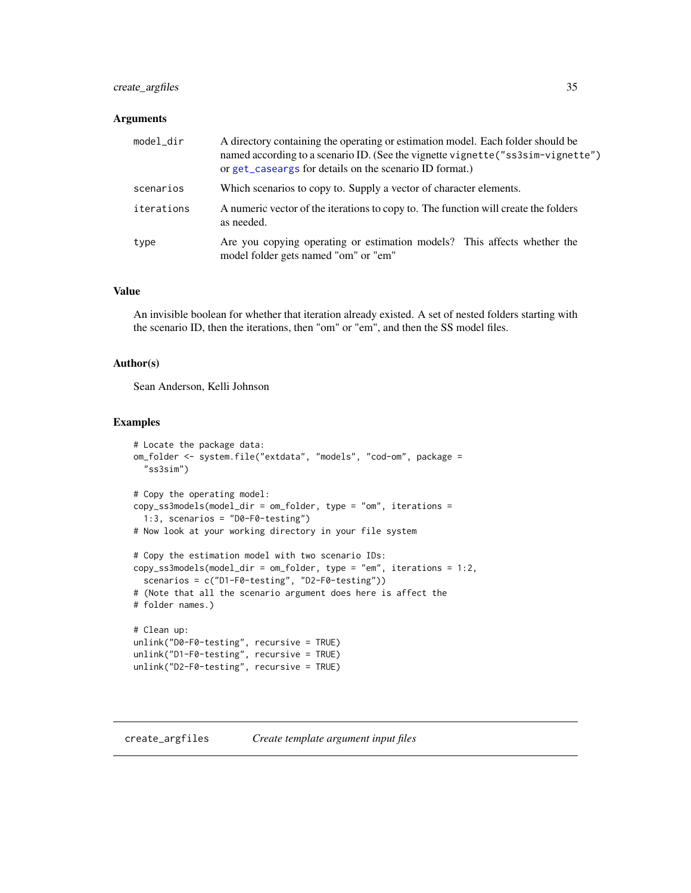### Arguments

| | |
|---|---|
| `model_dir` | A directory containing the operating or estimation model. Each folder should be named according to a scenario ID. (See the vignette `vignette("ss3sim-vignette")` or `get_caseargs` for details on the scenario ID format.) |
| `scenarios` | Which scenarios to copy to. Supply a vector of character elements. |
| `iterations` | A numeric vector of the iterations to copy to. The function will create the folders as needed. |
| `type` | Are you copying operating or estimation models? This affects whether the model folder gets named "om" or "em" |

### Value

An invisible boolean for whether that iteration already existed. A set of nested folders starting with the scenario ID, then the iterations, then "om" or "em", and then the SS model files.

### Author(s)

Sean Anderson, Kelli Johnson

### Examples

```
# Locate the package data:
om_folder <- system.file("extdata", "models", "cod-om", package =
  "ss3sim")

# Copy the operating model:
copy_ss3models(model_dir = om_folder, type = "om", iterations =
  1:3, scenarios = "D0-F0-testing")
# Now look at your working directory in your file system

# Copy the estimation model with two scenario IDs:
copy_ss3models(model_dir = om_folder, type = "em", iterations = 1:2,
  scenarios = c("D1-F0-testing", "D2-F0-testing"))
# (Note that all the scenario argument does here is affect the
# folder names.)

# Clean up:
unlink("D0-F0-testing", recursive = TRUE)
unlink("D1-F0-testing", recursive = TRUE)
unlink("D2-F0-testing", recursive = TRUE)
```

## create_argfiles *Create template argument input files*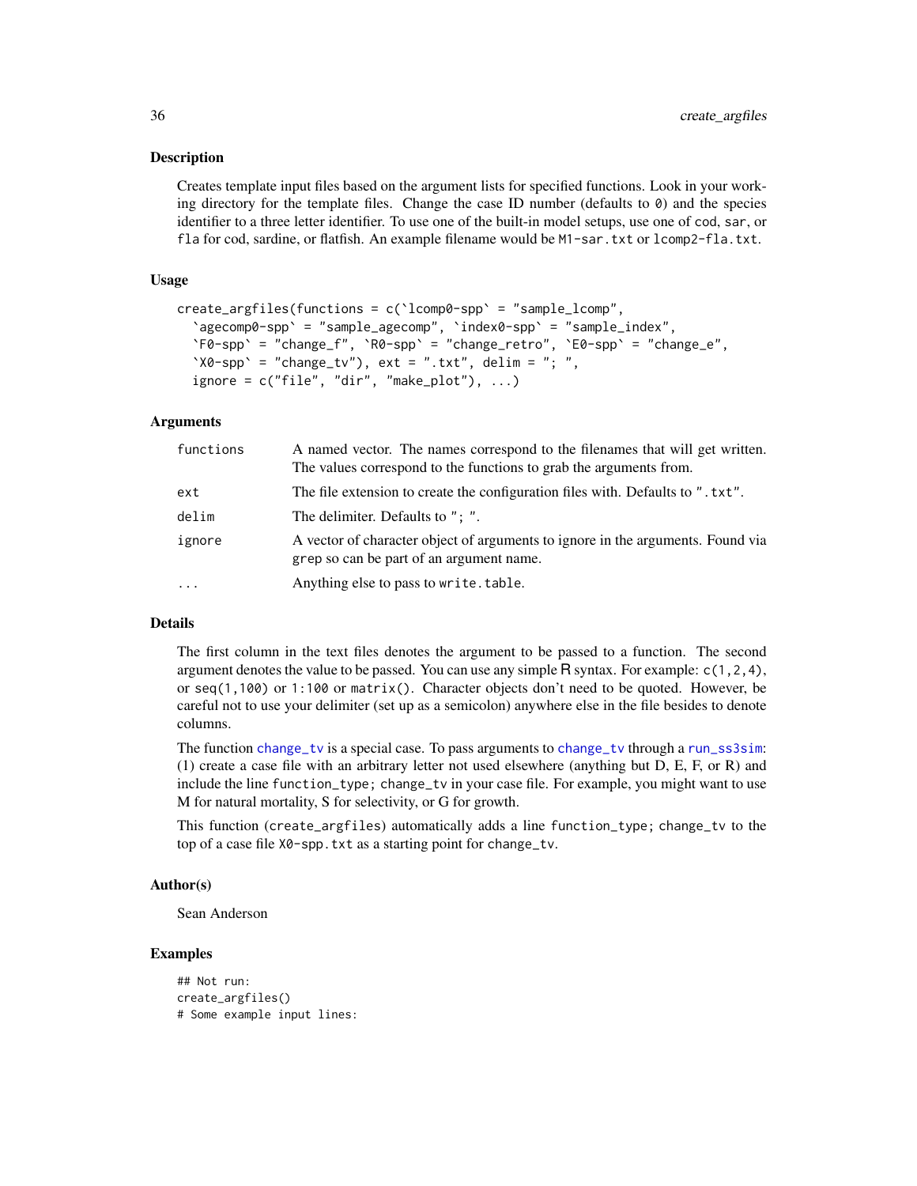## Description

Creates template input files based on the argument lists for specified functions. Look in your working directory for the template files. Change the case ID number (defaults to `0`) and the species identifier to a three letter identifier. To use one of the built-in model setups, use one of `cod`, `sar`, or `fla` for cod, sardine, or flatfish. An example filename would be `M1-sar.txt` or `lcomp2-fla.txt`.

## Usage

```
create_argfiles(functions = c(`lcomp0-spp` = "sample_lcomp",
  `agecomp0-spp` = "sample_agecomp", `index0-spp` = "sample_index",
  `F0-spp` = "change_f", `R0-spp` = "change_retro", `E0-spp` = "change_e",
  `X0-spp` = "change_tv"), ext = ".txt", delim = "; ",
  ignore = c("file", "dir", "make_plot"), ...)
```

## Arguments

| | |
|---|---|
| `functions` | A named vector. The names correspond to the filenames that will get written. The values correspond to the functions to grab the arguments from. |
| `ext` | The file extension to create the configuration files with. Defaults to `".txt"`. |
| `delim` | The delimiter. Defaults to `"; "`. |
| `ignore` | A vector of character object of arguments to ignore in the arguments. Found via `grep` so can be part of an argument name. |
| `...` | Anything else to pass to `write.table`. |

## Details

The first column in the text files denotes the argument to be passed to a function. The second argument denotes the value to be passed. You can use any simple R syntax. For example: `c(1,2,4)`, or `seq(1,100)` or `1:100` or `matrix()`. Character objects don't need to be quoted. However, be careful not to use your delimiter (set up as a semicolon) anywhere else in the file besides to denote columns.

The function `change_tv` is a special case. To pass arguments to `change_tv` through a `run_ss3sim`: (1) create a case file with an arbitrary letter not used elsewhere (anything but D, E, F, or R) and include the line `function_type; change_tv` in your case file. For example, you might want to use M for natural mortality, S for selectivity, or G for growth.

This function (`create_argfiles`) automatically adds a line `function_type; change_tv` to the top of a case file `X0-spp.txt` as a starting point for `change_tv`.

## Author(s)

Sean Anderson

## Examples

```
## Not run:
create_argfiles()
# Some example input lines:
```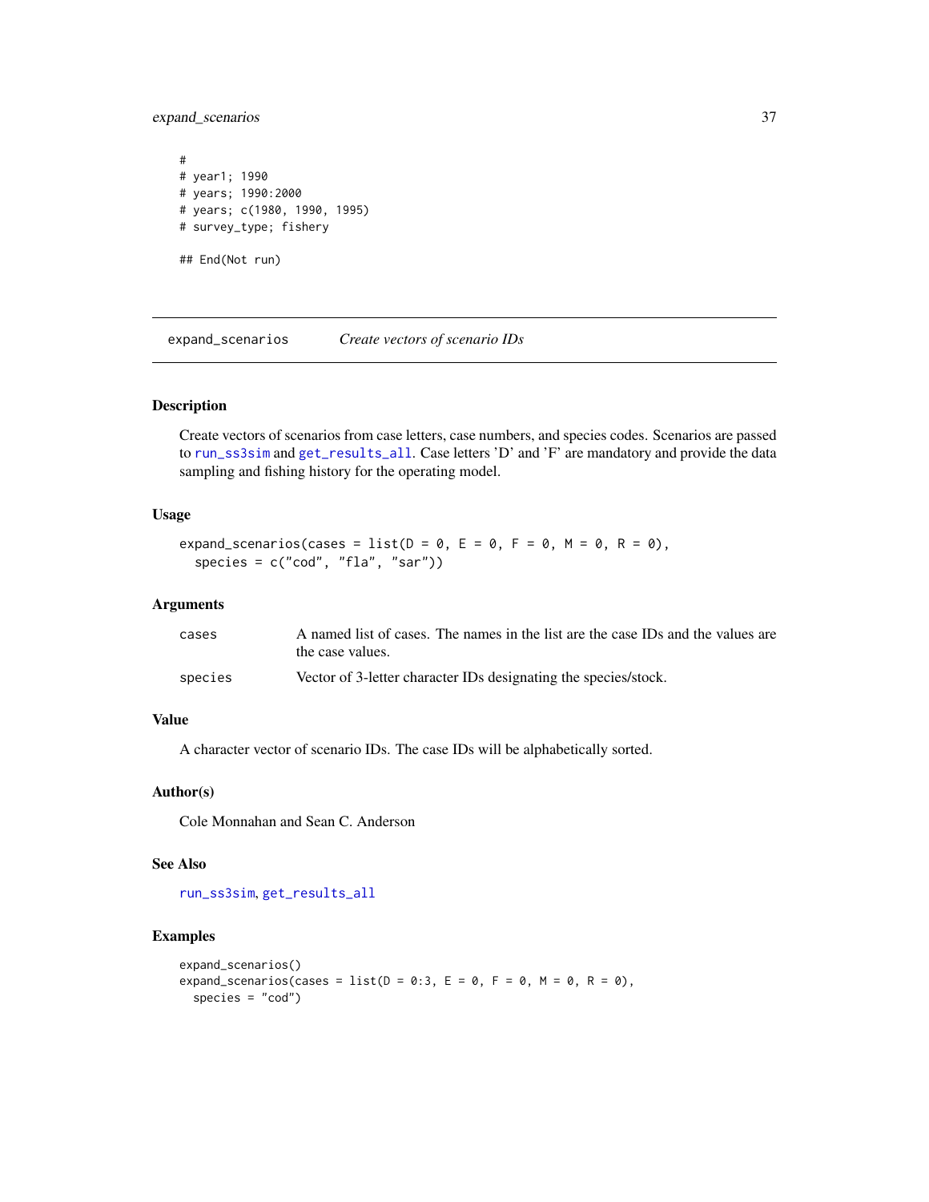```
#
# year1; 1990
# years; 1990:2000
# years; c(1980, 1990, 1995)
# survey_type; fishery

## End(Not run)
```

---

## expand_scenarios — *Create vectors of scenario IDs*

### Description

Create vectors of scenarios from case letters, case numbers, and species codes. Scenarios are passed to run_ss3sim and get_results_all. Case letters 'D' and 'F' are mandatory and provide the data sampling and fishing history for the operating model.

### Usage

```
expand_scenarios(cases = list(D = 0, E = 0, F = 0, M = 0, R = 0),
  species = c("cod", "fla", "sar"))
```

### Arguments

| | |
|---|---|
| cases | A named list of cases. The names in the list are the case IDs and the values are the case values. |
| species | Vector of 3-letter character IDs designating the species/stock. |

### Value

A character vector of scenario IDs. The case IDs will be alphabetically sorted.

### Author(s)

Cole Monnahan and Sean C. Anderson

### See Also

run_ss3sim, get_results_all

### Examples

```
expand_scenarios()
expand_scenarios(cases = list(D = 0:3, E = 0, F = 0, M = 0, R = 0),
  species = "cod")
```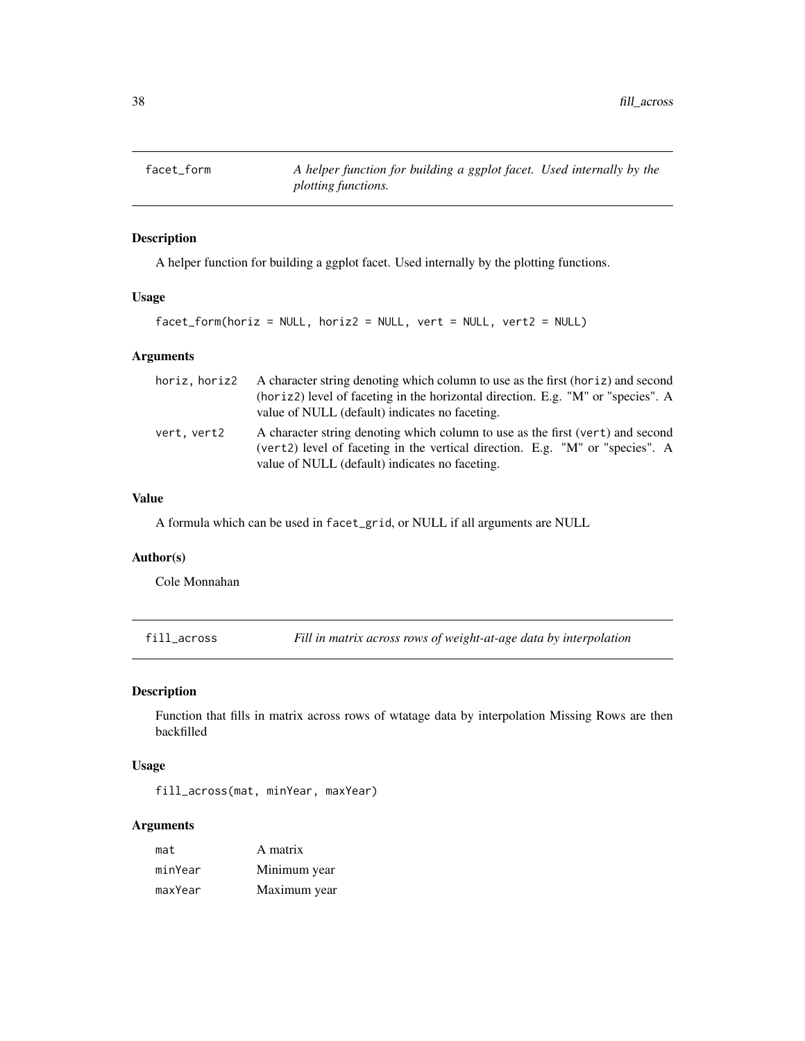## facet_form — *A helper function for building a ggplot facet. Used internally by the plotting functions.*

### Description

A helper function for building a ggplot facet. Used internally by the plotting functions.

### Usage

```
facet_form(horiz = NULL, horiz2 = NULL, vert = NULL, vert2 = NULL)
```

### Arguments

| | |
|---|---|
| `horiz, horiz2` | A character string denoting which column to use as the first (`horiz`) and second (`horiz2`) level of faceting in the horizontal direction. E.g. "M" or "species". A value of NULL (default) indicates no faceting. |
| `vert, vert2` | A character string denoting which column to use as the first (`vert`) and second (`vert2`) level of faceting in the vertical direction. E.g. "M" or "species". A value of NULL (default) indicates no faceting. |

### Value

A formula which can be used in `facet_grid`, or NULL if all arguments are NULL

### Author(s)

Cole Monnahan

## fill_across — *Fill in matrix across rows of weight-at-age data by interpolation*

### Description

Function that fills in matrix across rows of wtatage data by interpolation Missing Rows are then backfilled

### Usage

```
fill_across(mat, minYear, maxYear)
```

### Arguments

| | |
|---|---|
| `mat` | A matrix |
| `minYear` | Minimum year |
| `maxYear` | Maximum year |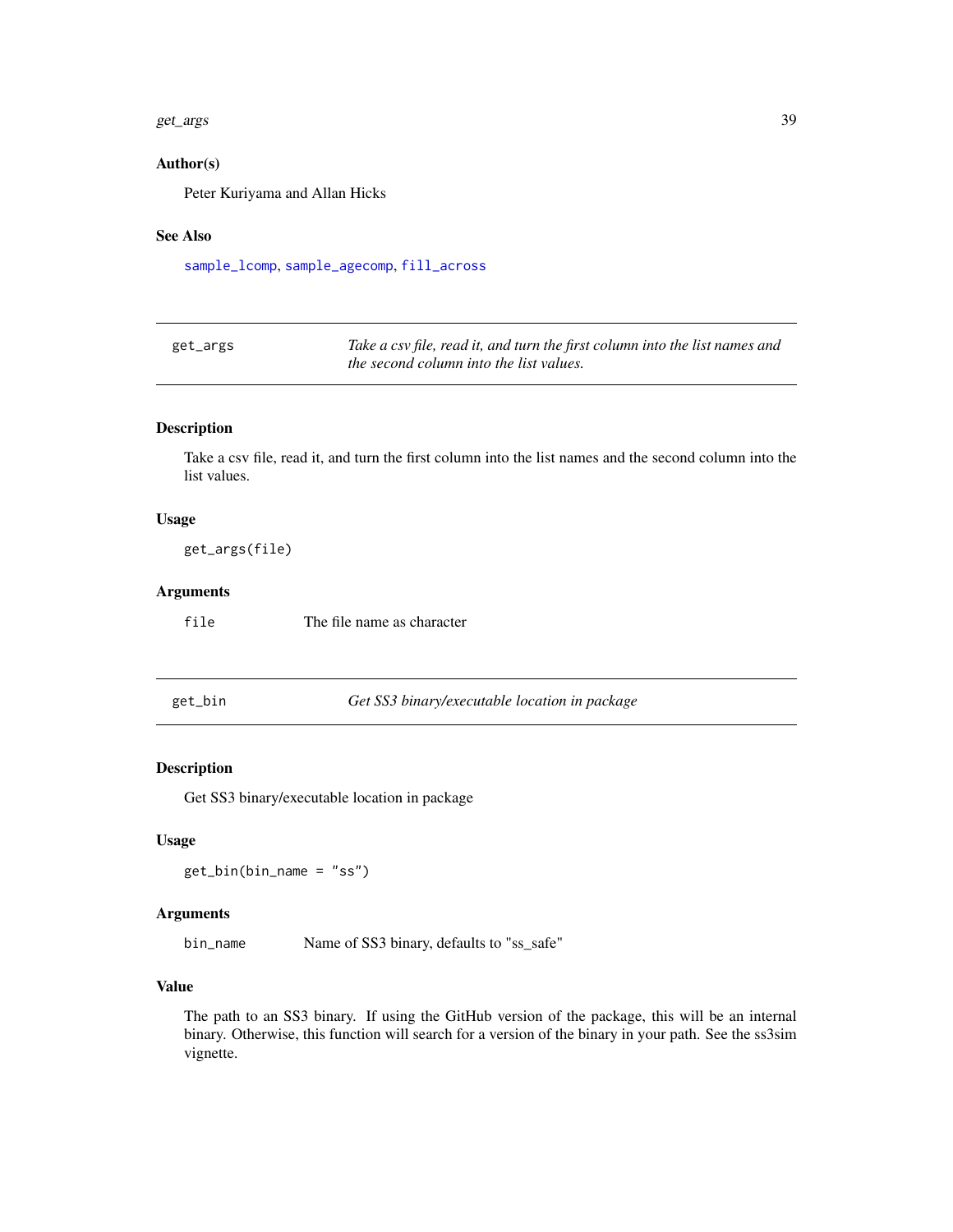### Author(s)

Peter Kuriyama and Allan Hicks

### See Also

sample_lcomp, sample_agecomp, fill_across

---

## get_args — *Take a csv file, read it, and turn the first column into the list names and the second column into the list values.*

### Description

Take a csv file, read it, and turn the first column into the list names and the second column into the list values.

### Usage

```
get_args(file)
```

### Arguments

| | |
|---|---|
| file | The file name as character |

---

## get_bin — *Get SS3 binary/executable location in package*

### Description

Get SS3 binary/executable location in package

### Usage

```
get_bin(bin_name = "ss")
```

### Arguments

| | |
|---|---|
| bin_name | Name of SS3 binary, defaults to "ss_safe" |

### Value

The path to an SS3 binary. If using the GitHub version of the package, this will be an internal binary. Otherwise, this function will search for a version of the binary in your path. See the ss3sim vignette.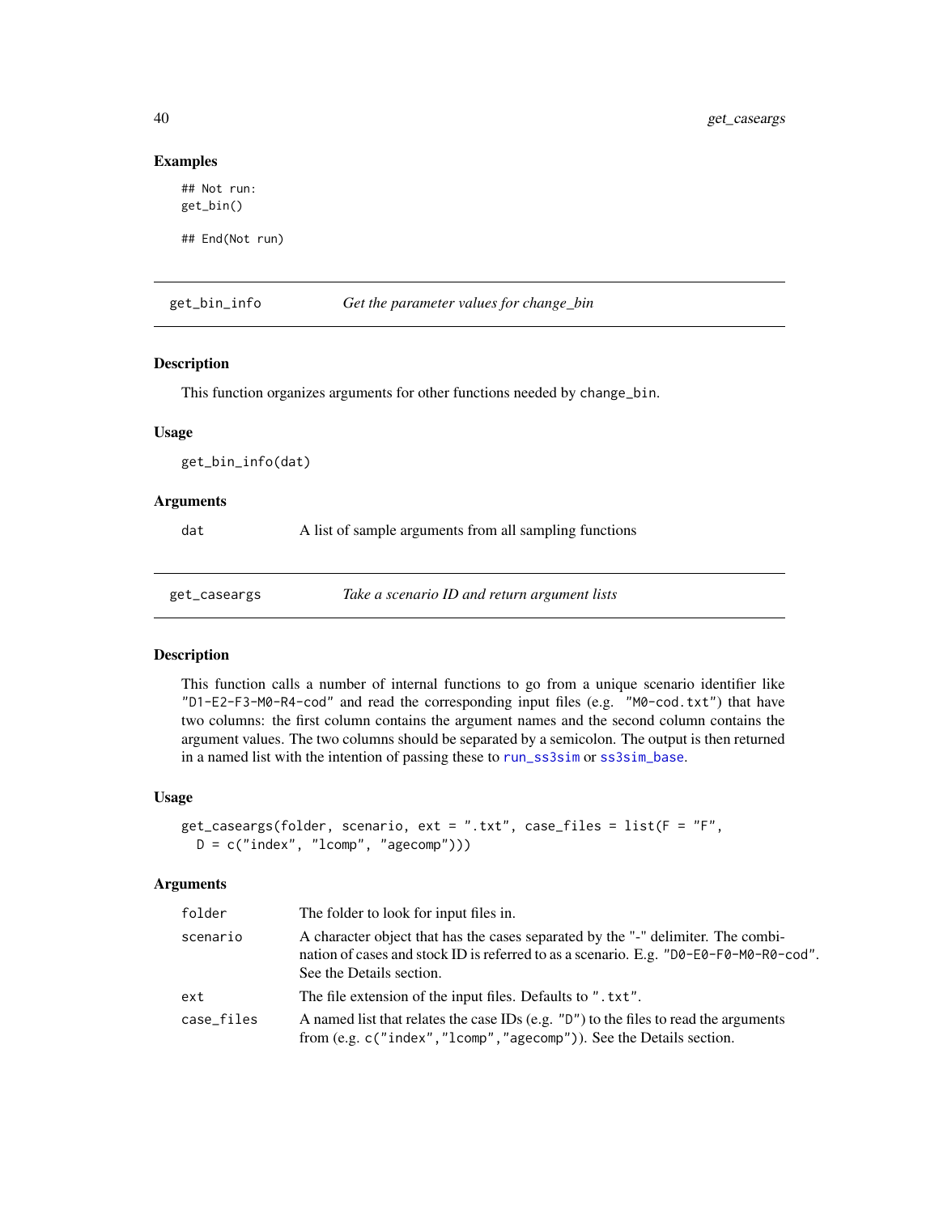### Examples

```
## Not run:
get_bin()

## End(Not run)
```

## get_bin_info — *Get the parameter values for change_bin*

### Description

This function organizes arguments for other functions needed by `change_bin`.

### Usage

```
get_bin_info(dat)
```

### Arguments

| | |
|---|---|
| `dat` | A list of sample arguments from all sampling functions |

## get_caseargs — *Take a scenario ID and return argument lists*

### Description

This function calls a number of internal functions to go from a unique scenario identifier like `"D1-E2-F3-M0-R4-cod"` and read the corresponding input files (e.g. `"M0-cod.txt"`) that have two columns: the first column contains the argument names and the second column contains the argument values. The two columns should be separated by a semicolon. The output is then returned in a named list with the intention of passing these to `run_ss3sim` or `ss3sim_base`.

### Usage

```
get_caseargs(folder, scenario, ext = ".txt", case_files = list(F = "F",
  D = c("index", "lcomp", "agecomp")))
```

### Arguments

| | |
|---|---|
| `folder` | The folder to look for input files in. |
| `scenario` | A character object that has the cases separated by the `"-"` delimiter. The combination of cases and stock ID is referred to as a scenario. E.g. `"D0-E0-F0-M0-R0-cod"`. See the Details section. |
| `ext` | The file extension of the input files. Defaults to `".txt"`. |
| `case_files` | A named list that relates the case IDs (e.g. `"D"`) to the files to read the arguments from (e.g. `c("index","lcomp","agecomp")`). See the Details section. |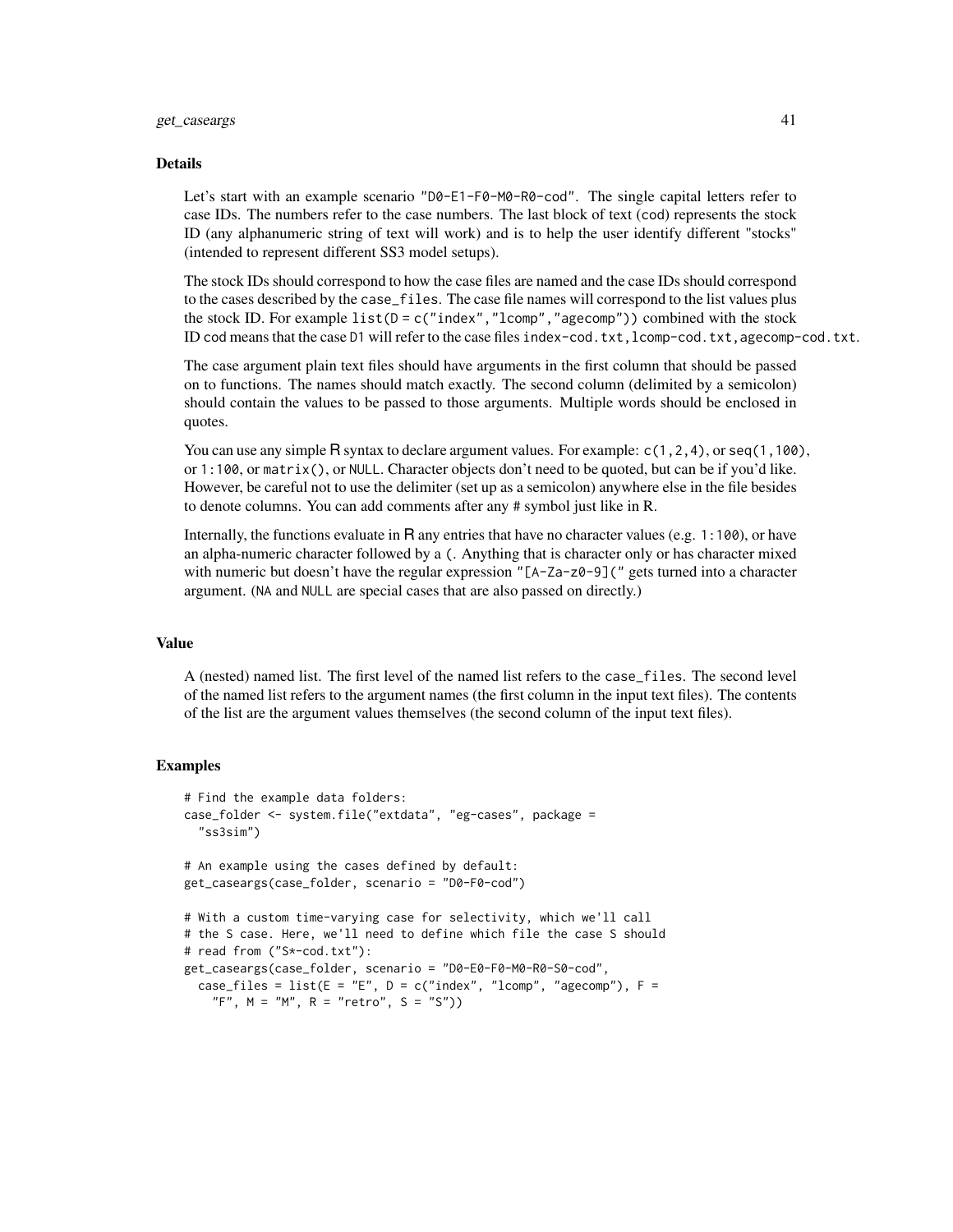### Details

Let's start with an example scenario "D0-E1-F0-M0-R0-cod". The single capital letters refer to case IDs. The numbers refer to the case numbers. The last block of text (cod) represents the stock ID (any alphanumeric string of text will work) and is to help the user identify different "stocks" (intended to represent different SS3 model setups).

The stock IDs should correspond to how the case files are named and the case IDs should correspond to the cases described by the `case_files`. The case file names will correspond to the list values plus the stock ID. For example `list(D = c("index","lcomp","agecomp"))` combined with the stock ID cod means that the case D1 will refer to the case files `index-cod.txt,lcomp-cod.txt,agecomp-cod.txt`.

The case argument plain text files should have arguments in the first column that should be passed on to functions. The names should match exactly. The second column (delimited by a semicolon) should contain the values to be passed to those arguments. Multiple words should be enclosed in quotes.

You can use any simple R syntax to declare argument values. For example: `c(1,2,4)`, or `seq(1,100)`, or `1:100`, or `matrix()`, or `NULL`. Character objects don't need to be quoted, but can be if you'd like. However, be careful not to use the delimiter (set up as a semicolon) anywhere else in the file besides to denote columns. You can add comments after any # symbol just like in R.

Internally, the functions evaluate in R any entries that have no character values (e.g. `1:100`), or have an alpha-numeric character followed by a `(`. Anything that is character only or has character mixed with numeric but doesn't have the regular expression `"[A-Za-z0-9]("` gets turned into a character argument. (`NA` and `NULL` are special cases that are also passed on directly.)

### Value

A (nested) named list. The first level of the named list refers to the `case_files`. The second level of the named list refers to the argument names (the first column in the input text files). The contents of the list are the argument values themselves (the second column of the input text files).

### Examples

```
# Find the example data folders:
case_folder <- system.file("extdata", "eg-cases", package =
  "ss3sim")

# An example using the cases defined by default:
get_caseargs(case_folder, scenario = "D0-F0-cod")

# With a custom time-varying case for selectivity, which we'll call
# the S case. Here, we'll need to define which file the case S should
# read from ("S*-cod.txt"):
get_caseargs(case_folder, scenario = "D0-E0-F0-M0-R0-S0-cod",
  case_files = list(E = "E", D = c("index", "lcomp", "agecomp"), F =
    "F", M = "M", R = "retro", S = "S"))
```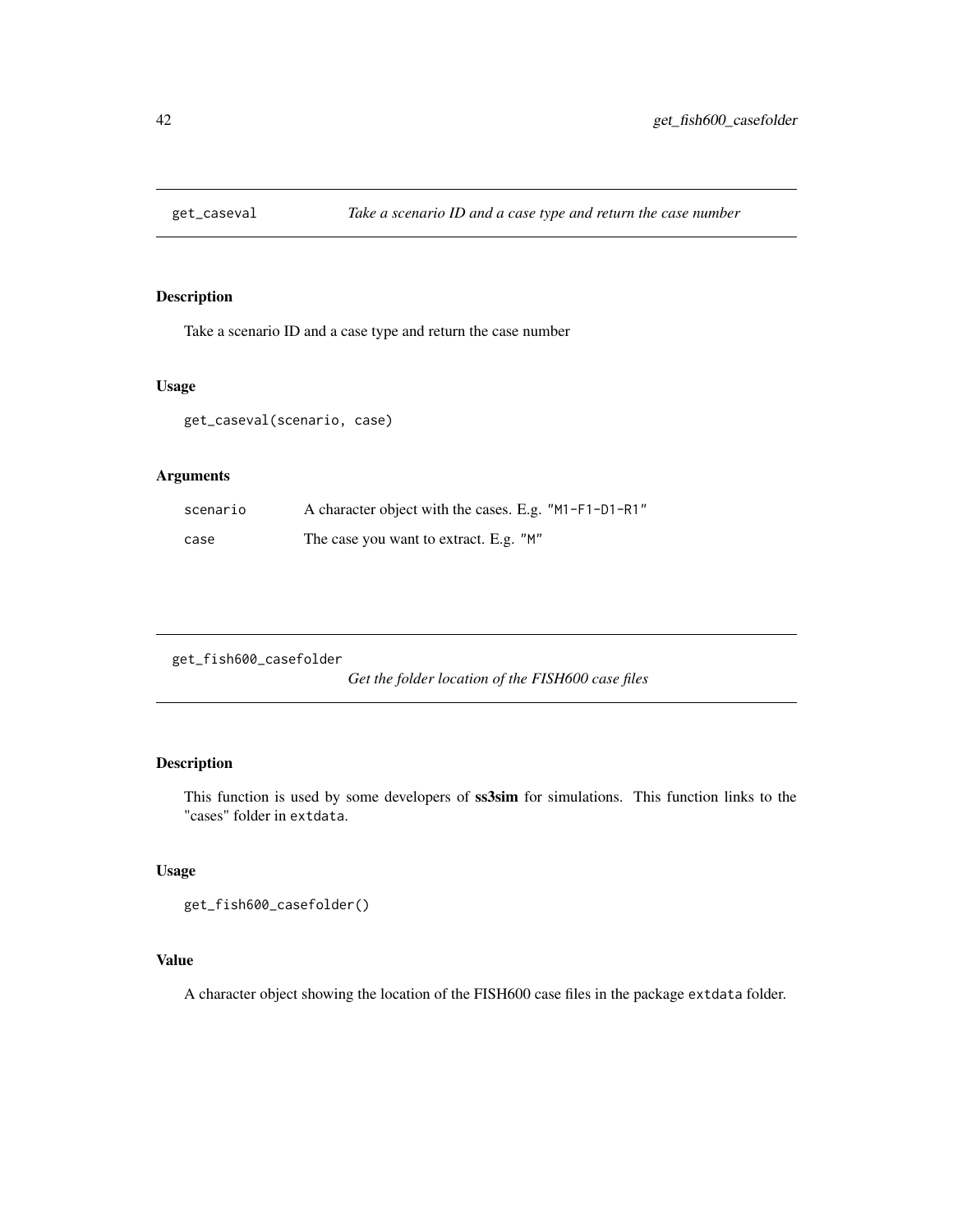## get_caseval — *Take a scenario ID and a case type and return the case number*

### Description

Take a scenario ID and a case type and return the case number

### Usage

```
get_caseval(scenario, case)
```

### Arguments

| | |
|---|---|
| scenario | A character object with the cases. E.g. "M1-F1-D1-R1" |
| case | The case you want to extract. E.g. "M" |

## get_fish600_casefolder — *Get the folder location of the FISH600 case files*

### Description

This function is used by some developers of **ss3sim** for simulations. This function links to the "cases" folder in `extdata`.

### Usage

```
get_fish600_casefolder()
```

### Value

A character object showing the location of the FISH600 case files in the package `extdata` folder.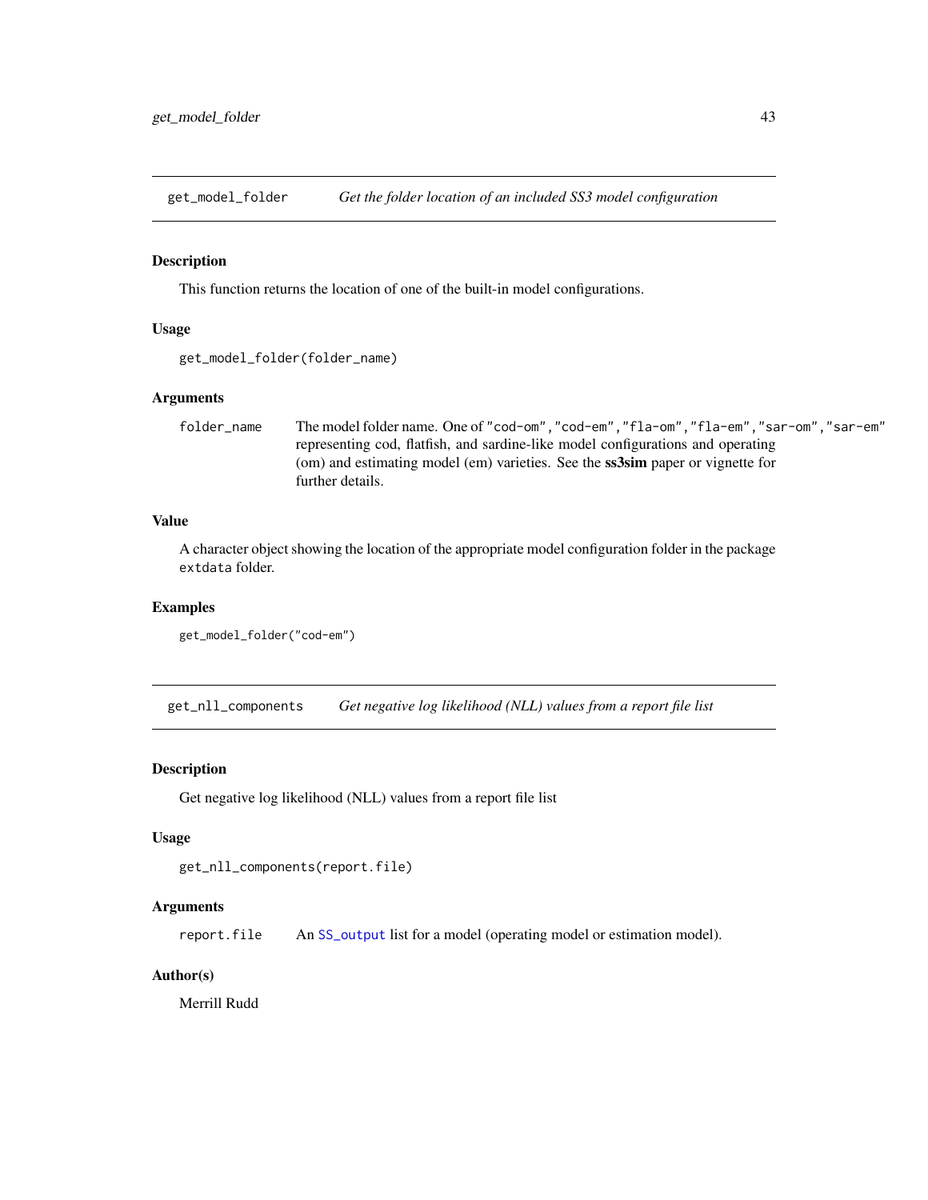## get_model_folder — *Get the folder location of an included SS3 model configuration*

### Description

This function returns the location of one of the built-in model configurations.

### Usage

```
get_model_folder(folder_name)
```

### Arguments

| | |
|---|---|
| `folder_name` | The model folder name. One of `"cod-om"`,`"cod-em"`,`"fla-om"`,`"fla-em"`,`"sar-om"`,`"sar-em"` representing cod, flatfish, and sardine-like model configurations and operating (om) and estimating model (em) varieties. See the **ss3sim** paper or vignette for further details. |

### Value

A character object showing the location of the appropriate model configuration folder in the package `extdata` folder.

### Examples

```
get_model_folder("cod-em")
```

## get_nll_components — *Get negative log likelihood (NLL) values from a report file list*

### Description

Get negative log likelihood (NLL) values from a report file list

### Usage

```
get_nll_components(report.file)
```

### Arguments

| | |
|---|---|
| `report.file` | An `SS_output` list for a model (operating model or estimation model). |

### Author(s)

Merrill Rudd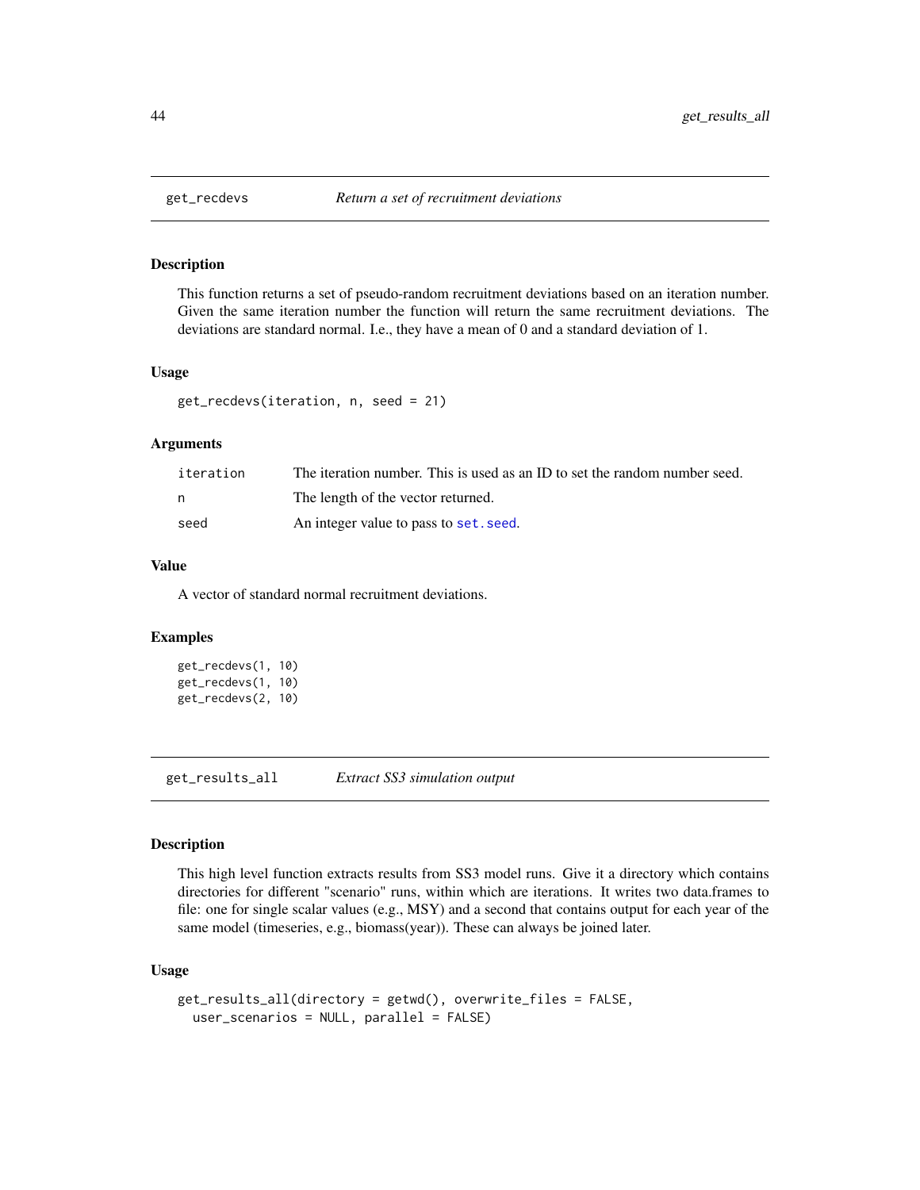## get_recdevs *Return a set of recruitment deviations*

### Description

This function returns a set of pseudo-random recruitment deviations based on an iteration number. Given the same iteration number the function will return the same recruitment deviations. The deviations are standard normal. I.e., they have a mean of 0 and a standard deviation of 1.

### Usage

```
get_recdevs(iteration, n, seed = 21)
```

### Arguments

| | |
|---|---|
| iteration | The iteration number. This is used as an ID to set the random number seed. |
| n | The length of the vector returned. |
| seed | An integer value to pass to set.seed. |

### Value

A vector of standard normal recruitment deviations.

### Examples

```
get_recdevs(1, 10)
get_recdevs(1, 10)
get_recdevs(2, 10)
```

## get_results_all *Extract SS3 simulation output*

### Description

This high level function extracts results from SS3 model runs. Give it a directory which contains directories for different "scenario" runs, within which are iterations. It writes two data.frames to file: one for single scalar values (e.g., MSY) and a second that contains output for each year of the same model (timeseries, e.g., biomass(year)). These can always be joined later.

### Usage

```
get_results_all(directory = getwd(), overwrite_files = FALSE,
  user_scenarios = NULL, parallel = FALSE)
```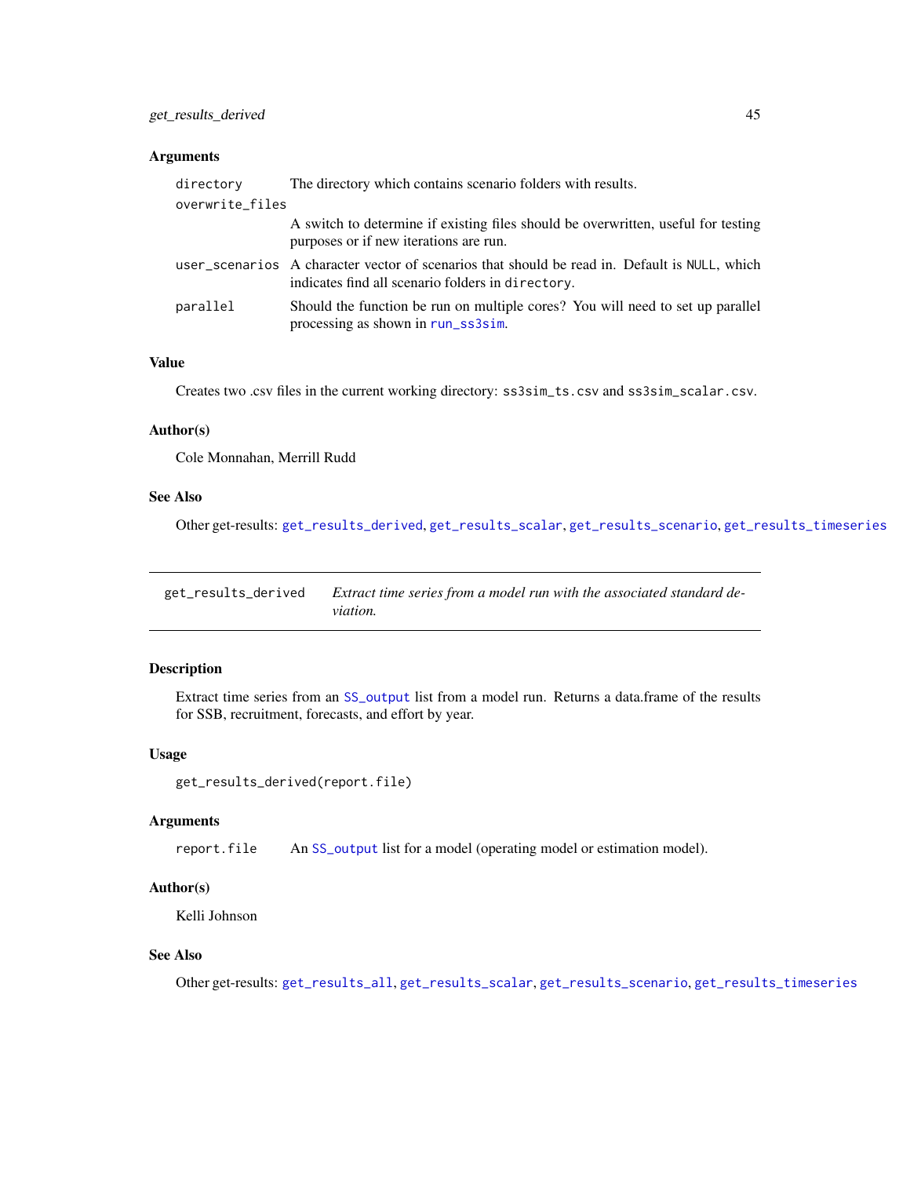### Arguments

| | |
|---|---|
| `directory` | The directory which contains scenario folders with results. |
| `overwrite_files` | A switch to determine if existing files should be overwritten, useful for testing purposes or if new iterations are run. |
| `user_scenarios` | A character vector of scenarios that should be read in. Default is `NULL`, which indicates find all scenario folders in `directory`. |
| `parallel` | Should the function be run on multiple cores? You will need to set up parallel processing as shown in `run_ss3sim`. |

### Value

Creates two .csv files in the current working directory: `ss3sim_ts.csv` and `ss3sim_scalar.csv`.

### Author(s)

Cole Monnahan, Merrill Rudd

### See Also

Other get-results: `get_results_derived`, `get_results_scalar`, `get_results_scenario`, `get_results_timeseries`

---

## `get_results_derived` *Extract time series from a model run with the associated standard deviation.*

---

### Description

Extract time series from an `SS_output` list from a model run. Returns a data.frame of the results for SSB, recruitment, forecasts, and effort by year.

### Usage

```
get_results_derived(report.file)
```

### Arguments

| | |
|---|---|
| `report.file` | An `SS_output` list for a model (operating model or estimation model). |

### Author(s)

Kelli Johnson

### See Also

Other get-results: `get_results_all`, `get_results_scalar`, `get_results_scenario`, `get_results_timeseries`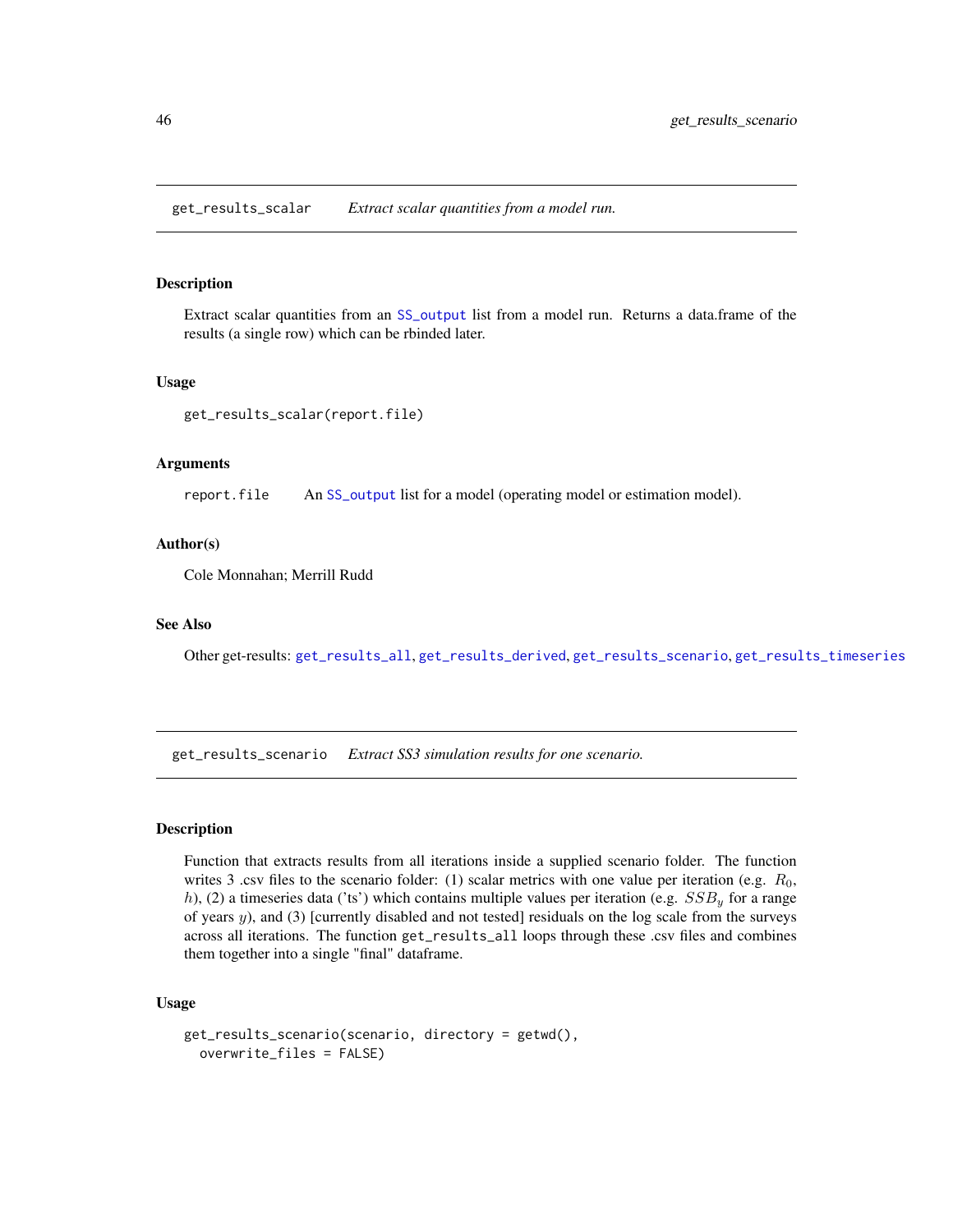## get_results_scalar    *Extract scalar quantities from a model run.*

### Description

Extract scalar quantities from an SS_output list from a model run. Returns a data.frame of the results (a single row) which can be rbinded later.

### Usage

```
get_results_scalar(report.file)
```

### Arguments

report.file    An SS_output list for a model (operating model or estimation model).

### Author(s)

Cole Monnahan; Merrill Rudd

### See Also

Other get-results: get_results_all, get_results_derived, get_results_scenario, get_results_timeseries

## get_results_scenario    *Extract SS3 simulation results for one scenario.*

### Description

Function that extracts results from all iterations inside a supplied scenario folder. The function writes 3 .csv files to the scenario folder: (1) scalar metrics with one value per iteration (e.g. $R_0$, $h$), (2) a timeseries data ('ts') which contains multiple values per iteration (e.g. $SSB_y$ for a range of years $y$), and (3) [currently disabled and not tested] residuals on the log scale from the surveys across all iterations. The function get_results_all loops through these .csv files and combines them together into a single "final" dataframe.

### Usage

```
get_results_scenario(scenario, directory = getwd(),
  overwrite_files = FALSE)
```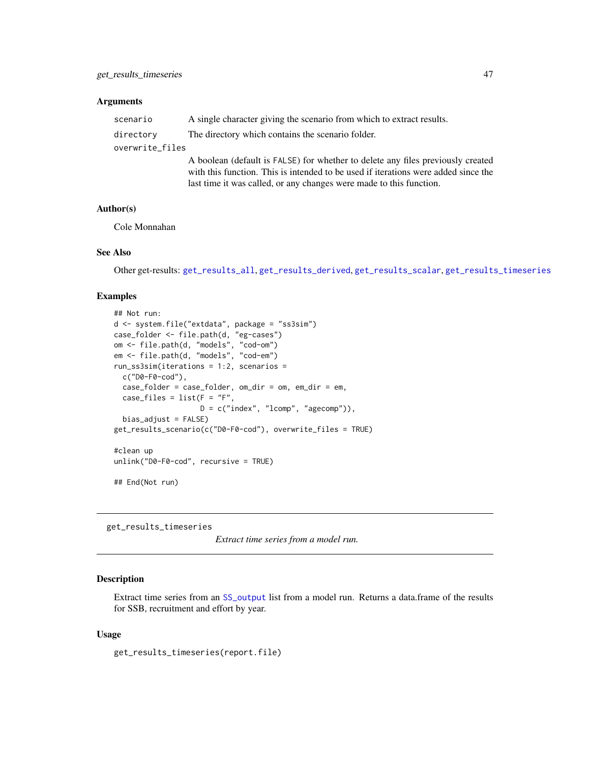### Arguments

- `scenario` — A single character giving the scenario from which to extract results.
- `directory` — The directory which contains the scenario folder.
- `overwrite_files` — A boolean (default is `FALSE`) for whether to delete any files previously created with this function. This is intended to be used if iterations were added since the last time it was called, or any changes were made to this function.

### Author(s)

Cole Monnahan

### See Also

Other get-results: `get_results_all`, `get_results_derived`, `get_results_scalar`, `get_results_timeseries`

### Examples

```
## Not run:
d <- system.file("extdata", package = "ss3sim")
case_folder <- file.path(d, "eg-cases")
om <- file.path(d, "models", "cod-om")
em <- file.path(d, "models", "cod-em")
run_ss3sim(iterations = 1:2, scenarios =
  c("D0-F0-cod"),
  case_folder = case_folder, om_dir = om, em_dir = em,
  case_files = list(F = "F",
                    D = c("index", "lcomp", "agecomp")),
  bias_adjust = FALSE)
get_results_scenario(c("D0-F0-cod"), overwrite_files = TRUE)

#clean up
unlink("D0-F0-cod", recursive = TRUE)

## End(Not run)
```

---

## get_results_timeseries

*Extract time series from a model run.*

---

### Description

Extract time series from an `SS_output` list from a model run. Returns a data.frame of the results for SSB, recruitment and effort by year.

### Usage

```
get_results_timeseries(report.file)
```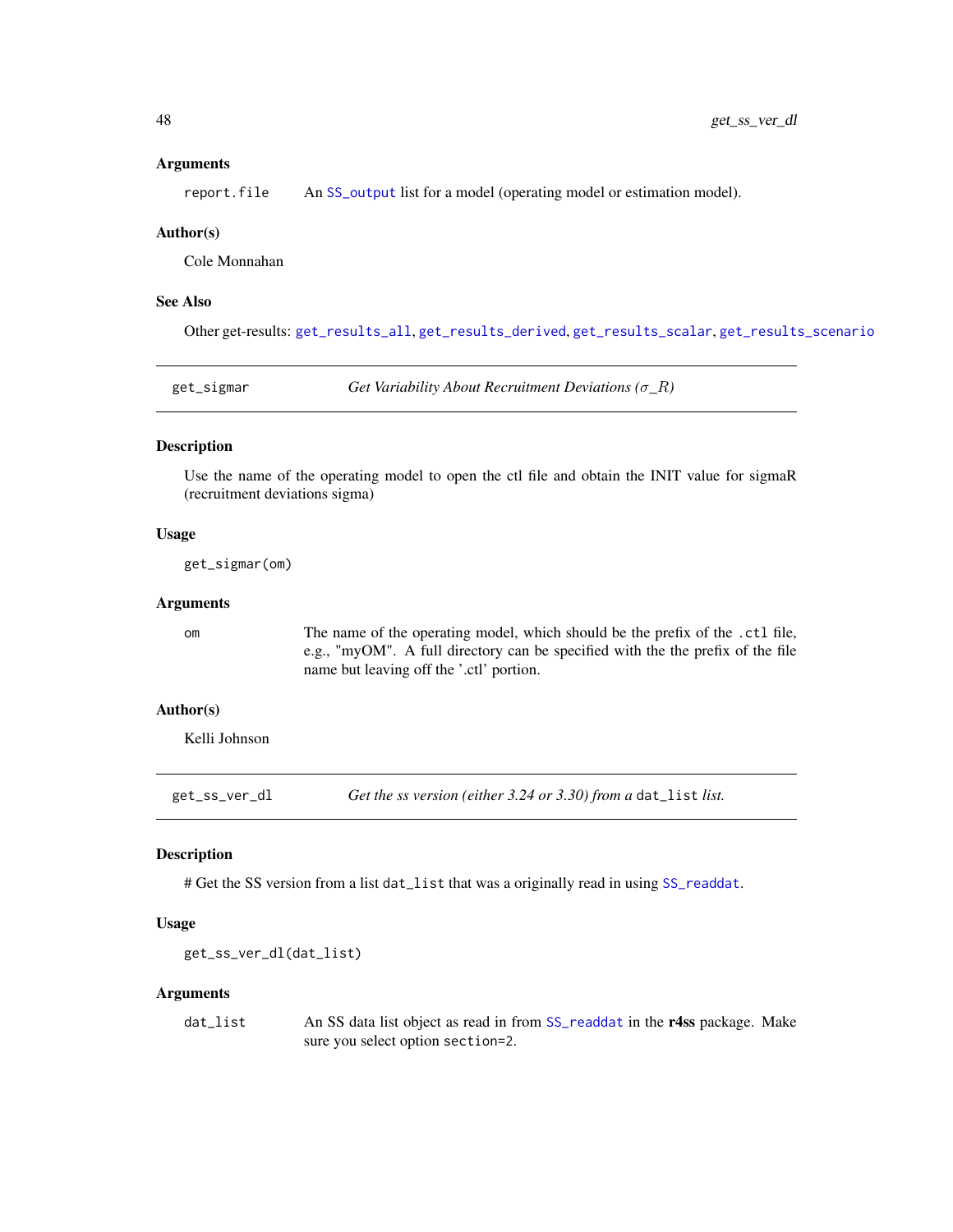### Arguments

| | |
|---|---|
| report.file | An SS_output list for a model (operating model or estimation model). |

### Author(s)

Cole Monnahan

### See Also

Other get-results: get_results_all, get_results_derived, get_results_scalar, get_results_scenario

---

## get_sigmar — *Get Variability About Recruitment Deviations ($\sigma\_R$)*

---

### Description

Use the name of the operating model to open the ctl file and obtain the INIT value for sigmaR (recruitment deviations sigma)

### Usage

```
get_sigmar(om)
```

### Arguments

| | |
|---|---|
| om | The name of the operating model, which should be the prefix of the `.ctl` file, e.g., "myOM". A full directory can be specified with the the prefix of the file name but leaving off the '.ctl' portion. |

### Author(s)

Kelli Johnson

---

## get_ss_ver_dl — *Get the ss version (either 3.24 or 3.30) from a* `dat_list` *list.*

---

### Description

# Get the SS version from a list `dat_list` that was a originally read in using SS_readdat.

### Usage

```
get_ss_ver_dl(dat_list)
```

### Arguments

| | |
|---|---|
| dat_list | An SS data list object as read in from SS_readdat in the **r4ss** package. Make sure you select option `section=2`. |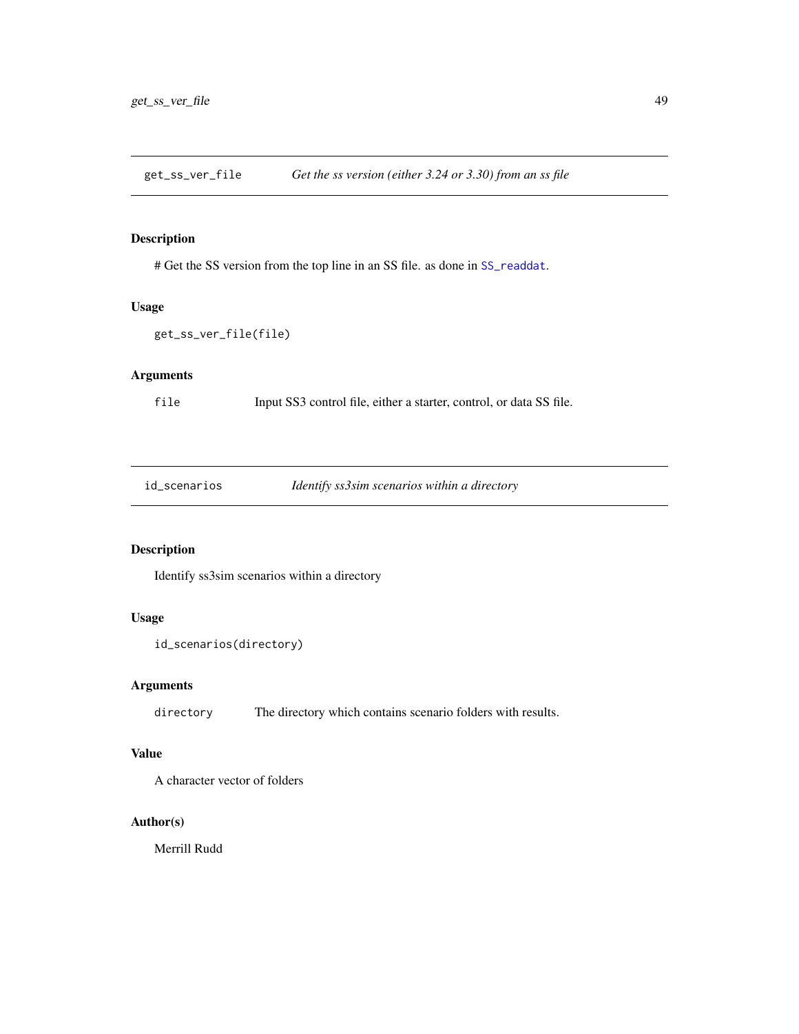## get_ss_ver_file — *Get the ss version (either 3.24 or 3.30) from an ss file*

### Description

# Get the SS version from the top line in an SS file. as done in SS_readdat.

### Usage

```
get_ss_ver_file(file)
```

### Arguments

| | |
|---|---|
| `file` | Input SS3 control file, either a starter, control, or data SS file. |

## id_scenarios — *Identify ss3sim scenarios within a directory*

### Description

Identify ss3sim scenarios within a directory

### Usage

```
id_scenarios(directory)
```

### Arguments

| | |
|---|---|
| `directory` | The directory which contains scenario folders with results. |

### Value

A character vector of folders

### Author(s)

Merrill Rudd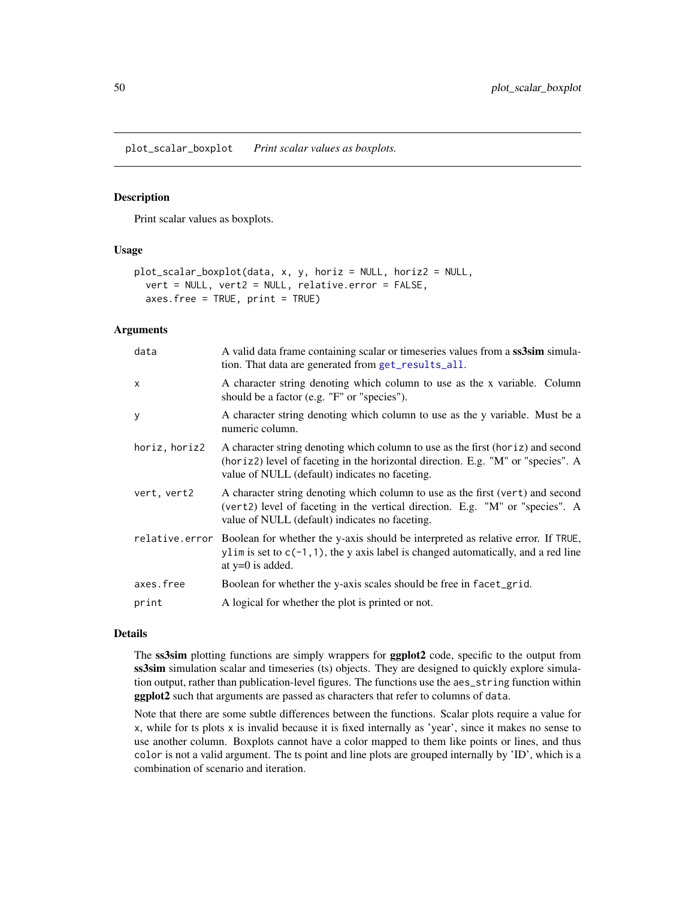# plot_scalar_boxplot *Print scalar values as boxplots.*

## Description

Print scalar values as boxplots.

## Usage

```
plot_scalar_boxplot(data, x, y, horiz = NULL, horiz2 = NULL,
  vert = NULL, vert2 = NULL, relative.error = FALSE,
  axes.free = TRUE, print = TRUE)
```

## Arguments

| Argument | Description |
|---|---|
| data | A valid data frame containing scalar or timeseries values from a **ss3sim** simulation. That data are generated from `get_results_all`. |
| x | A character string denoting which column to use as the x variable. Column should be a factor (e.g. "F" or "species"). |
| y | A character string denoting which column to use as the y variable. Must be a numeric column. |
| horiz, horiz2 | A character string denoting which column to use as the first (`horiz`) and second (`horiz2`) level of faceting in the horizontal direction. E.g. "M" or "species". A value of NULL (default) indicates no faceting. |
| vert, vert2 | A character string denoting which column to use as the first (`vert`) and second (`vert2`) level of faceting in the vertical direction. E.g. "M" or "species". A value of NULL (default) indicates no faceting. |
| relative.error | Boolean for whether the y-axis should be interpreted as relative error. If `TRUE`, `ylim` is set to `c(-1,1)`, the y axis label is changed automatically, and a red line at y=0 is added. |
| axes.free | Boolean for whether the y-axis scales should be free in `facet_grid`. |
| print | A logical for whether the plot is printed or not. |

## Details

The **ss3sim** plotting functions are simply wrappers for **ggplot2** code, specific to the output from **ss3sim** simulation scalar and timeseries (ts) objects. They are designed to quickly explore simulation output, rather than publication-level figures. The functions use the `aes_string` function within **ggplot2** such that arguments are passed as characters that refer to columns of `data`.

Note that there are some subtle differences between the functions. Scalar plots require a value for `x`, while for ts plots `x` is invalid because it is fixed internally as 'year', since it makes no sense to use another column. Boxplots cannot have a color mapped to them like points or lines, and thus `color` is not a valid argument. The ts point and line plots are grouped internally by 'ID', which is a combination of scenario and iteration.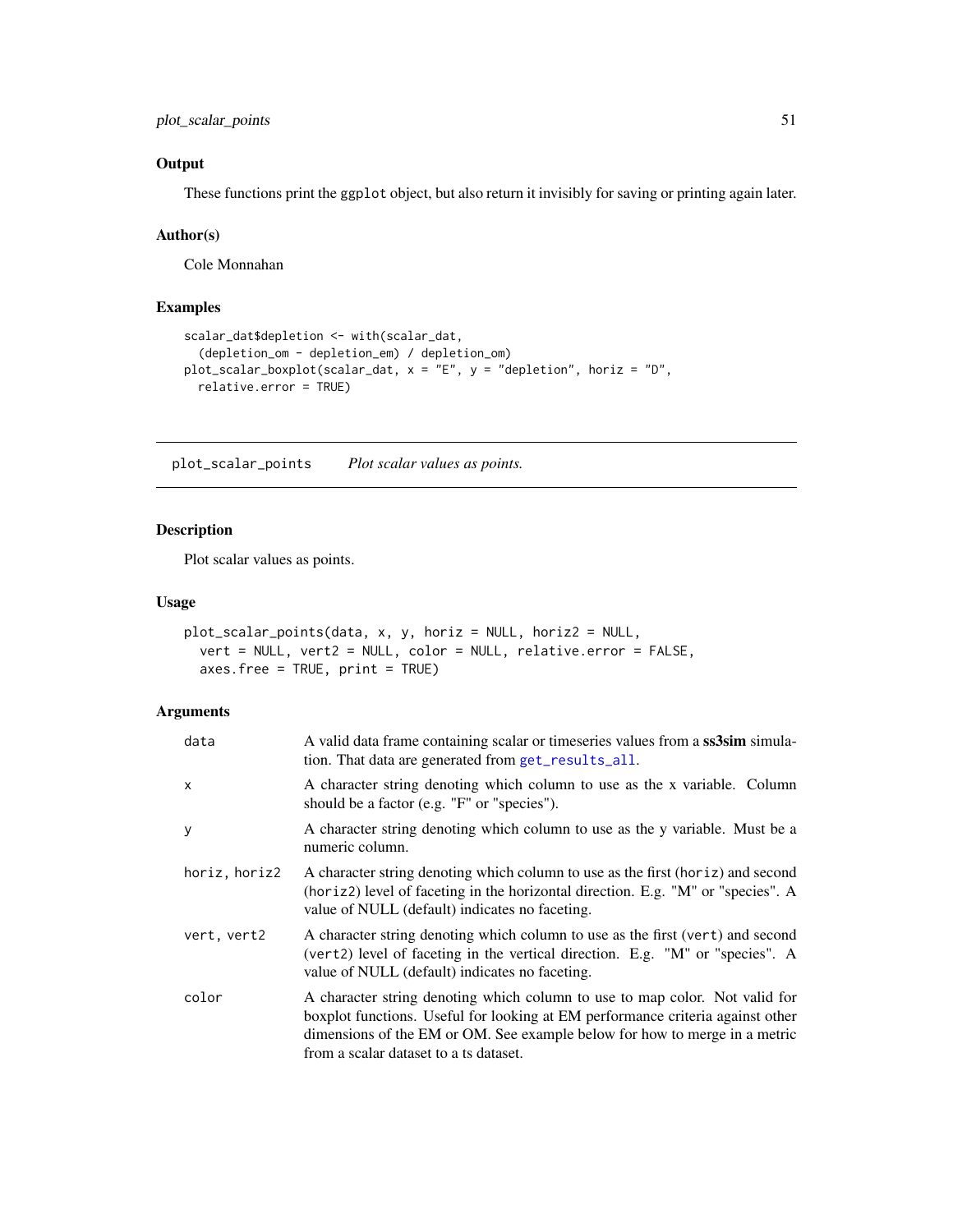### Output

These functions print the ggplot object, but also return it invisibly for saving or printing again later.

### Author(s)

Cole Monnahan

### Examples

```
scalar_dat$depletion <- with(scalar_dat,
  (depletion_om - depletion_em) / depletion_om)
plot_scalar_boxplot(scalar_dat, x = "E", y = "depletion", horiz = "D",
  relative.error = TRUE)
```

---

## plot_scalar_points    *Plot scalar values as points.*

---

### Description

Plot scalar values as points.

### Usage

```
plot_scalar_points(data, x, y, horiz = NULL, horiz2 = NULL,
  vert = NULL, vert2 = NULL, color = NULL, relative.error = FALSE,
  axes.free = TRUE, print = TRUE)
```

### Arguments

| | |
|---|---|
| data | A valid data frame containing scalar or timeseries values from a **ss3sim** simulation. That data are generated from get_results_all. |
| x | A character string denoting which column to use as the x variable. Column should be a factor (e.g. "F" or "species"). |
| y | A character string denoting which column to use as the y variable. Must be a numeric column. |
| horiz, horiz2 | A character string denoting which column to use as the first (horiz) and second (horiz2) level of faceting in the horizontal direction. E.g. "M" or "species". A value of NULL (default) indicates no faceting. |
| vert, vert2 | A character string denoting which column to use as the first (vert) and second (vert2) level of faceting in the vertical direction. E.g. "M" or "species". A value of NULL (default) indicates no faceting. |
| color | A character string denoting which column to use to map color. Not valid for boxplot functions. Useful for looking at EM performance criteria against other dimensions of the EM or OM. See example below for how to merge in a metric from a scalar dataset to a ts dataset. |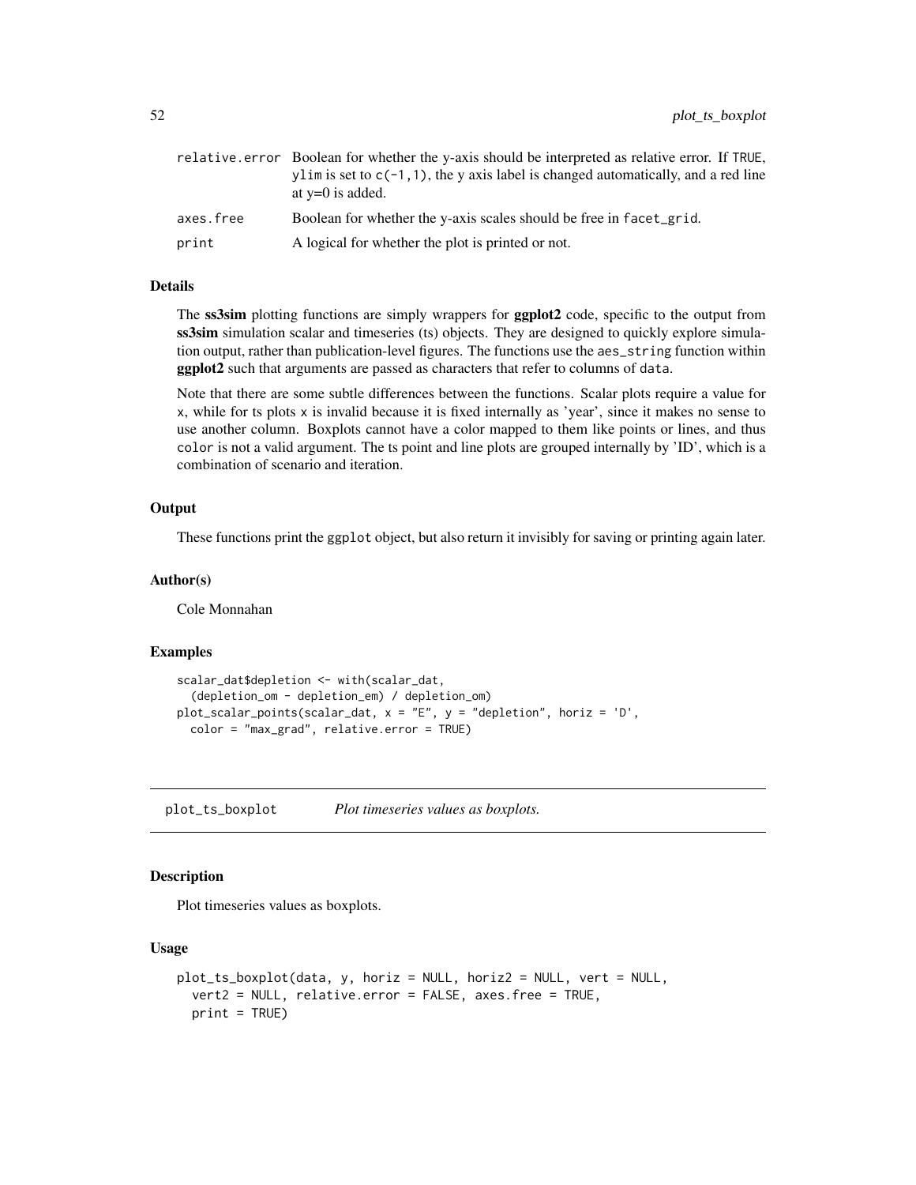| | |
|---|---|
| relative.error | Boolean for whether the y-axis should be interpreted as relative error. If TRUE, ylim is set to c(-1,1), the y axis label is changed automatically, and a red line at y=0 is added. |
| axes.free | Boolean for whether the y-axis scales should be free in facet_grid. |
| print | A logical for whether the plot is printed or not. |

### Details

The **ss3sim** plotting functions are simply wrappers for **ggplot2** code, specific to the output from **ss3sim** simulation scalar and timeseries (ts) objects. They are designed to quickly explore simulation output, rather than publication-level figures. The functions use the aes_string function within **ggplot2** such that arguments are passed as characters that refer to columns of data.

Note that there are some subtle differences between the functions. Scalar plots require a value for x, while for ts plots x is invalid because it is fixed internally as 'year', since it makes no sense to use another column. Boxplots cannot have a color mapped to them like points or lines, and thus color is not a valid argument. The ts point and line plots are grouped internally by 'ID', which is a combination of scenario and iteration.

### Output

These functions print the ggplot object, but also return it invisibly for saving or printing again later.

### Author(s)

Cole Monnahan

### Examples

```
scalar_dat$depletion <- with(scalar_dat,
  (depletion_om - depletion_em) / depletion_om)
plot_scalar_points(scalar_dat, x = "E", y = "depletion", horiz = 'D',
  color = "max_grad", relative.error = TRUE)
```

---

## plot_ts_boxplot *Plot timeseries values as boxplots.*

---

### Description

Plot timeseries values as boxplots.

### Usage

```
plot_ts_boxplot(data, y, horiz = NULL, horiz2 = NULL, vert = NULL,
  vert2 = NULL, relative.error = FALSE, axes.free = TRUE,
  print = TRUE)
```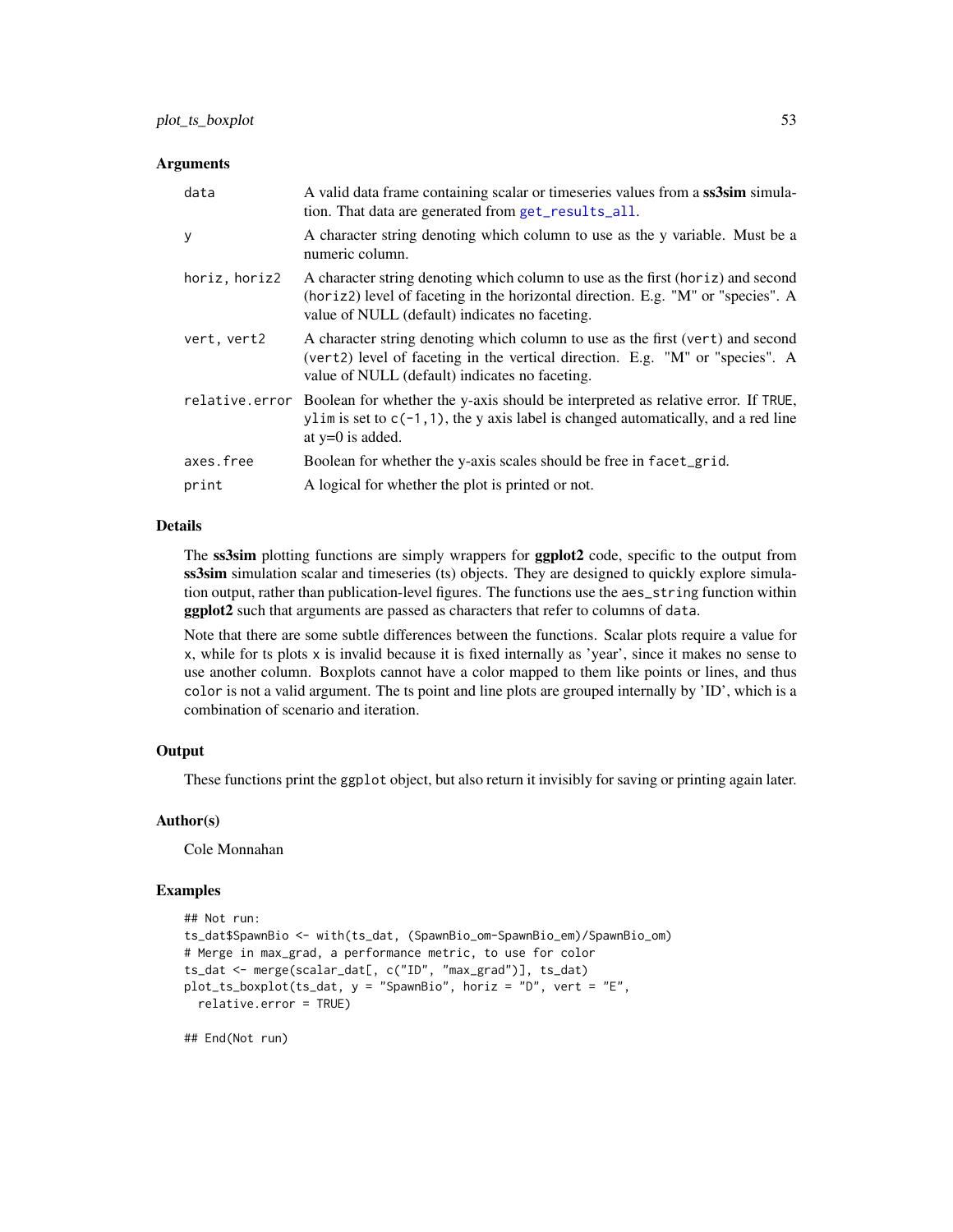### Arguments

| | |
|---|---|
| `data` | A valid data frame containing scalar or timeseries values from a **ss3sim** simulation. That data are generated from `get_results_all`. |
| `y` | A character string denoting which column to use as the y variable. Must be a numeric column. |
| `horiz, horiz2` | A character string denoting which column to use as the first (`horiz`) and second (`horiz2`) level of faceting in the horizontal direction. E.g. "M" or "species". A value of NULL (default) indicates no faceting. |
| `vert, vert2` | A character string denoting which column to use as the first (`vert`) and second (`vert2`) level of faceting in the vertical direction. E.g. "M" or "species". A value of NULL (default) indicates no faceting. |
| `relative.error` | Boolean for whether the y-axis should be interpreted as relative error. If `TRUE`, `ylim` is set to `c(-1,1)`, the y axis label is changed automatically, and a red line at y=0 is added. |
| `axes.free` | Boolean for whether the y-axis scales should be free in `facet_grid`. |
| `print` | A logical for whether the plot is printed or not. |

### Details

The **ss3sim** plotting functions are simply wrappers for **ggplot2** code, specific to the output from **ss3sim** simulation scalar and timeseries (ts) objects. They are designed to quickly explore simulation output, rather than publication-level figures. The functions use the `aes_string` function within **ggplot2** such that arguments are passed as characters that refer to columns of `data`.

Note that there are some subtle differences between the functions. Scalar plots require a value for `x`, while for ts plots `x` is invalid because it is fixed internally as 'year', since it makes no sense to use another column. Boxplots cannot have a color mapped to them like points or lines, and thus `color` is not a valid argument. The ts point and line plots are grouped internally by 'ID', which is a combination of scenario and iteration.

### Output

These functions print the `ggplot` object, but also return it invisibly for saving or printing again later.

### Author(s)

Cole Monnahan

### Examples

```
## Not run:
ts_dat$SpawnBio <- with(ts_dat, (SpawnBio_om-SpawnBio_em)/SpawnBio_om)
# Merge in max_grad, a performance metric, to use for color
ts_dat <- merge(scalar_dat[, c("ID", "max_grad")], ts_dat)
plot_ts_boxplot(ts_dat, y = "SpawnBio", horiz = "D", vert = "E",
  relative.error = TRUE)

## End(Not run)
```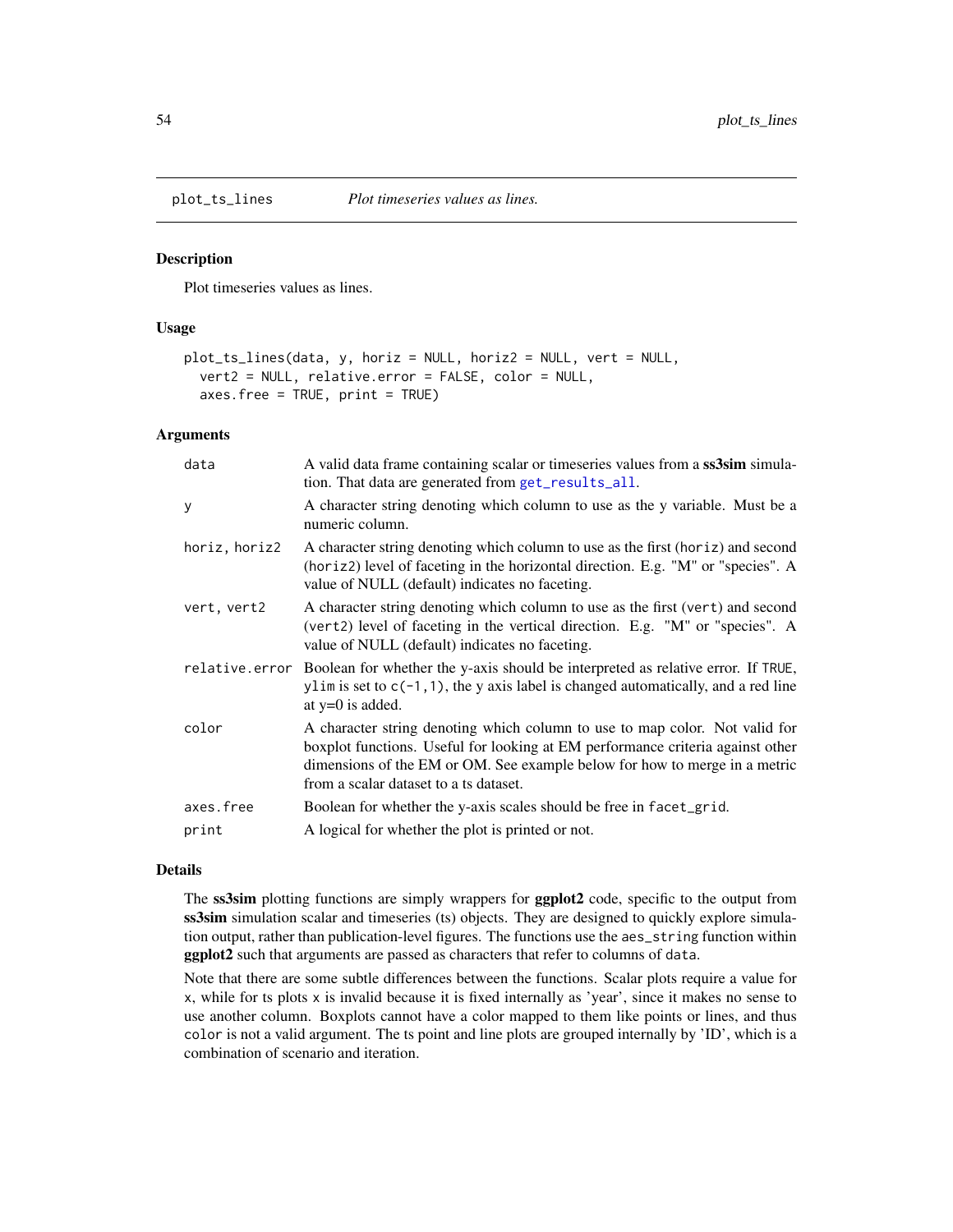## plot_ts_lines *Plot timeseries values as lines.*

### Description

Plot timeseries values as lines.

### Usage

```
plot_ts_lines(data, y, horiz = NULL, horiz2 = NULL, vert = NULL,
  vert2 = NULL, relative.error = FALSE, color = NULL,
  axes.free = TRUE, print = TRUE)
```

### Arguments

| | |
|---|---|
| data | A valid data frame containing scalar or timeseries values from a **ss3sim** simulation. That data are generated from `get_results_all`. |
| y | A character string denoting which column to use as the y variable. Must be a numeric column. |
| horiz, horiz2 | A character string denoting which column to use as the first (`horiz`) and second (`horiz2`) level of faceting in the horizontal direction. E.g. "M" or "species". A value of NULL (default) indicates no faceting. |
| vert, vert2 | A character string denoting which column to use as the first (`vert`) and second (`vert2`) level of faceting in the vertical direction. E.g. "M" or "species". A value of NULL (default) indicates no faceting. |
| relative.error | Boolean for whether the y-axis should be interpreted as relative error. If `TRUE`, `ylim` is set to `c(-1,1)`, the y axis label is changed automatically, and a red line at y=0 is added. |
| color | A character string denoting which column to use to map color. Not valid for boxplot functions. Useful for looking at EM performance criteria against other dimensions of the EM or OM. See example below for how to merge in a metric from a scalar dataset to a ts dataset. |
| axes.free | Boolean for whether the y-axis scales should be free in `facet_grid`. |
| print | A logical for whether the plot is printed or not. |

### Details

The **ss3sim** plotting functions are simply wrappers for **ggplot2** code, specific to the output from **ss3sim** simulation scalar and timeseries (ts) objects. They are designed to quickly explore simulation output, rather than publication-level figures. The functions use the `aes_string` function within **ggplot2** such that arguments are passed as characters that refer to columns of `data`.

Note that there are some subtle differences between the functions. Scalar plots require a value for `x`, while for ts plots `x` is invalid because it is fixed internally as 'year', since it makes no sense to use another column. Boxplots cannot have a color mapped to them like points or lines, and thus `color` is not a valid argument. The ts point and line plots are grouped internally by 'ID', which is a combination of scenario and iteration.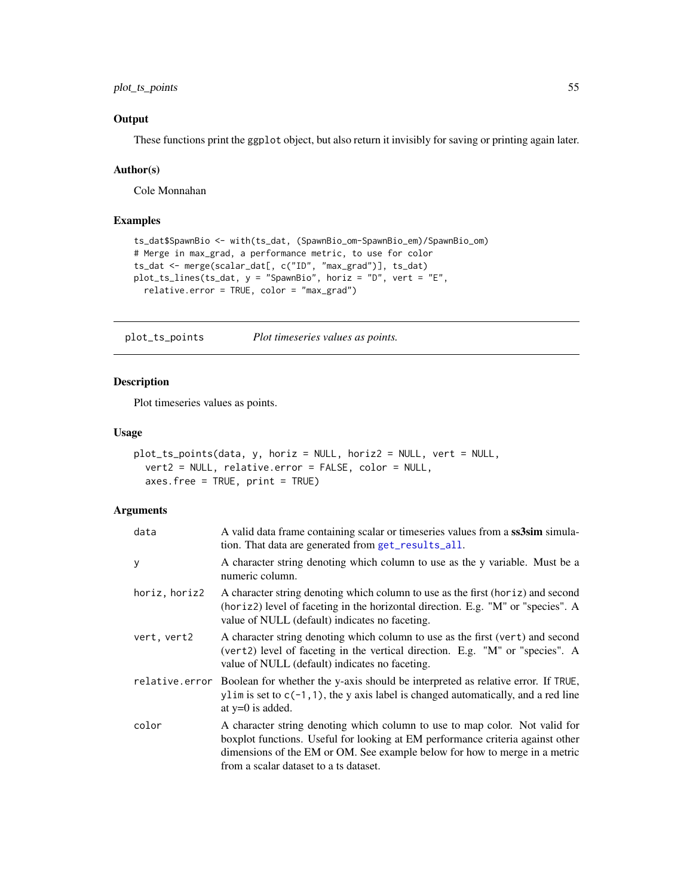### Output

These functions print the ggplot object, but also return it invisibly for saving or printing again later.

### Author(s)

Cole Monnahan

### Examples

```
ts_dat$SpawnBio <- with(ts_dat, (SpawnBio_om-SpawnBio_em)/SpawnBio_om)
# Merge in max_grad, a performance metric, to use for color
ts_dat <- merge(scalar_dat[, c("ID", "max_grad")], ts_dat)
plot_ts_lines(ts_dat, y = "SpawnBio", horiz = "D", vert = "E",
  relative.error = TRUE, color = "max_grad")
```

---

## plot_ts_points — *Plot timeseries values as points.*

### Description

Plot timeseries values as points.

### Usage

```
plot_ts_points(data, y, horiz = NULL, horiz2 = NULL, vert = NULL,
  vert2 = NULL, relative.error = FALSE, color = NULL,
  axes.free = TRUE, print = TRUE)
```

### Arguments

| | |
|---|---|
| data | A valid data frame containing scalar or timeseries values from a **ss3sim** simulation. That data are generated from get_results_all. |
| y | A character string denoting which column to use as the y variable. Must be a numeric column. |
| horiz, horiz2 | A character string denoting which column to use as the first (horiz) and second (horiz2) level of faceting in the horizontal direction. E.g. "M" or "species". A value of NULL (default) indicates no faceting. |
| vert, vert2 | A character string denoting which column to use as the first (vert) and second (vert2) level of faceting in the vertical direction. E.g. "M" or "species". A value of NULL (default) indicates no faceting. |
| relative.error | Boolean for whether the y-axis should be interpreted as relative error. If TRUE, ylim is set to c(-1,1), the y axis label is changed automatically, and a red line at y=0 is added. |
| color | A character string denoting which column to use to map color. Not valid for boxplot functions. Useful for looking at EM performance criteria against other dimensions of the EM or OM. See example below for how to merge in a metric from a scalar dataset to a ts dataset. |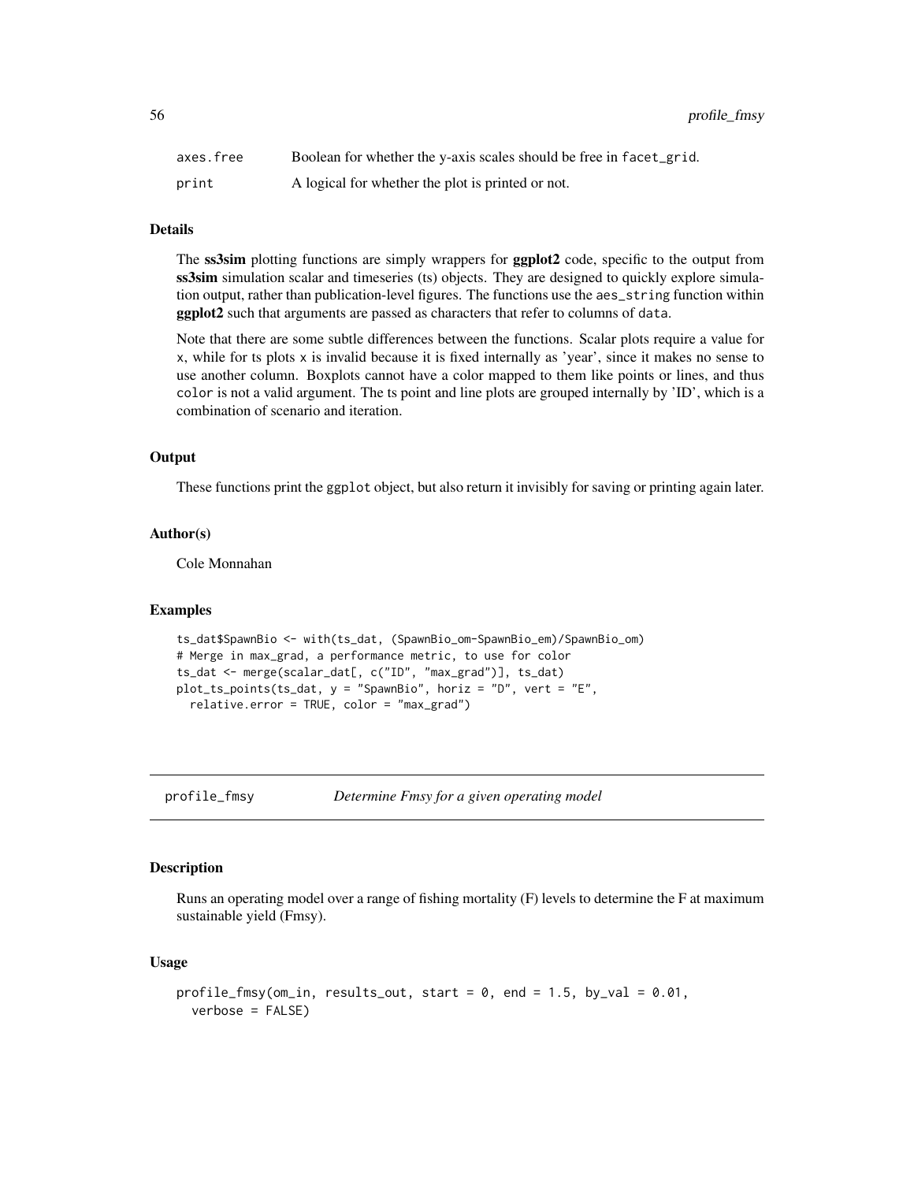| | |
|---|---|
| axes.free | Boolean for whether the y-axis scales should be free in facet_grid. |
| print | A logical for whether the plot is printed or not. |

### Details

The **ss3sim** plotting functions are simply wrappers for **ggplot2** code, specific to the output from **ss3sim** simulation scalar and timeseries (ts) objects. They are designed to quickly explore simulation output, rather than publication-level figures. The functions use the aes_string function within **ggplot2** such that arguments are passed as characters that refer to columns of data.

Note that there are some subtle differences between the functions. Scalar plots require a value for x, while for ts plots x is invalid because it is fixed internally as 'year', since it makes no sense to use another column. Boxplots cannot have a color mapped to them like points or lines, and thus color is not a valid argument. The ts point and line plots are grouped internally by 'ID', which is a combination of scenario and iteration.

### Output

These functions print the ggplot object, but also return it invisibly for saving or printing again later.

### Author(s)

Cole Monnahan

### Examples

```
ts_dat$SpawnBio <- with(ts_dat, (SpawnBio_om-SpawnBio_em)/SpawnBio_om)
# Merge in max_grad, a performance metric, to use for color
ts_dat <- merge(scalar_dat[, c("ID", "max_grad")], ts_dat)
plot_ts_points(ts_dat, y = "SpawnBio", horiz = "D", vert = "E",
  relative.error = TRUE, color = "max_grad")
```

---

## profile_fmsy *Determine Fmsy for a given operating model*

### Description

Runs an operating model over a range of fishing mortality (F) levels to determine the F at maximum sustainable yield (Fmsy).

### Usage

```
profile_fmsy(om_in, results_out, start = 0, end = 1.5, by_val = 0.01,
  verbose = FALSE)
```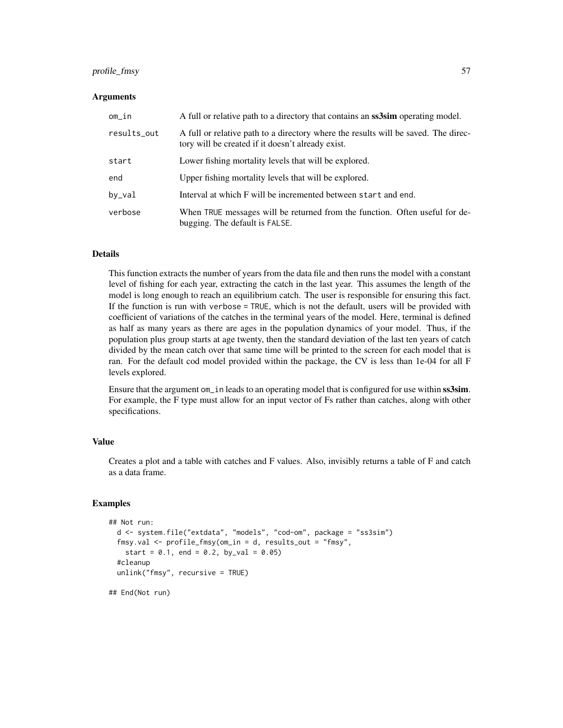### Arguments

| | |
|---|---|
| om_in | A full or relative path to a directory that contains an **ss3sim** operating model. |
| results_out | A full or relative path to a directory where the results will be saved. The directory will be created if it doesn't already exist. |
| start | Lower fishing mortality levels that will be explored. |
| end | Upper fishing mortality levels that will be explored. |
| by_val | Interval at which F will be incremented between start and end. |
| verbose | When TRUE messages will be returned from the function. Often useful for debugging. The default is FALSE. |

### Details

This function extracts the number of years from the data file and then runs the model with a constant level of fishing for each year, extracting the catch in the last year. This assumes the length of the model is long enough to reach an equilibrium catch. The user is responsible for ensuring this fact. If the function is run with verbose = TRUE, which is not the default, users will be provided with coefficient of variations of the catches in the terminal years of the model. Here, terminal is defined as half as many years as there are ages in the population dynamics of your model. Thus, if the population plus group starts at age twenty, then the standard deviation of the last ten years of catch divided by the mean catch over that same time will be printed to the screen for each model that is ran. For the default cod model provided within the package, the CV is less than 1e-04 for all F levels explored.

Ensure that the argument om_in leads to an operating model that is configured for use within **ss3sim**. For example, the F type must allow for an input vector of Fs rather than catches, along with other specifications.

### Value

Creates a plot and a table with catches and F values. Also, invisibly returns a table of F and catch as a data frame.

### Examples

```
## Not run:
  d <- system.file("extdata", "models", "cod-om", package = "ss3sim")
  fmsy.val <- profile_fmsy(om_in = d, results_out = "fmsy",
    start = 0.1, end = 0.2, by_val = 0.05)
  #cleanup
  unlink("fmsy", recursive = TRUE)

## End(Not run)
```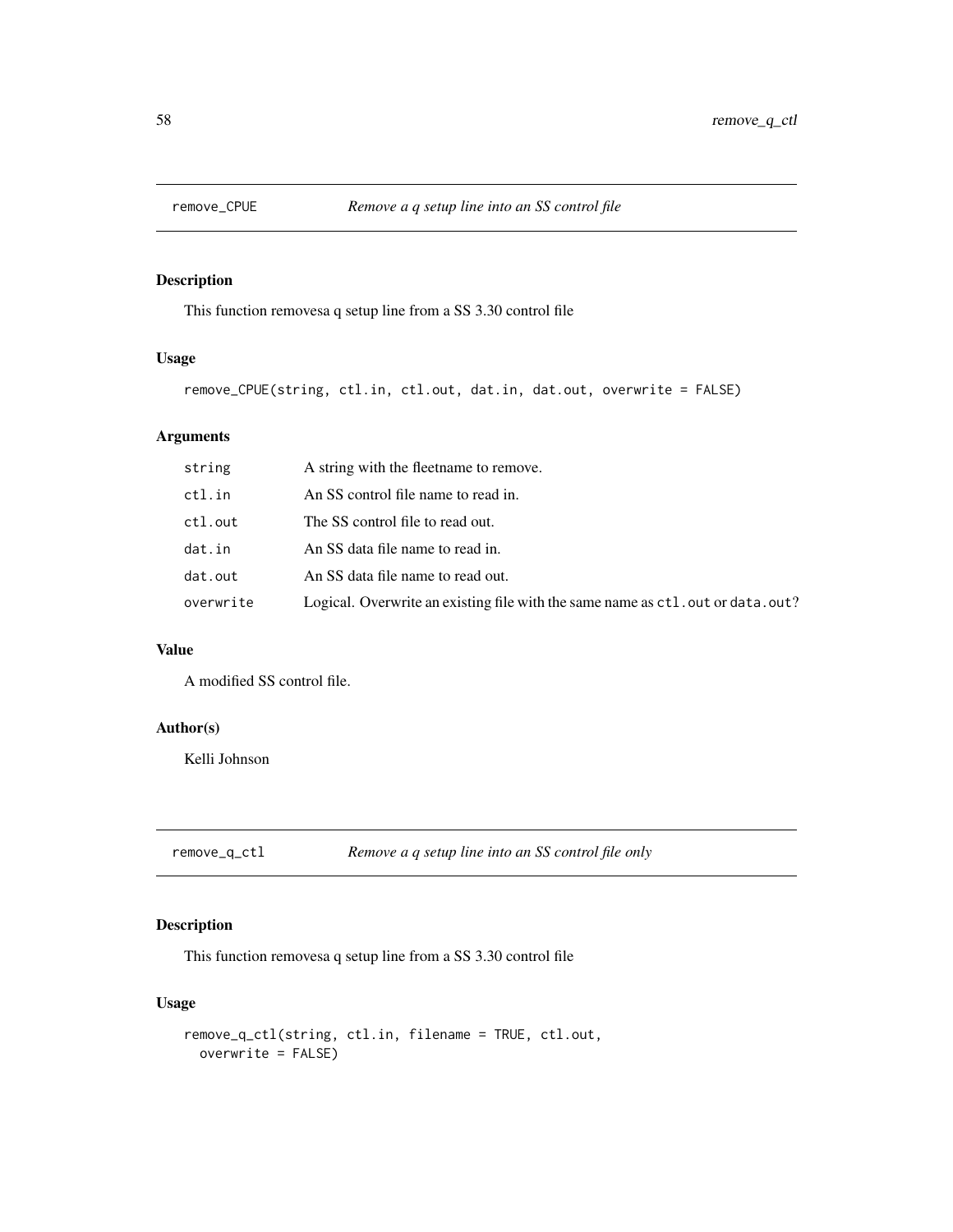## remove_CPUE *Remove a q setup line into an SS control file*

### Description

This function removesa q setup line from a SS 3.30 control file

### Usage

```
remove_CPUE(string, ctl.in, ctl.out, dat.in, dat.out, overwrite = FALSE)
```

### Arguments

| | |
|---|---|
| string | A string with the fleetname to remove. |
| ctl.in | An SS control file name to read in. |
| ctl.out | The SS control file to read out. |
| dat.in | An SS data file name to read in. |
| dat.out | An SS data file name to read out. |
| overwrite | Logical. Overwrite an existing file with the same name as `ctl.out` or `data.out`? |

### Value

A modified SS control file.

### Author(s)

Kelli Johnson

## remove_q_ctl *Remove a q setup line into an SS control file only*

### Description

This function removesa q setup line from a SS 3.30 control file

### Usage

```
remove_q_ctl(string, ctl.in, filename = TRUE, ctl.out,
  overwrite = FALSE)
```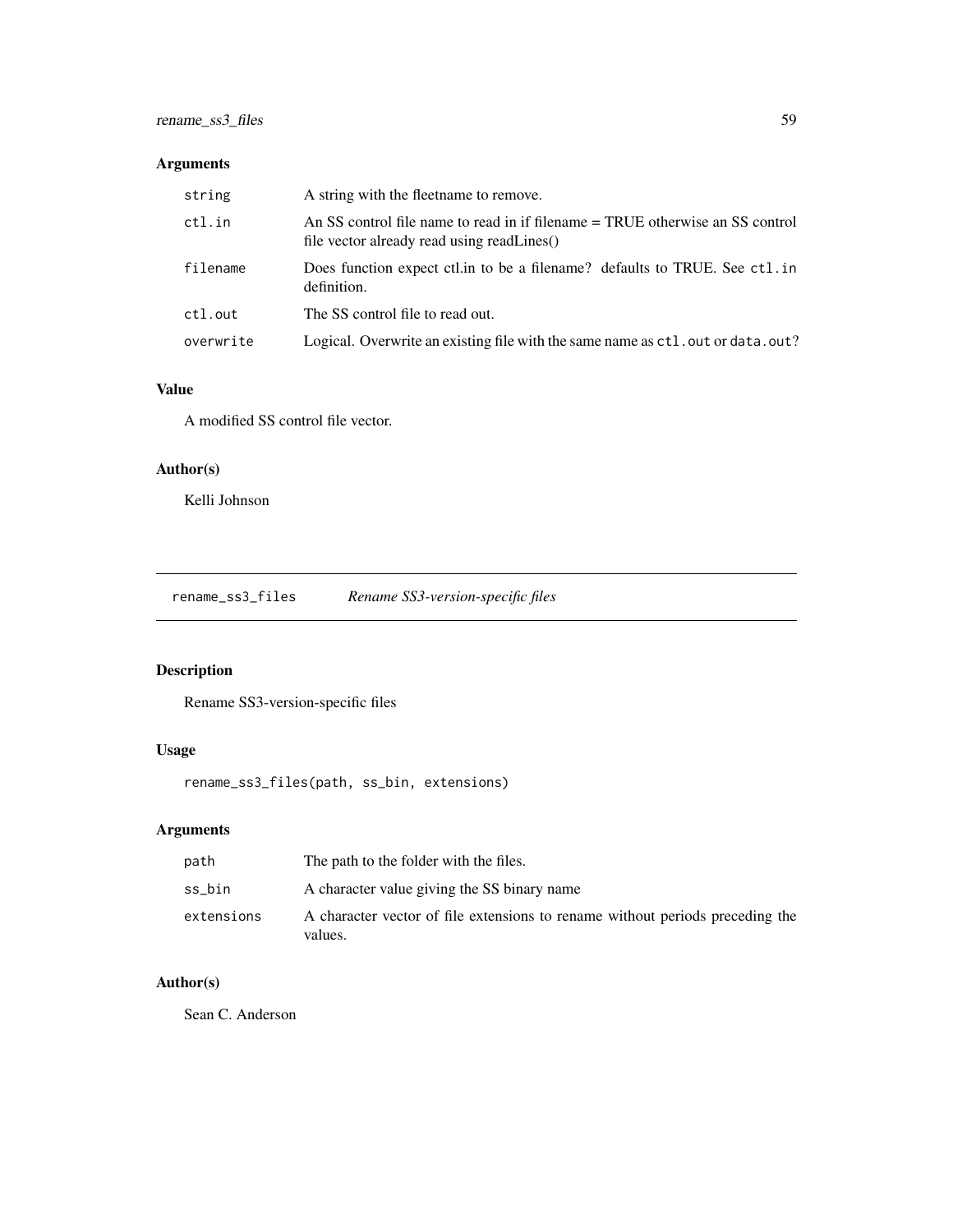## Arguments

| | |
|---|---|
| string | A string with the fleetname to remove. |
| ctl.in | An SS control file name to read in if filename = TRUE otherwise an SS control file vector already read using readLines() |
| filename | Does function expect ctl.in to be a filename? defaults to TRUE. See ctl.in definition. |
| ctl.out | The SS control file to read out. |
| overwrite | Logical. Overwrite an existing file with the same name as ctl.out or data.out? |

## Value

A modified SS control file vector.

## Author(s)

Kelli Johnson

---

# rename_ss3_files — *Rename SS3-version-specific files*

## Description

Rename SS3-version-specific files

## Usage

```
rename_ss3_files(path, ss_bin, extensions)
```

## Arguments

| | |
|---|---|
| path | The path to the folder with the files. |
| ss_bin | A character value giving the SS binary name |
| extensions | A character vector of file extensions to rename without periods preceding the values. |

## Author(s)

Sean C. Anderson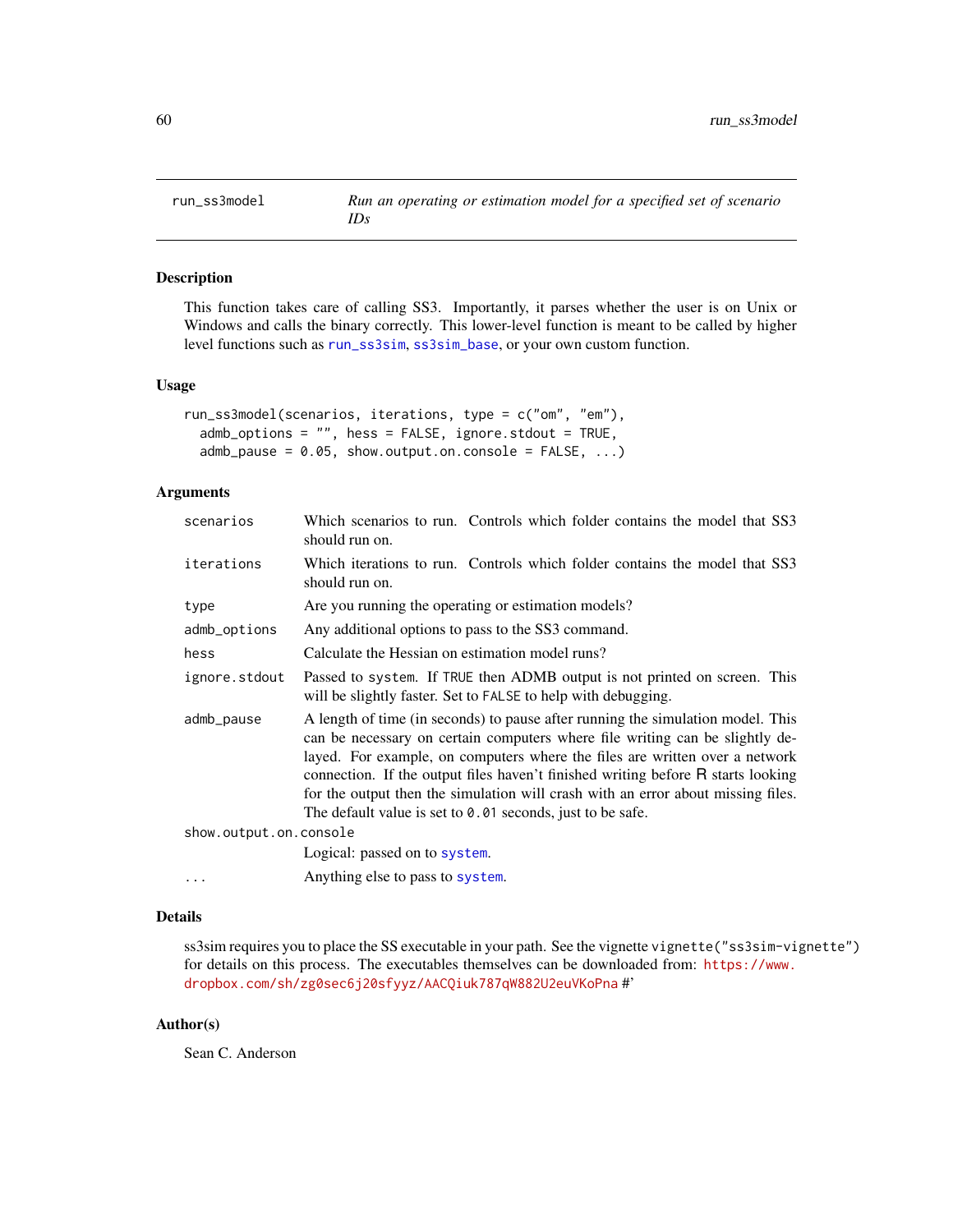run_ss3model — *Run an operating or estimation model for a specified set of scenario IDs*

## Description

This function takes care of calling SS3. Importantly, it parses whether the user is on Unix or Windows and calls the binary correctly. This lower-level function is meant to be called by higher level functions such as run_ss3sim, ss3sim_base, or your own custom function.

## Usage

```
run_ss3model(scenarios, iterations, type = c("om", "em"),
  admb_options = "", hess = FALSE, ignore.stdout = TRUE,
  admb_pause = 0.05, show.output.on.console = FALSE, ...)
```

## Arguments

| Argument | Description |
|---|---|
| scenarios | Which scenarios to run. Controls which folder contains the model that SS3 should run on. |
| iterations | Which iterations to run. Controls which folder contains the model that SS3 should run on. |
| type | Are you running the operating or estimation models? |
| admb_options | Any additional options to pass to the SS3 command. |
| hess | Calculate the Hessian on estimation model runs? |
| ignore.stdout | Passed to system. If TRUE then ADMB output is not printed on screen. This will be slightly faster. Set to FALSE to help with debugging. |
| admb_pause | A length of time (in seconds) to pause after running the simulation model. This can be necessary on certain computers where file writing can be slightly delayed. For example, on computers where the files are written over a network connection. If the output files haven't finished writing before R starts looking for the output then the simulation will crash with an error about missing files. The default value is set to 0.01 seconds, just to be safe. |
| show.output.on.console | Logical: passed on to system. |
| ... | Anything else to pass to system. |

## Details

ss3sim requires you to place the SS executable in your path. See the vignette vignette("ss3sim-vignette") for details on this process. The executables themselves can be downloaded from: https://www.dropbox.com/sh/zg0sec6j20sfyyz/AACQiuk787qW882U2euVKoPna #'

## Author(s)

Sean C. Anderson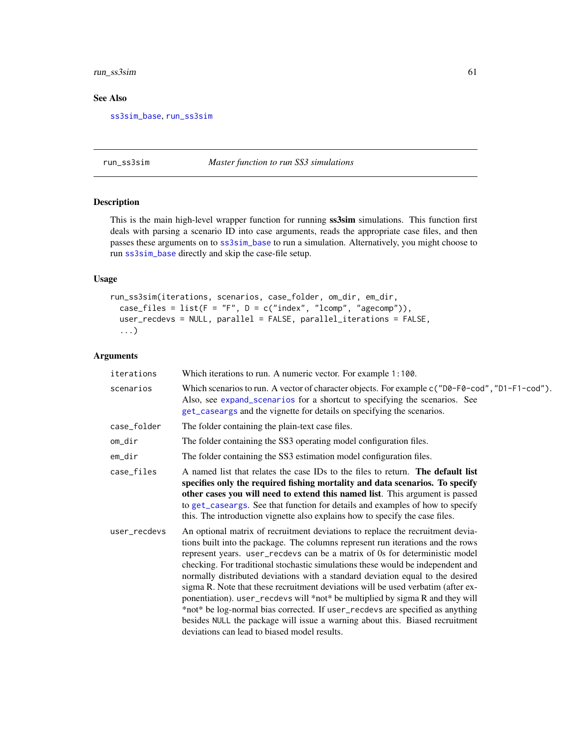## See Also

ss3sim_base, run_ss3sim

---

## run_ss3sim — *Master function to run SS3 simulations*

### Description

This is the main high-level wrapper function for running **ss3sim** simulations. This function first deals with parsing a scenario ID into case arguments, reads the appropriate case files, and then passes these arguments on to ss3sim_base to run a simulation. Alternatively, you might choose to run ss3sim_base directly and skip the case-file setup.

### Usage

```
run_ss3sim(iterations, scenarios, case_folder, om_dir, em_dir,
  case_files = list(F = "F", D = c("index", "lcomp", "agecomp")),
  user_recdevs = NULL, parallel = FALSE, parallel_iterations = FALSE,
  ...)
```

### Arguments

| | |
|---|---|
| iterations | Which iterations to run. A numeric vector. For example `1:100`. |
| scenarios | Which scenarios to run. A vector of character objects. For example `c("D0-F0-cod","D1-F1-cod")`. Also, see expand_scenarios for a shortcut to specifying the scenarios. See get_caseargs and the vignette for details on specifying the scenarios. |
| case_folder | The folder containing the plain-text case files. |
| om_dir | The folder containing the SS3 operating model configuration files. |
| em_dir | The folder containing the SS3 estimation model configuration files. |
| case_files | A named list that relates the case IDs to the files to return. **The default list specifies only the required fishing mortality and data scenarios. To specify other cases you will need to extend this named list**. This argument is passed to get_caseargs. See that function for details and examples of how to specify this. The introduction vignette also explains how to specify the case files. |
| user_recdevs | An optional matrix of recruitment deviations to replace the recruitment deviations built into the package. The columns represent run iterations and the rows represent years. `user_recdevs` can be a matrix of 0s for deterministic model checking. For traditional stochastic simulations these would be independent and normally distributed deviations with a standard deviation equal to the desired sigma R. Note that these recruitment deviations will be used verbatim (after exponentiation). `user_recdevs` will *not* be multiplied by sigma R and they will *not* be log-normal bias corrected. If `user_recdevs` are specified as anything besides `NULL` the package will issue a warning about this. Biased recruitment deviations can lead to biased model results. |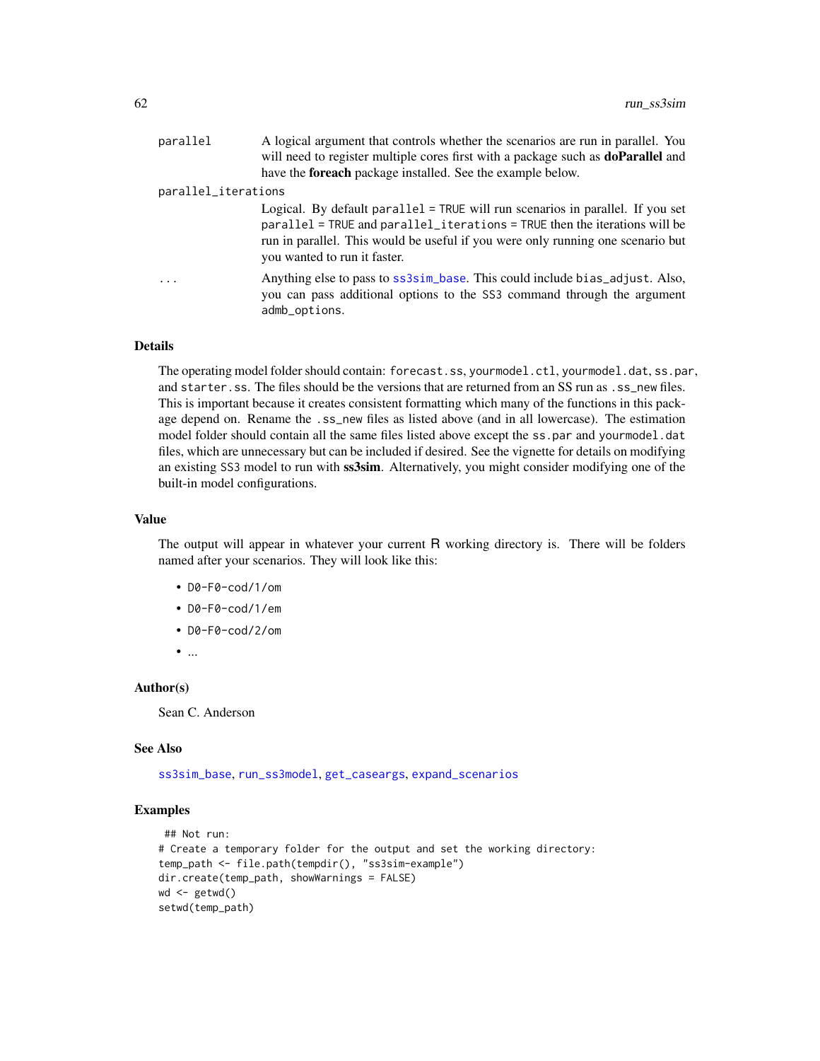parallel
: A logical argument that controls whether the scenarios are run in parallel. You will need to register multiple cores first with a package such as **doParallel** and have the **foreach** package installed. See the example below.

parallel_iterations
: Logical. By default `parallel = TRUE` will run scenarios in parallel. If you set `parallel = TRUE` and `parallel_iterations = TRUE` then the iterations will be run in parallel. This would be useful if you were only running one scenario but you wanted to run it faster.

...
: Anything else to pass to `ss3sim_base`. This could include `bias_adjust`. Also, you can pass additional options to the `SS3` command through the argument `admb_options`.

### Details

The operating model folder should contain: `forecast.ss`, `yourmodel.ctl`, `yourmodel.dat`, `ss.par`, and `starter.ss`. The files should be the versions that are returned from an SS run as `.ss_new` files. This is important because it creates consistent formatting which many of the functions in this package depend on. Rename the `.ss_new` files as listed above (and in all lowercase). The estimation model folder should contain all the same files listed above except the `ss.par` and `yourmodel.dat` files, which are unnecessary but can be included if desired. See the vignette for details on modifying an existing `SS3` model to run with **ss3sim**. Alternatively, you might consider modifying one of the built-in model configurations.

### Value

The output will appear in whatever your current R working directory is. There will be folders named after your scenarios. They will look like this:

- `D0-F0-cod/1/om`
- `D0-F0-cod/1/em`
- `D0-F0-cod/2/om`
- ...

### Author(s)

Sean C. Anderson

### See Also

`ss3sim_base`, `run_ss3model`, `get_caseargs`, `expand_scenarios`

### Examples

```
 ## Not run:
# Create a temporary folder for the output and set the working directory:
temp_path <- file.path(tempdir(), "ss3sim-example")
dir.create(temp_path, showWarnings = FALSE)
wd <- getwd()
setwd(temp_path)
```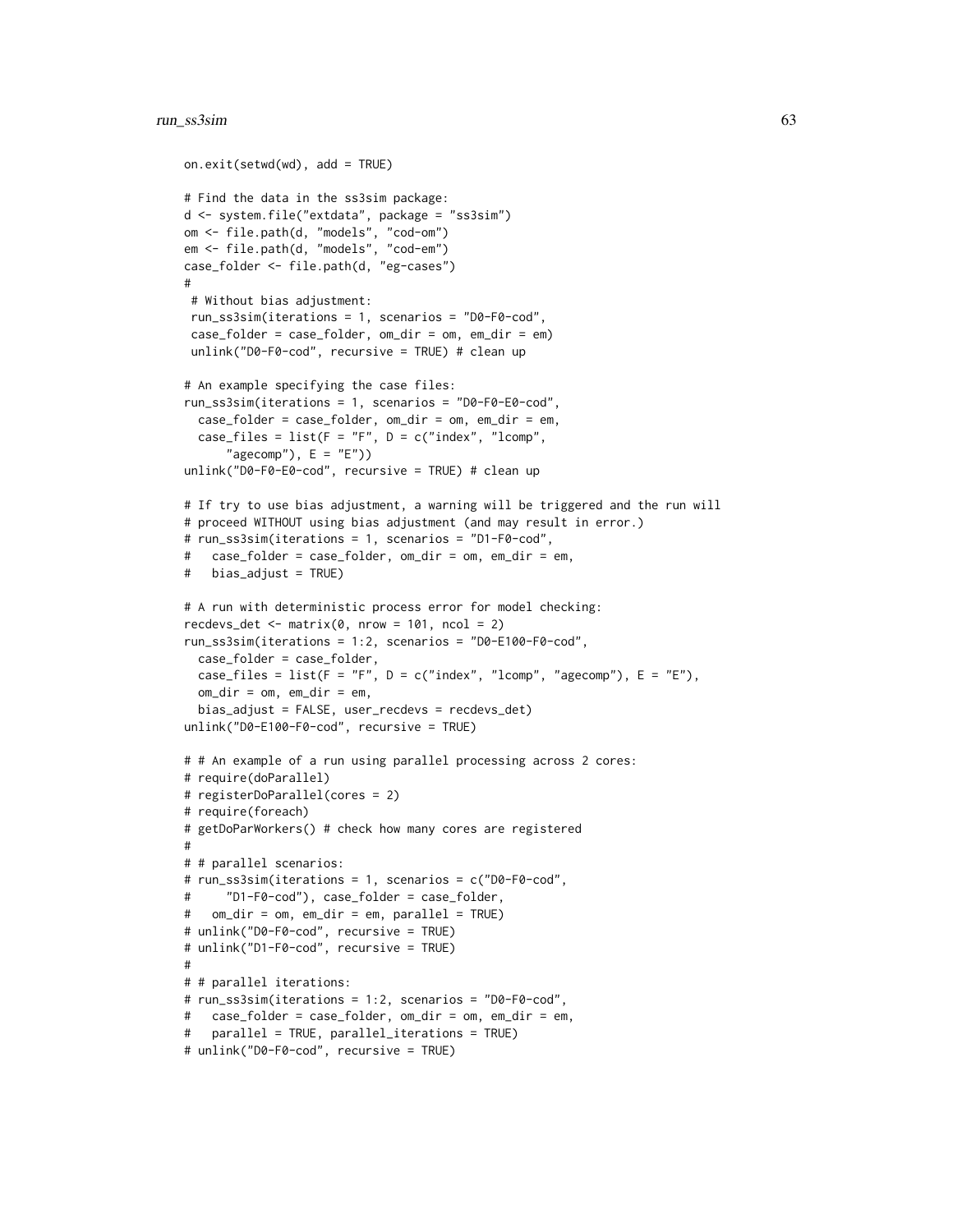```
on.exit(setwd(wd), add = TRUE)

# Find the data in the ss3sim package:
d <- system.file("extdata", package = "ss3sim")
om <- file.path(d, "models", "cod-om")
em <- file.path(d, "models", "cod-em")
case_folder <- file.path(d, "eg-cases")
#
 # Without bias adjustment:
 run_ss3sim(iterations = 1, scenarios = "D0-F0-cod",
 case_folder = case_folder, om_dir = om, em_dir = em)
 unlink("D0-F0-cod", recursive = TRUE) # clean up

# An example specifying the case files:
run_ss3sim(iterations = 1, scenarios = "D0-F0-E0-cod",
  case_folder = case_folder, om_dir = om, em_dir = em,
  case_files = list(F = "F", D = c("index", "lcomp",
      "agecomp"), E = "E"))
unlink("D0-F0-E0-cod", recursive = TRUE) # clean up

# If try to use bias adjustment, a warning will be triggered and the run will
# proceed WITHOUT using bias adjustment (and may result in error.)
# run_ss3sim(iterations = 1, scenarios = "D1-F0-cod",
#   case_folder = case_folder, om_dir = om, em_dir = em,
#   bias_adjust = TRUE)

# A run with deterministic process error for model checking:
recdevs_det <- matrix(0, nrow = 101, ncol = 2)
run_ss3sim(iterations = 1:2, scenarios = "D0-E100-F0-cod",
  case_folder = case_folder,
  case_files = list(F = "F", D = c("index", "lcomp", "agecomp"), E = "E"),
  om_dir = om, em_dir = em,
  bias_adjust = FALSE, user_recdevs = recdevs_det)
unlink("D0-E100-F0-cod", recursive = TRUE)

# # An example of a run using parallel processing across 2 cores:
# require(doParallel)
# registerDoParallel(cores = 2)
# require(foreach)
# getDoParWorkers() # check how many cores are registered
#
# # parallel scenarios:
# run_ss3sim(iterations = 1, scenarios = c("D0-F0-cod",
#     "D1-F0-cod"), case_folder = case_folder,
#   om_dir = om, em_dir = em, parallel = TRUE)
# unlink("D0-F0-cod", recursive = TRUE)
# unlink("D1-F0-cod", recursive = TRUE)
#
# # parallel iterations:
# run_ss3sim(iterations = 1:2, scenarios = "D0-F0-cod",
#   case_folder = case_folder, om_dir = om, em_dir = em,
#   parallel = TRUE, parallel_iterations = TRUE)
# unlink("D0-F0-cod", recursive = TRUE)
```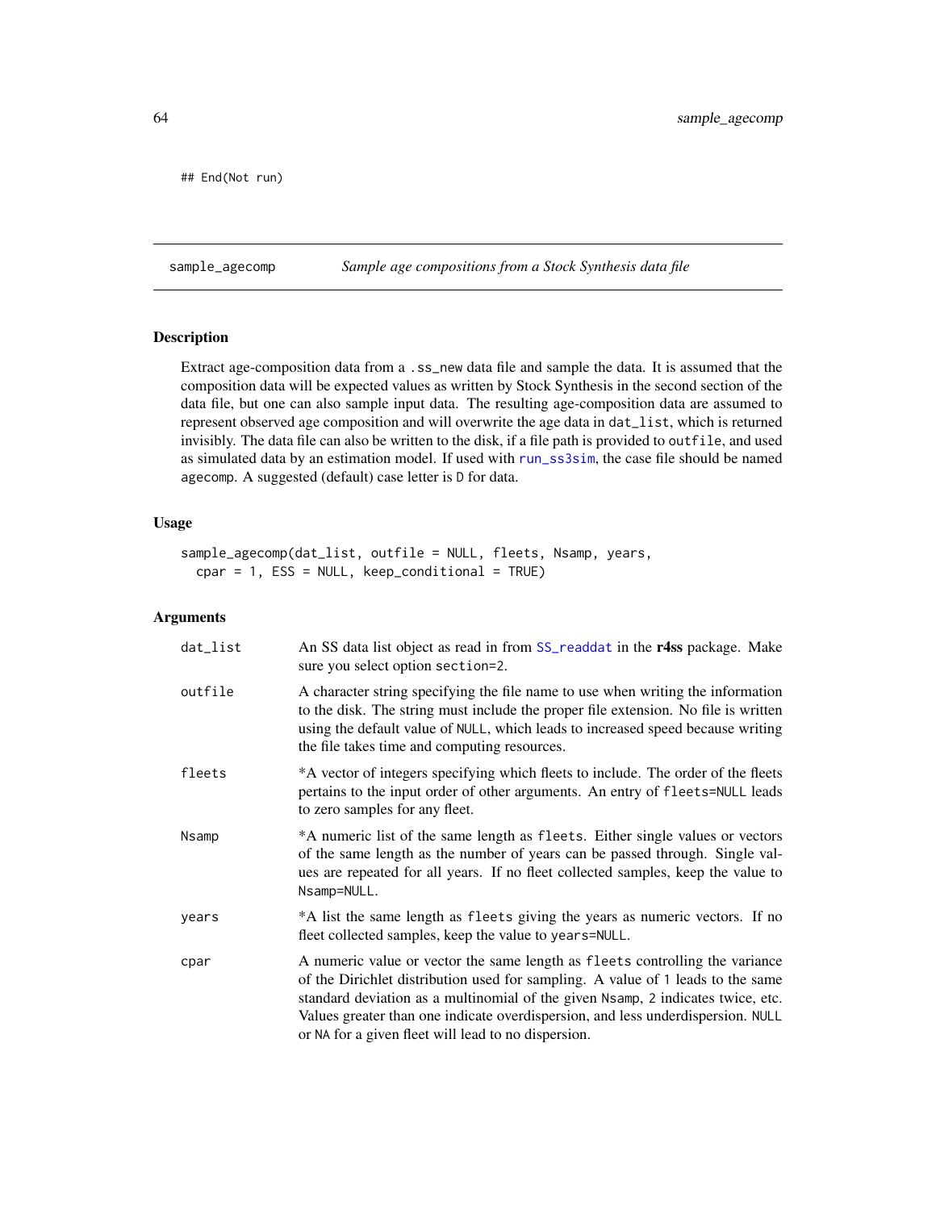```
## End(Not run)
```

---

## sample_agecomp — *Sample age compositions from a Stock Synthesis data file*

### Description

Extract age-composition data from a `.ss_new` data file and sample the data. It is assumed that the composition data will be expected values as written by Stock Synthesis in the second section of the data file, but one can also sample input data. The resulting age-composition data are assumed to represent observed age composition and will overwrite the age data in `dat_list`, which is returned invisibly. The data file can also be written to the disk, if a file path is provided to `outfile`, and used as simulated data by an estimation model. If used with `run_ss3sim`, the case file should be named `agecomp`. A suggested (default) case letter is `D` for data.

### Usage

```
sample_agecomp(dat_list, outfile = NULL, fleets, Nsamp, years,
  cpar = 1, ESS = NULL, keep_conditional = TRUE)
```

### Arguments

| | |
|---|---|
| `dat_list` | An SS data list object as read in from `SS_readdat` in the **r4ss** package. Make sure you select option `section=2`. |
| `outfile` | A character string specifying the file name to use when writing the information to the disk. The string must include the proper file extension. No file is written using the default value of `NULL`, which leads to increased speed because writing the file takes time and computing resources. |
| `fleets` | *A vector of integers specifying which fleets to include. The order of the fleets pertains to the input order of other arguments. An entry of `fleets=NULL` leads to zero samples for any fleet. |
| `Nsamp` | *A numeric list of the same length as `fleets`. Either single values or vectors of the same length as the number of years can be passed through. Single values are repeated for all years. If no fleet collected samples, keep the value to `Nsamp=NULL`. |
| `years` | *A list the same length as `fleets` giving the years as numeric vectors. If no fleet collected samples, keep the value to `years=NULL`. |
| `cpar` | A numeric value or vector the same length as `fleets` controlling the variance of the Dirichlet distribution used for sampling. A value of `1` leads to the same standard deviation as a multinomial of the given `Nsamp`, `2` indicates twice, etc. Values greater than one indicate overdispersion, and less underdispersion. `NULL` or `NA` for a given fleet will lead to no dispersion. |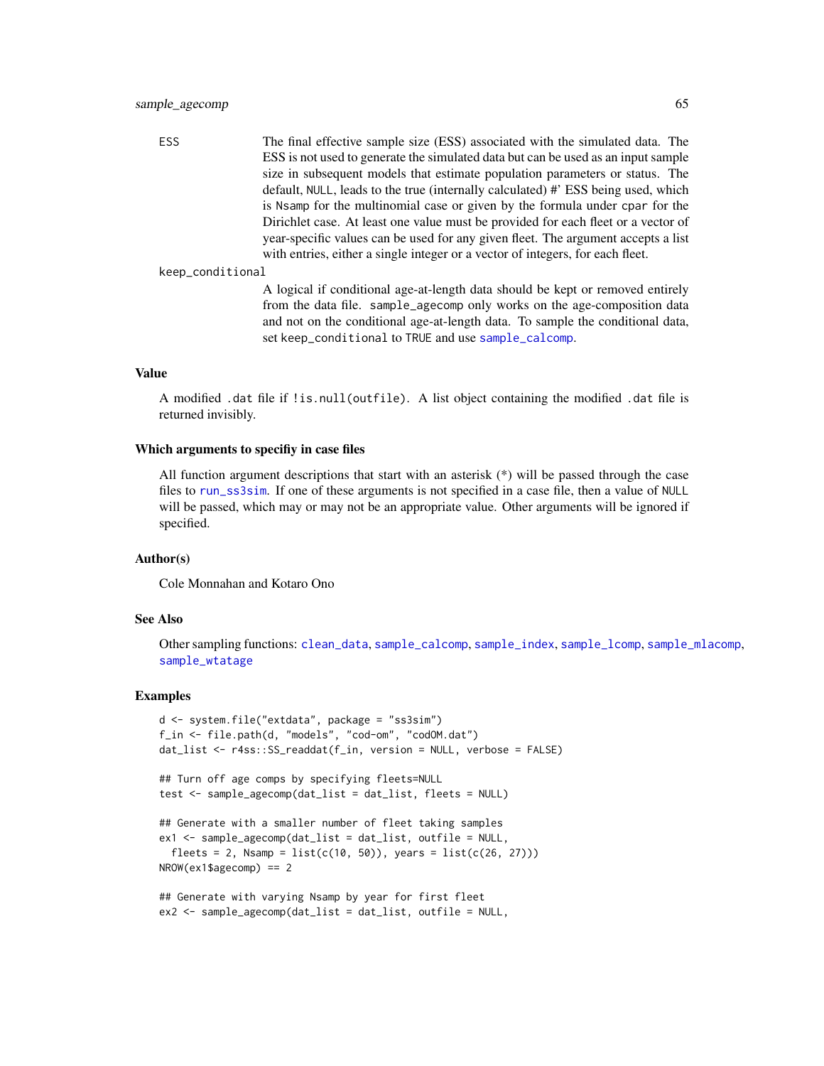ESS
: The final effective sample size (ESS) associated with the simulated data. The ESS is not used to generate the simulated data but can be used as an input sample size in subsequent models that estimate population parameters or status. The default, NULL, leads to the true (internally calculated) #' ESS being used, which is Nsamp for the multinomial case or given by the formula under cpar for the Dirichlet case. At least one value must be provided for each fleet or a vector of year-specific values can be used for any given fleet. The argument accepts a list with entries, either a single integer or a vector of integers, for each fleet.

keep_conditional
: A logical if conditional age-at-length data should be kept or removed entirely from the data file. sample_agecomp only works on the age-composition data and not on the conditional age-at-length data. To sample the conditional data, set keep_conditional to TRUE and use sample_calcomp.

## Value

A modified .dat file if !is.null(outfile). A list object containing the modified .dat file is returned invisibly.

## Which arguments to specifiy in case files

All function argument descriptions that start with an asterisk (*) will be passed through the case files to run_ss3sim. If one of these arguments is not specified in a case file, then a value of NULL will be passed, which may or may not be an appropriate value. Other arguments will be ignored if specified.

## Author(s)

Cole Monnahan and Kotaro Ono

## See Also

Other sampling functions: clean_data, sample_calcomp, sample_index, sample_lcomp, sample_mlacomp, sample_wtatage

## Examples

```
d <- system.file("extdata", package = "ss3sim")
f_in <- file.path(d, "models", "cod-om", "codOM.dat")
dat_list <- r4ss::SS_readdat(f_in, version = NULL, verbose = FALSE)

## Turn off age comps by specifying fleets=NULL
test <- sample_agecomp(dat_list = dat_list, fleets = NULL)

## Generate with a smaller number of fleet taking samples
ex1 <- sample_agecomp(dat_list = dat_list, outfile = NULL,
  fleets = 2, Nsamp = list(c(10, 50)), years = list(c(26, 27)))
NROW(ex1$agecomp) == 2

## Generate with varying Nsamp by year for first fleet
ex2 <- sample_agecomp(dat_list = dat_list, outfile = NULL,
```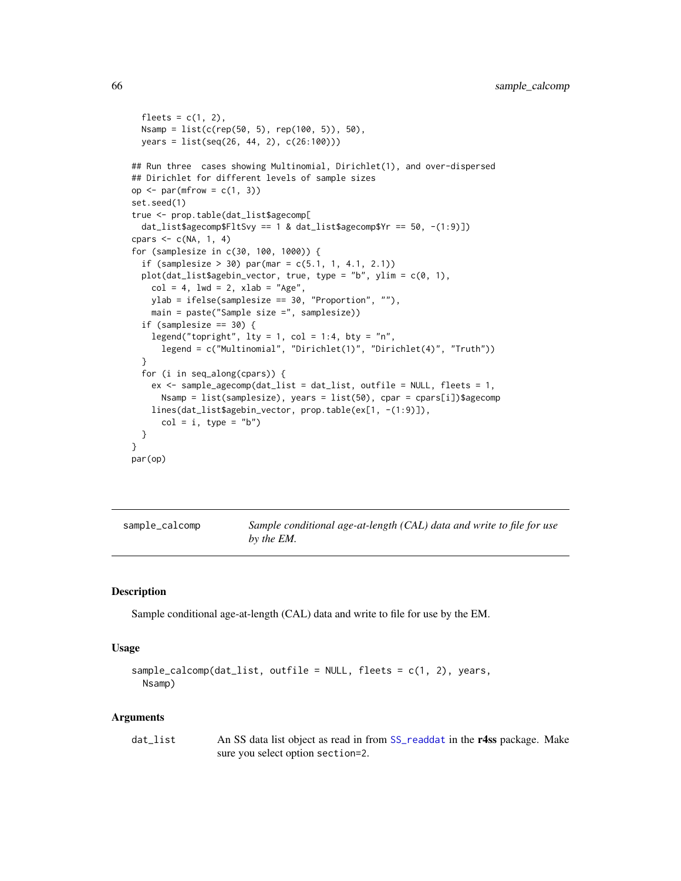```
  fleets = c(1, 2),
  Nsamp = list(c(rep(50, 5), rep(100, 5)), 50),
  years = list(seq(26, 44, 2), c(26:100)))

## Run three  cases showing Multinomial, Dirichlet(1), and over-dispersed
## Dirichlet for different levels of sample sizes
op <- par(mfrow = c(1, 3))
set.seed(1)
true <- prop.table(dat_list$agecomp[
  dat_list$agecomp$FltSvy == 1 & dat_list$agecomp$Yr == 50, -(1:9)])
cpars <- c(NA, 1, 4)
for (samplesize in c(30, 100, 1000)) {
  if (samplesize > 30) par(mar = c(5.1, 1, 4.1, 2.1))
  plot(dat_list$agebin_vector, true, type = "b", ylim = c(0, 1),
    col = 4, lwd = 2, xlab = "Age",
    ylab = ifelse(samplesize == 30, "Proportion", ""),
    main = paste("Sample size =", samplesize))
  if (samplesize == 30) {
    legend("topright", lty = 1, col = 1:4, bty = "n",
      legend = c("Multinomial", "Dirichlet(1)", "Dirichlet(4)", "Truth"))
  }
  for (i in seq_along(cpars)) {
    ex <- sample_agecomp(dat_list = dat_list, outfile = NULL, fleets = 1,
      Nsamp = list(samplesize), years = list(50), cpar = cpars[i])$agecomp
    lines(dat_list$agebin_vector, prop.table(ex[1, -(1:9)]),
      col = i, type = "b")
  }
}
par(op)
```

## sample_calcomp — *Sample conditional age-at-length (CAL) data and write to file for use by the EM.*

### Description

Sample conditional age-at-length (CAL) data and write to file for use by the EM.

### Usage

```
sample_calcomp(dat_list, outfile = NULL, fleets = c(1, 2), years,
  Nsamp)
```

### Arguments

| | |
|---|---|
| `dat_list` | An SS data list object as read in from `SS_readdat` in the **r4ss** package. Make sure you select option `section=2`. |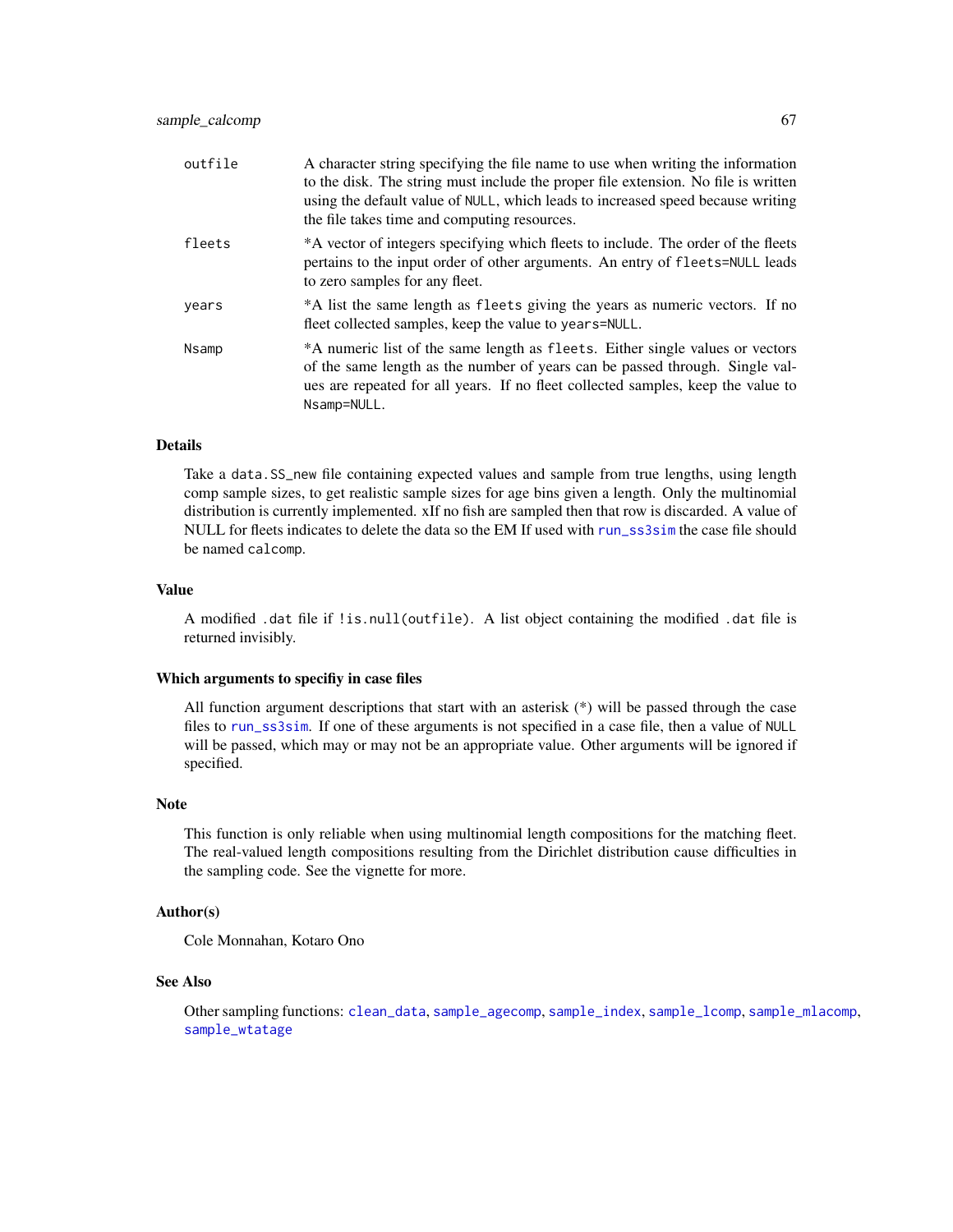| | |
|---|---|
| outfile | A character string specifying the file name to use when writing the information to the disk. The string must include the proper file extension. No file is written using the default value of NULL, which leads to increased speed because writing the file takes time and computing resources. |
| fleets | *A vector of integers specifying which fleets to include. The order of the fleets pertains to the input order of other arguments. An entry of fleets=NULL leads to zero samples for any fleet. |
| years | *A list the same length as fleets giving the years as numeric vectors. If no fleet collected samples, keep the value to years=NULL. |
| Nsamp | *A numeric list of the same length as fleets. Either single values or vectors of the same length as the number of years can be passed through. Single values are repeated for all years. If no fleet collected samples, keep the value to Nsamp=NULL. |

### Details

Take a data.SS_new file containing expected values and sample from true lengths, using length comp sample sizes, to get realistic sample sizes for age bins given a length. Only the multinomial distribution is currently implemented. xIf no fish are sampled then that row is discarded. A value of NULL for fleets indicates to delete the data so the EM If used with run_ss3sim the case file should be named calcomp.

### Value

A modified .dat file if !is.null(outfile). A list object containing the modified .dat file is returned invisibly.

### Which arguments to specifiy in case files

All function argument descriptions that start with an asterisk (*) will be passed through the case files to run_ss3sim. If one of these arguments is not specified in a case file, then a value of NULL will be passed, which may or may not be an appropriate value. Other arguments will be ignored if specified.

### Note

This function is only reliable when using multinomial length compositions for the matching fleet. The real-valued length compositions resulting from the Dirichlet distribution cause difficulties in the sampling code. See the vignette for more.

### Author(s)

Cole Monnahan, Kotaro Ono

### See Also

Other sampling functions: clean_data, sample_agecomp, sample_index, sample_lcomp, sample_mlacomp, sample_wtatage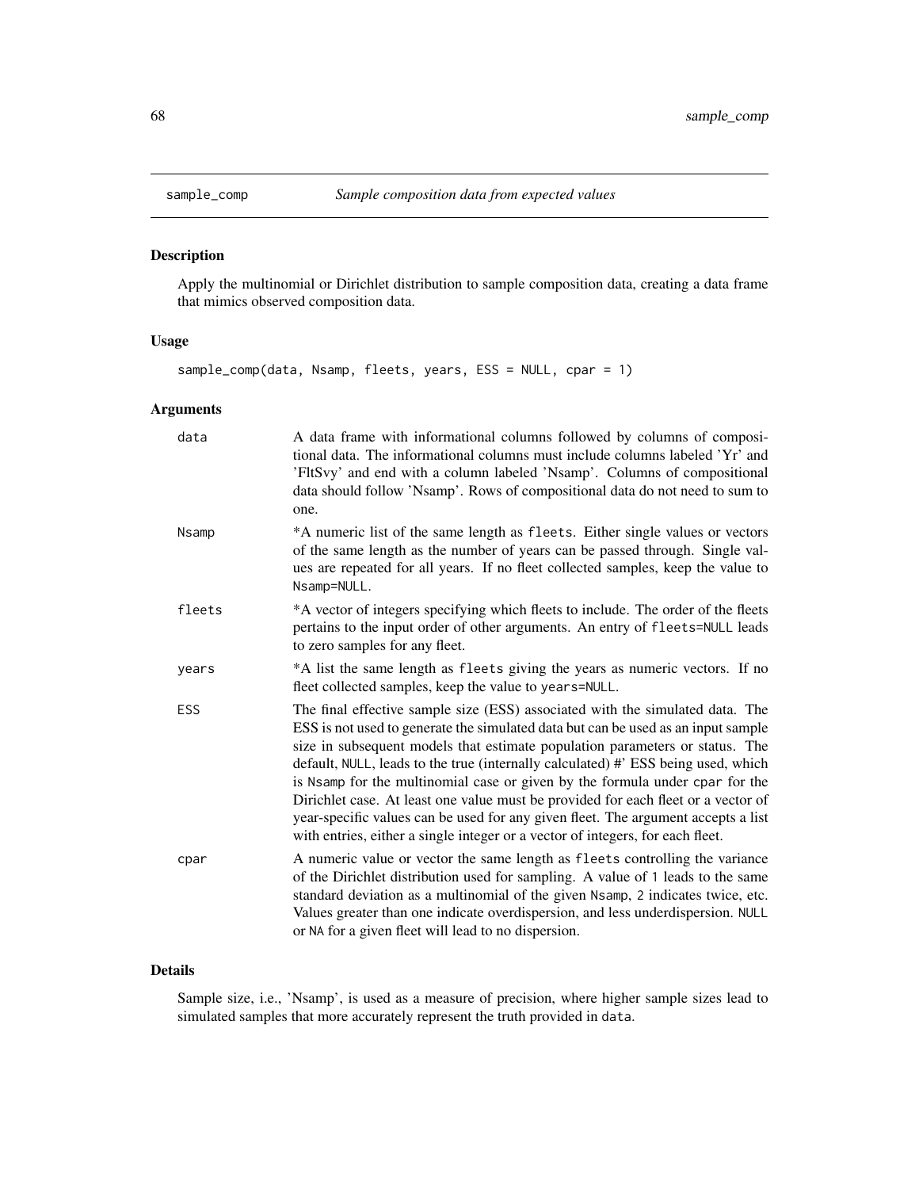## sample_comp *Sample composition data from expected values*

### Description

Apply the multinomial or Dirichlet distribution to sample composition data, creating a data frame that mimics observed composition data.

### Usage

```
sample_comp(data, Nsamp, fleets, years, ESS = NULL, cpar = 1)
```

### Arguments

| | |
|---|---|
| data | A data frame with informational columns followed by columns of compositional data. The informational columns must include columns labeled 'Yr' and 'FltSvy' and end with a column labeled 'Nsamp'. Columns of compositional data should follow 'Nsamp'. Rows of compositional data do not need to sum to one. |
| Nsamp | *A numeric list of the same length as `fleets`. Either single values or vectors of the same length as the number of years can be passed through. Single values are repeated for all years. If no fleet collected samples, keep the value to `Nsamp=NULL`. |
| fleets | *A vector of integers specifying which fleets to include. The order of the fleets pertains to the input order of other arguments. An entry of `fleets=NULL` leads to zero samples for any fleet. |
| years | *A list the same length as `fleets` giving the years as numeric vectors. If no fleet collected samples, keep the value to `years=NULL`. |
| ESS | The final effective sample size (ESS) associated with the simulated data. The ESS is not used to generate the simulated data but can be used as an input sample size in subsequent models that estimate population parameters or status. The default, `NULL`, leads to the true (internally calculated) #' ESS being used, which is `Nsamp` for the multinomial case or given by the formula under `cpar` for the Dirichlet case. At least one value must be provided for each fleet or a vector of year-specific values can be used for any given fleet. The argument accepts a list with entries, either a single integer or a vector of integers, for each fleet. |
| cpar | A numeric value or vector the same length as `fleets` controlling the variance of the Dirichlet distribution used for sampling. A value of `1` leads to the same standard deviation as a multinomial of the given `Nsamp`, `2` indicates twice, etc. Values greater than one indicate overdispersion, and less underdispersion. `NULL` or `NA` for a given fleet will lead to no dispersion. |

### Details

Sample size, i.e., 'Nsamp', is used as a measure of precision, where higher sample sizes lead to simulated samples that more accurately represent the truth provided in `data`.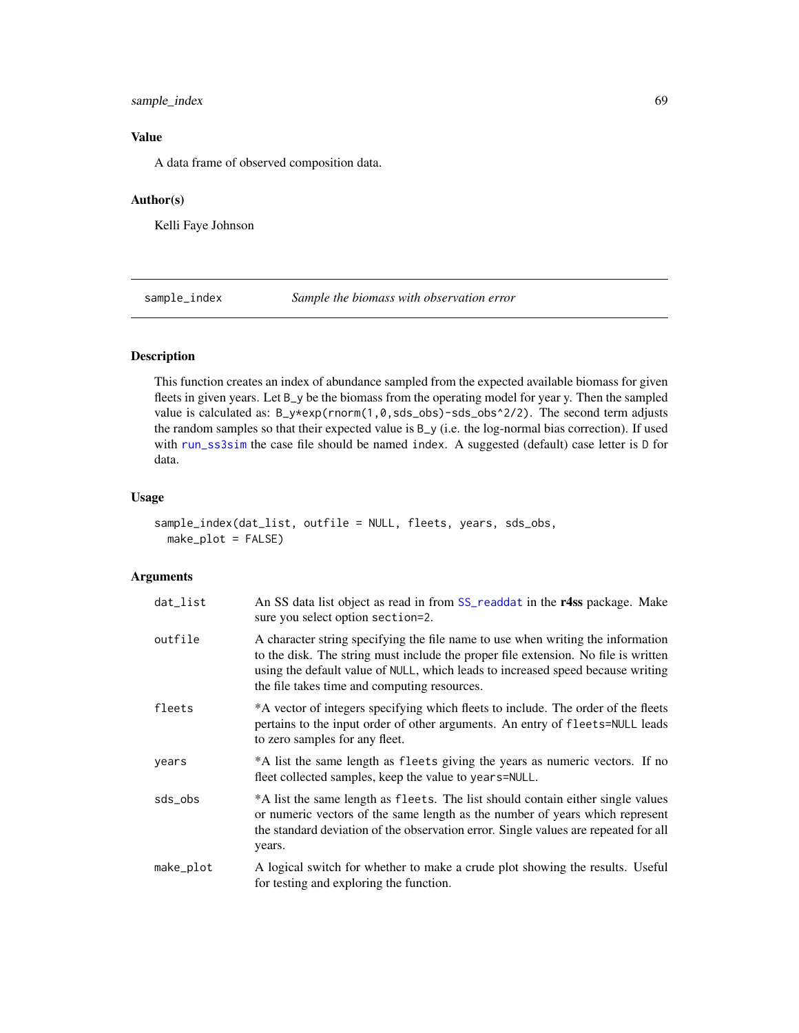## Value

A data frame of observed composition data.

## Author(s)

Kelli Faye Johnson

---

# sample_index — *Sample the biomass with observation error*

## Description

This function creates an index of abundance sampled from the expected available biomass for given fleets in given years. Let `B_y` be the biomass from the operating model for year y. Then the sampled value is calculated as: `B_y*exp(rnorm(1,0,sds_obs)-sds_obs^2/2)`. The second term adjusts the random samples so that their expected value is `B_y` (i.e. the log-normal bias correction). If used with `run_ss3sim` the case file should be named `index`. A suggested (default) case letter is `D` for data.

## Usage

```
sample_index(dat_list, outfile = NULL, fleets, years, sds_obs,
  make_plot = FALSE)
```

## Arguments

| Argument | Description |
|---|---|
| `dat_list` | An SS data list object as read in from `SS_readdat` in the **r4ss** package. Make sure you select option `section=2`. |
| `outfile` | A character string specifying the file name to use when writing the information to the disk. The string must include the proper file extension. No file is written using the default value of `NULL`, which leads to increased speed because writing the file takes time and computing resources. |
| `fleets` | *A vector of integers specifying which fleets to include. The order of the fleets pertains to the input order of other arguments. An entry of `fleets=NULL` leads to zero samples for any fleet. |
| `years` | *A list the same length as `fleets` giving the years as numeric vectors. If no fleet collected samples, keep the value to `years=NULL`. |
| `sds_obs` | *A list the same length as `fleets`. The list should contain either single values or numeric vectors of the same length as the number of years which represent the standard deviation of the observation error. Single values are repeated for all years. |
| `make_plot` | A logical switch for whether to make a crude plot showing the results. Useful for testing and exploring the function. |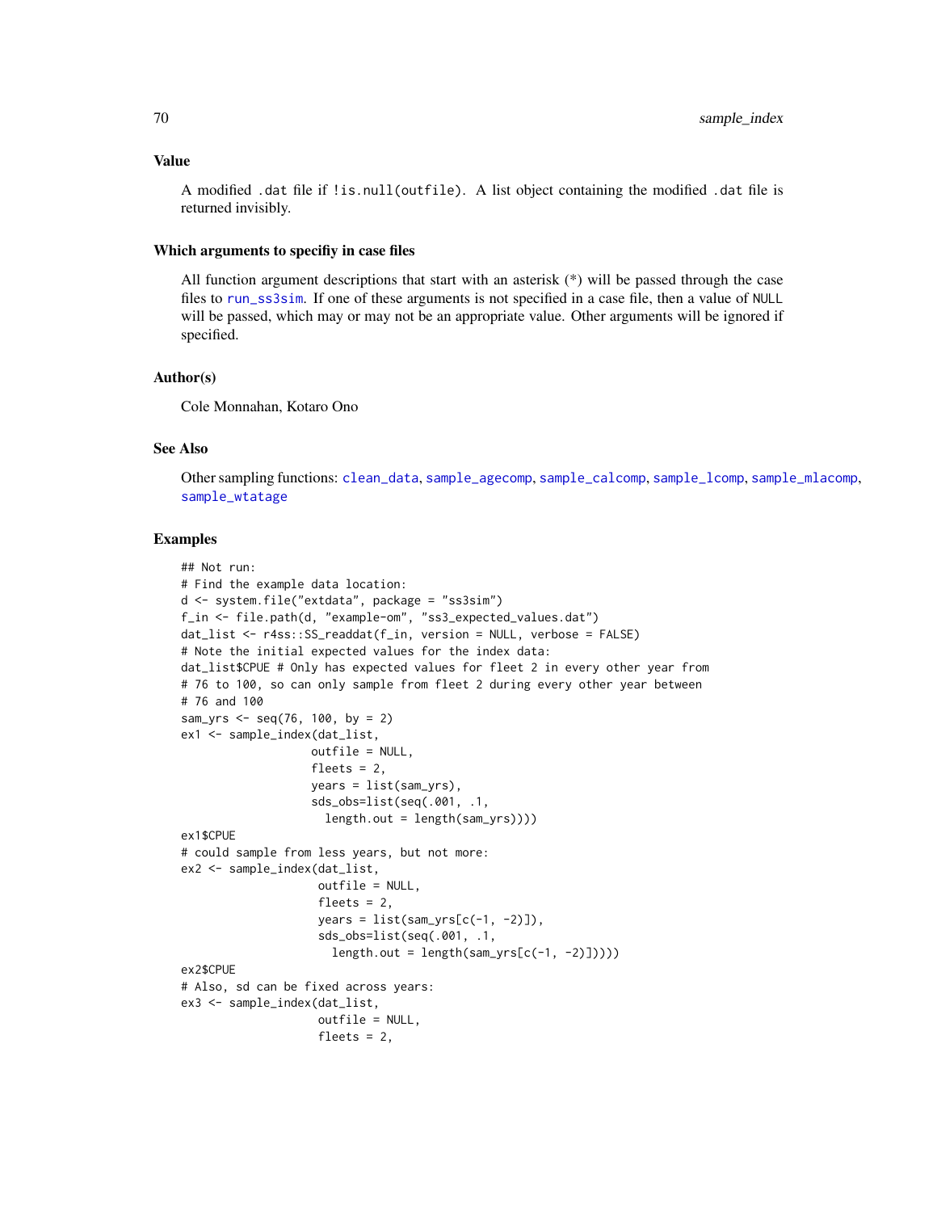### Value

A modified .dat file if !is.null(outfile). A list object containing the modified .dat file is returned invisibly.

### Which arguments to specifiy in case files

All function argument descriptions that start with an asterisk (*) will be passed through the case files to run_ss3sim. If one of these arguments is not specified in a case file, then a value of NULL will be passed, which may or may not be an appropriate value. Other arguments will be ignored if specified.

### Author(s)

Cole Monnahan, Kotaro Ono

### See Also

Other sampling functions: clean_data, sample_agecomp, sample_calcomp, sample_lcomp, sample_mlacomp, sample_wtatage

### Examples

```
## Not run:
# Find the example data location:
d <- system.file("extdata", package = "ss3sim")
f_in <- file.path(d, "example-om", "ss3_expected_values.dat")
dat_list <- r4ss::SS_readdat(f_in, version = NULL, verbose = FALSE)
# Note the initial expected values for the index data:
dat_list$CPUE # Only has expected values for fleet 2 in every other year from
# 76 to 100, so can only sample from fleet 2 during every other year between
# 76 and 100
sam_yrs <- seq(76, 100, by = 2)
ex1 <- sample_index(dat_list,
                   outfile = NULL,
                   fleets = 2,
                   years = list(sam_yrs),
                   sds_obs=list(seq(.001, .1,
                     length.out = length(sam_yrs))))
ex1$CPUE
# could sample from less years, but not more:
ex2 <- sample_index(dat_list,
                    outfile = NULL,
                    fleets = 2,
                    years = list(sam_yrs[c(-1, -2)]),
                    sds_obs=list(seq(.001, .1,
                      length.out = length(sam_yrs[c(-1, -2)]))))
ex2$CPUE
# Also, sd can be fixed across years:
ex3 <- sample_index(dat_list,
                    outfile = NULL,
                    fleets = 2,
```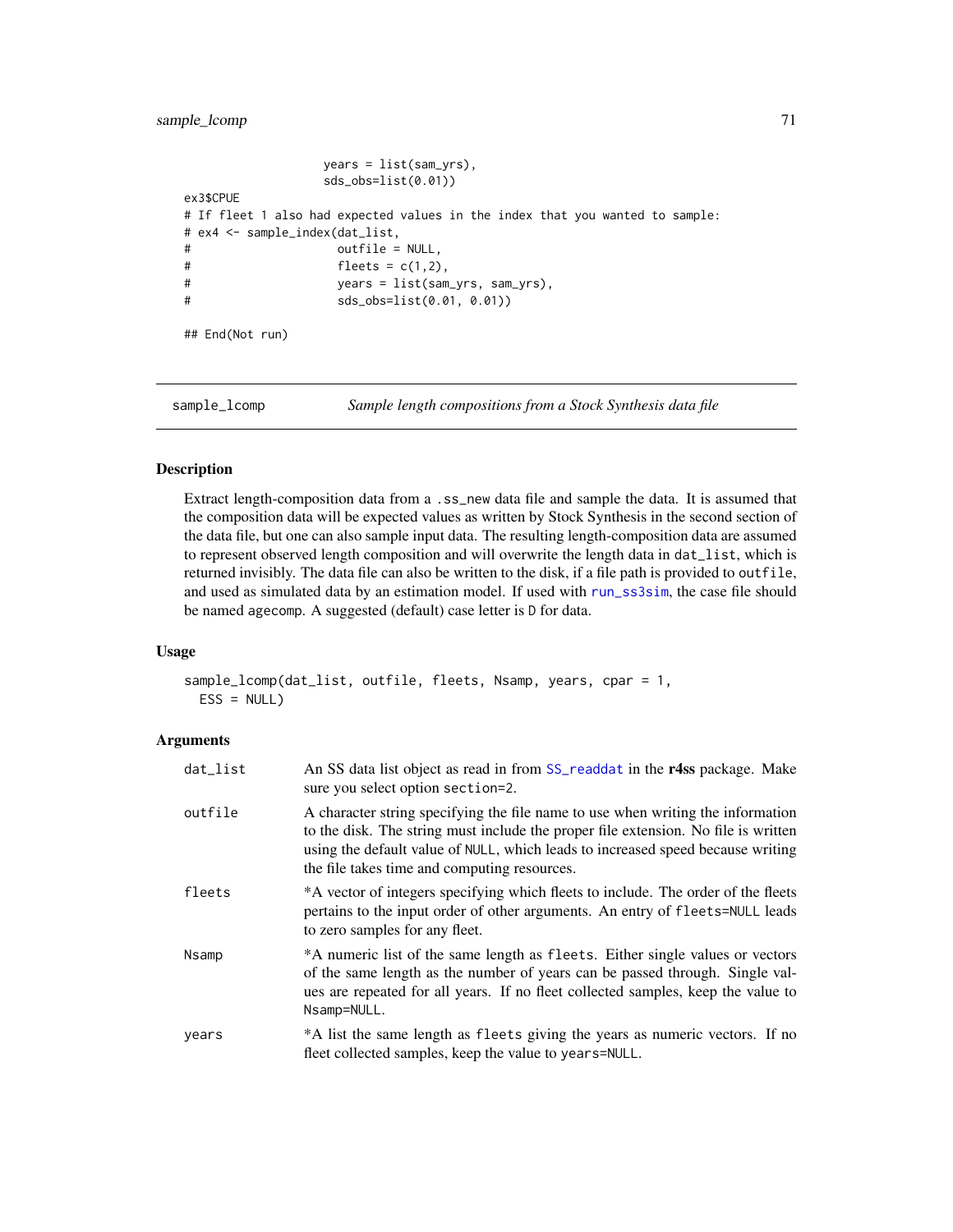```
                     years = list(sam_yrs),
                     sds_obs=list(0.01))
ex3$CPUE
# If fleet 1 also had expected values in the index that you wanted to sample:
# ex4 <- sample_index(dat_list,
#                     outfile = NULL,
#                     fleets = c(1,2),
#                     years = list(sam_yrs, sam_yrs),
#                     sds_obs=list(0.01, 0.01))

## End(Not run)
```

## sample_lcomp — *Sample length compositions from a Stock Synthesis data file*

### Description

Extract length-composition data from a `.ss_new` data file and sample the data. It is assumed that the composition data will be expected values as written by Stock Synthesis in the second section of the data file, but one can also sample input data. The resulting length-composition data are assumed to represent observed length composition and will overwrite the length data in `dat_list`, which is returned invisibly. The data file can also be written to the disk, if a file path is provided to `outfile`, and used as simulated data by an estimation model. If used with `run_ss3sim`, the case file should be named `agecomp`. A suggested (default) case letter is `D` for data.

### Usage

```
sample_lcomp(dat_list, outfile, fleets, Nsamp, years, cpar = 1,
  ESS = NULL)
```

### Arguments

| | |
|---|---|
| `dat_list` | An SS data list object as read in from `SS_readdat` in the **r4ss** package. Make sure you select option `section=2`. |
| `outfile` | A character string specifying the file name to use when writing the information to the disk. The string must include the proper file extension. No file is written using the default value of `NULL`, which leads to increased speed because writing the file takes time and computing resources. |
| `fleets` | *A vector of integers specifying which fleets to include. The order of the fleets pertains to the input order of other arguments. An entry of `fleets=NULL` leads to zero samples for any fleet. |
| `Nsamp` | *A numeric list of the same length as `fleets`. Either single values or vectors of the same length as the number of years can be passed through. Single values are repeated for all years. If no fleet collected samples, keep the value to `Nsamp=NULL`. |
| `years` | *A list the same length as `fleets` giving the years as numeric vectors. If no fleet collected samples, keep the value to `years=NULL`. |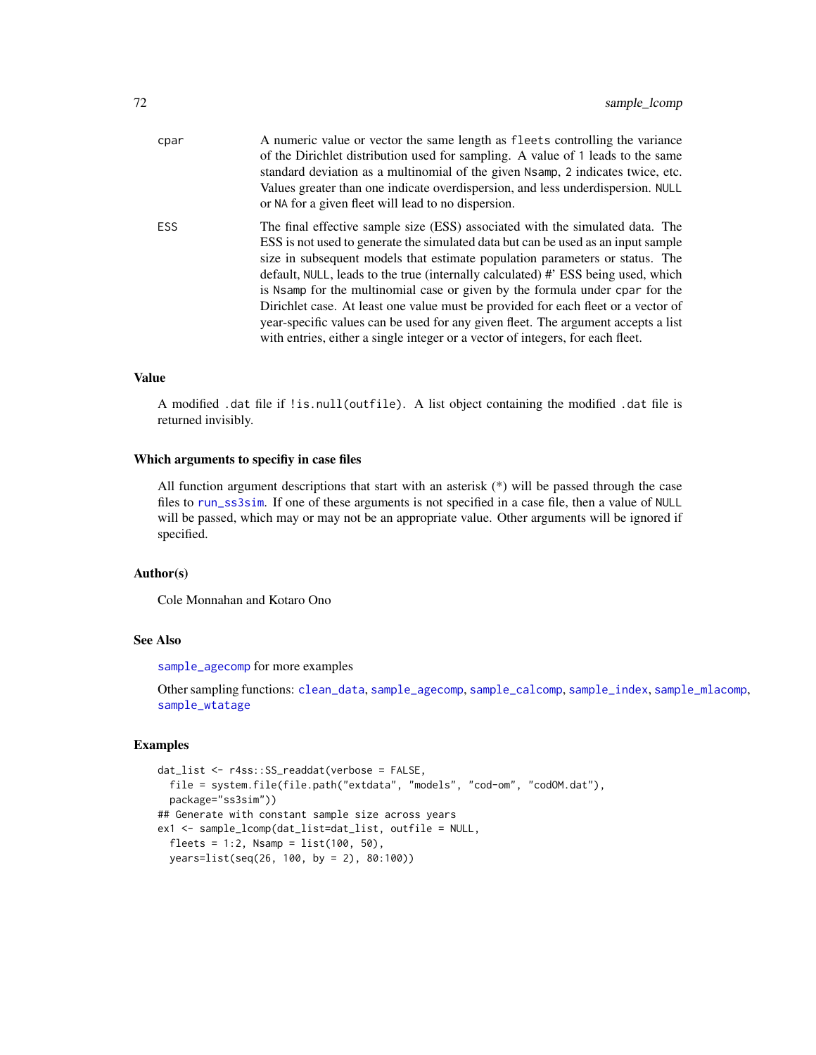cpar
: A numeric value or vector the same length as `fleets` controlling the variance of the Dirichlet distribution used for sampling. A value of `1` leads to the same standard deviation as a multinomial of the given `Nsamp`, `2` indicates twice, etc. Values greater than one indicate overdispersion, and less underdispersion. `NULL` or `NA` for a given fleet will lead to no dispersion.

ESS
: The final effective sample size (ESS) associated with the simulated data. The ESS is not used to generate the simulated data but can be used as an input sample size in subsequent models that estimate population parameters or status. The default, `NULL`, leads to the true (internally calculated) #' ESS being used, which is `Nsamp` for the multinomial case or given by the formula under `cpar` for the Dirichlet case. At least one value must be provided for each fleet or a vector of year-specific values can be used for any given fleet. The argument accepts a list with entries, either a single integer or a vector of integers, for each fleet.

## Value

A modified `.dat` file if `!is.null(outfile)`. A list object containing the modified `.dat` file is returned invisibly.

## Which arguments to specifiy in case files

All function argument descriptions that start with an asterisk (*) will be passed through the case files to `run_ss3sim`. If one of these arguments is not specified in a case file, then a value of `NULL` will be passed, which may or may not be an appropriate value. Other arguments will be ignored if specified.

## Author(s)

Cole Monnahan and Kotaro Ono

## See Also

`sample_agecomp` for more examples

Other sampling functions: `clean_data`, `sample_agecomp`, `sample_calcomp`, `sample_index`, `sample_mlacomp`, `sample_wtatage`

## Examples

```
dat_list <- r4ss::SS_readdat(verbose = FALSE,
  file = system.file(file.path("extdata", "models", "cod-om", "codOM.dat"),
  package="ss3sim"))
## Generate with constant sample size across years
ex1 <- sample_lcomp(dat_list=dat_list, outfile = NULL,
  fleets = 1:2, Nsamp = list(100, 50),
  years=list(seq(26, 100, by = 2), 80:100))
```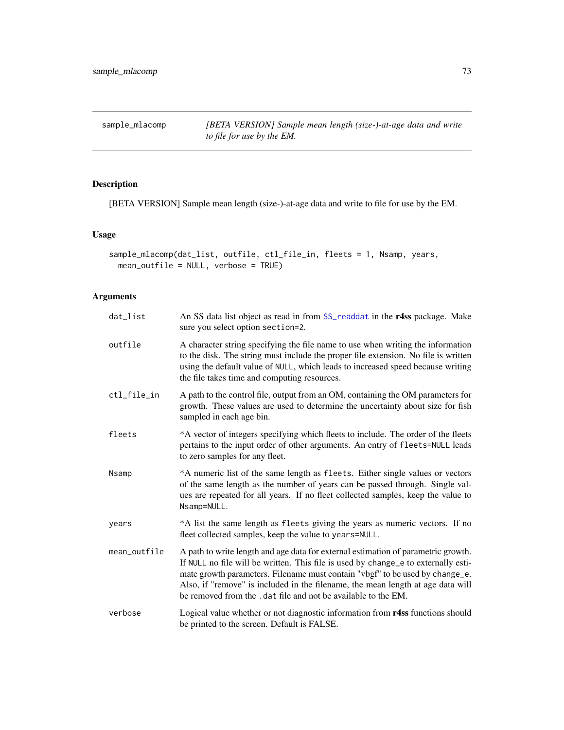# sample_mlacomp

*[BETA VERSION] Sample mean length (size-)-at-age data and write to file for use by the EM.*

## Description

[BETA VERSION] Sample mean length (size-)-at-age data and write to file for use by the EM.

## Usage

```
sample_mlacomp(dat_list, outfile, ctl_file_in, fleets = 1, Nsamp, years,
  mean_outfile = NULL, verbose = TRUE)
```

## Arguments

| | |
|---|---|
| dat_list | An SS data list object as read in from SS_readdat in the **r4ss** package. Make sure you select option section=2. |
| outfile | A character string specifying the file name to use when writing the information to the disk. The string must include the proper file extension. No file is written using the default value of NULL, which leads to increased speed because writing the file takes time and computing resources. |
| ctl_file_in | A path to the control file, output from an OM, containing the OM parameters for growth. These values are used to determine the uncertainty about size for fish sampled in each age bin. |
| fleets | *A vector of integers specifying which fleets to include. The order of the fleets pertains to the input order of other arguments. An entry of fleets=NULL leads to zero samples for any fleet. |
| Nsamp | *A numeric list of the same length as fleets. Either single values or vectors of the same length as the number of years can be passed through. Single values are repeated for all years. If no fleet collected samples, keep the value to Nsamp=NULL. |
| years | *A list the same length as fleets giving the years as numeric vectors. If no fleet collected samples, keep the value to years=NULL. |
| mean_outfile | A path to write length and age data for external estimation of parametric growth. If NULL no file will be written. This file is used by change_e to externally estimate growth parameters. Filename must contain "vbgf" to be used by change_e. Also, if "remove" is included in the filename, the mean length at age data will be removed from the .dat file and not be available to the EM. |
| verbose | Logical value whether or not diagnostic information from **r4ss** functions should be printed to the screen. Default is FALSE. |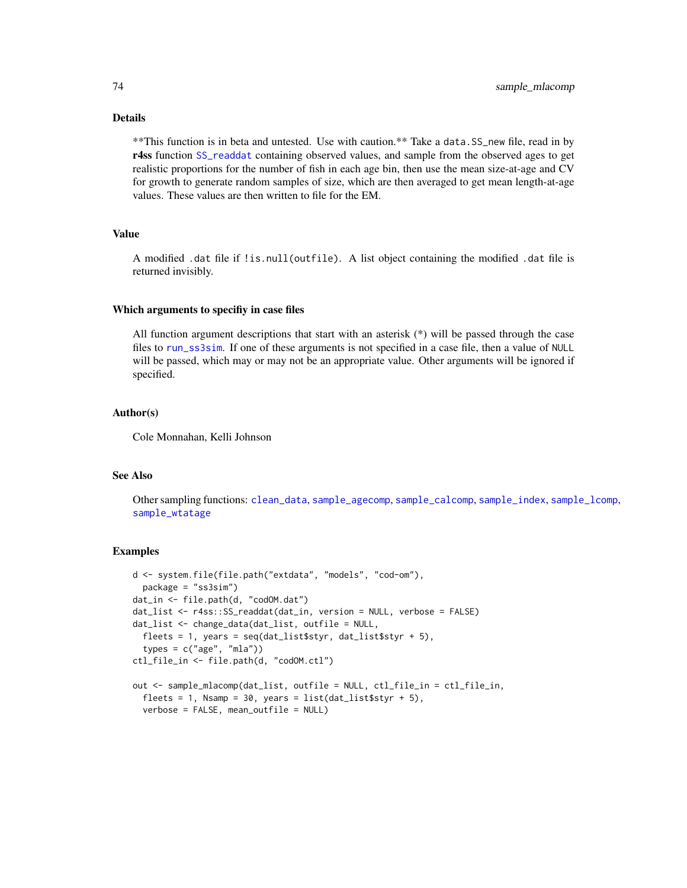## Details

**This function is in beta and untested. Use with caution.** Take a `data.SS_new` file, read in by **r4ss** function `SS_readdat` containing observed values, and sample from the observed ages to get realistic proportions for the number of fish in each age bin, then use the mean size-at-age and CV for growth to generate random samples of size, which are then averaged to get mean length-at-age values. These values are then written to file for the EM.

## Value

A modified `.dat` file if `!is.null(outfile)`. A list object containing the modified `.dat` file is returned invisibly.

## Which arguments to specifiy in case files

All function argument descriptions that start with an asterisk (*) will be passed through the case files to `run_ss3sim`. If one of these arguments is not specified in a case file, then a value of `NULL` will be passed, which may or may not be an appropriate value. Other arguments will be ignored if specified.

## Author(s)

Cole Monnahan, Kelli Johnson

## See Also

Other sampling functions: `clean_data`, `sample_agecomp`, `sample_calcomp`, `sample_index`, `sample_lcomp`, `sample_wtatage`

## Examples

```
d <- system.file(file.path("extdata", "models", "cod-om"),
  package = "ss3sim")
dat_in <- file.path(d, "codOM.dat")
dat_list <- r4ss::SS_readdat(dat_in, version = NULL, verbose = FALSE)
dat_list <- change_data(dat_list, outfile = NULL,
  fleets = 1, years = seq(dat_list$styr, dat_list$styr + 5),
  types = c("age", "mla"))
ctl_file_in <- file.path(d, "codOM.ctl")

out <- sample_mlacomp(dat_list, outfile = NULL, ctl_file_in = ctl_file_in,
  fleets = 1, Nsamp = 30, years = list(dat_list$styr + 5),
  verbose = FALSE, mean_outfile = NULL)
```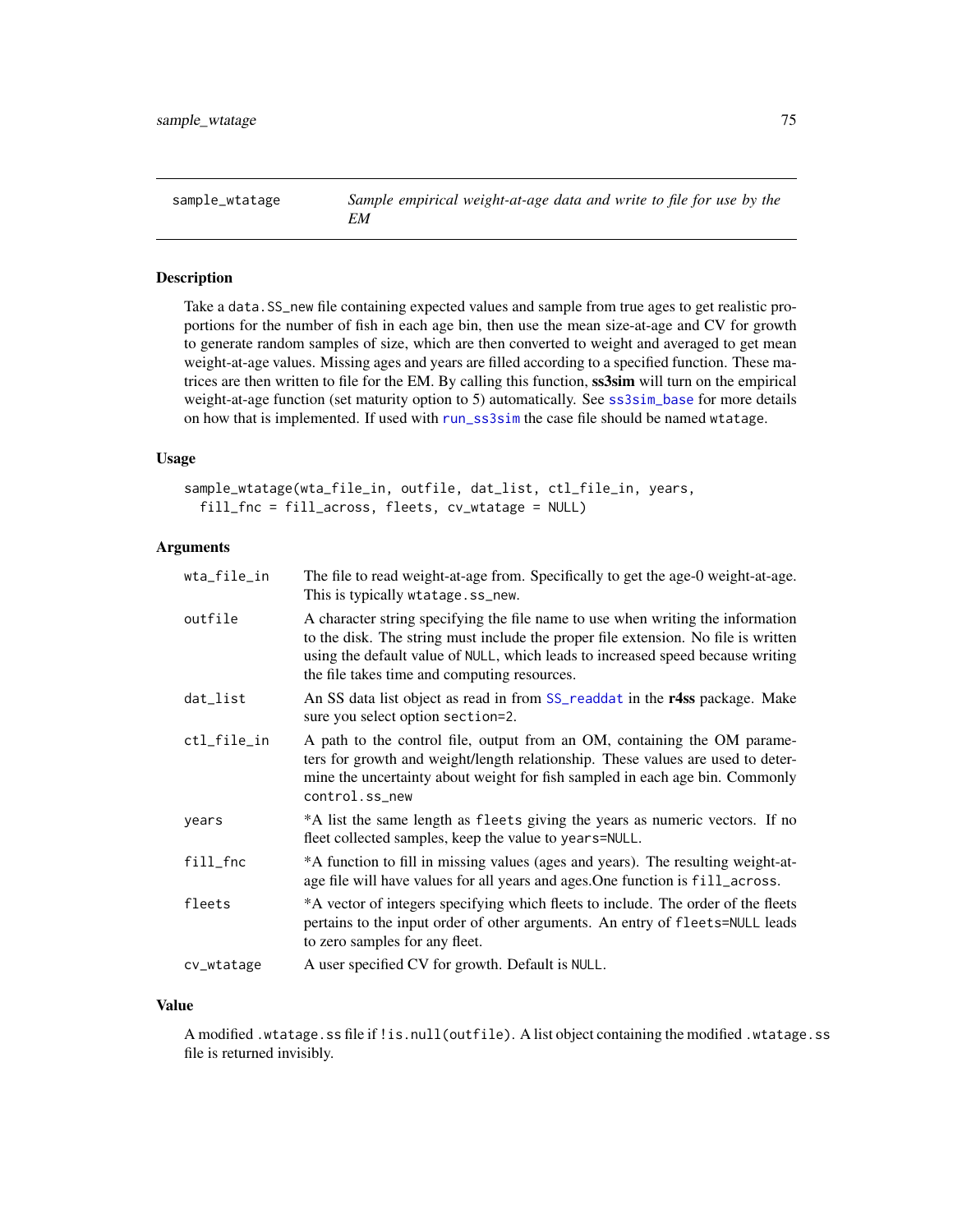## sample_wtatage — *Sample empirical weight-at-age data and write to file for use by the EM*

### Description

Take a `data.SS_new` file containing expected values and sample from true ages to get realistic proportions for the number of fish in each age bin, then use the mean size-at-age and CV for growth to generate random samples of size, which are then converted to weight and averaged to get mean weight-at-age values. Missing ages and years are filled according to a specified function. These matrices are then written to file for the EM. By calling this function, **ss3sim** will turn on the empirical weight-at-age function (set maturity option to 5) automatically. See `ss3sim_base` for more details on how that is implemented. If used with `run_ss3sim` the case file should be named `wtatage`.

### Usage

```
sample_wtatage(wta_file_in, outfile, dat_list, ctl_file_in, years,
  fill_fnc = fill_across, fleets, cv_wtatage = NULL)
```

### Arguments

| Argument | Description |
|---|---|
| `wta_file_in` | The file to read weight-at-age from. Specifically to get the age-0 weight-at-age. This is typically `wtatage.ss_new`. |
| `outfile` | A character string specifying the file name to use when writing the information to the disk. The string must include the proper file extension. No file is written using the default value of `NULL`, which leads to increased speed because writing the file takes time and computing resources. |
| `dat_list` | An SS data list object as read in from `SS_readdat` in the **r4ss** package. Make sure you select option `section=2`. |
| `ctl_file_in` | A path to the control file, output from an OM, containing the OM parameters for growth and weight/length relationship. These values are used to determine the uncertainty about weight for fish sampled in each age bin. Commonly `control.ss_new` |
| `years` | *A list the same length as `fleets` giving the years as numeric vectors. If no fleet collected samples, keep the value to `years=NULL`. |
| `fill_fnc` | *A function to fill in missing values (ages and years). The resulting weight-at-age file will have values for all years and ages.One function is `fill_across`. |
| `fleets` | *A vector of integers specifying which fleets to include. The order of the fleets pertains to the input order of other arguments. An entry of `fleets=NULL` leads to zero samples for any fleet. |
| `cv_wtatage` | A user specified CV for growth. Default is `NULL`. |

### Value

A modified `.wtatage.ss` file if `!is.null(outfile)`. A list object containing the modified `.wtatage.ss` file is returned invisibly.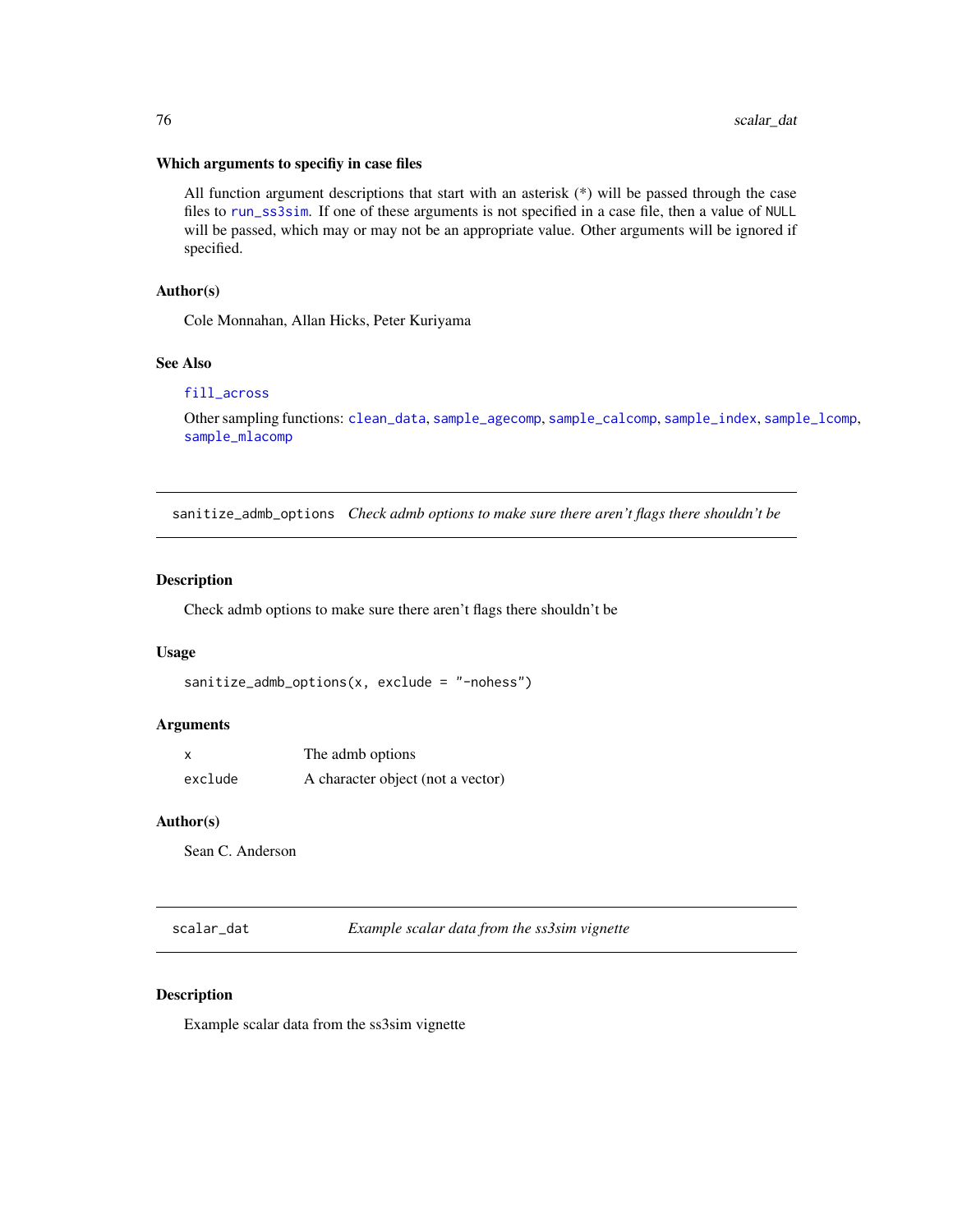### Which arguments to specifiy in case files

All function argument descriptions that start with an asterisk (*) will be passed through the case files to `run_ss3sim`. If one of these arguments is not specified in a case file, then a value of `NULL` will be passed, which may or may not be an appropriate value. Other arguments will be ignored if specified.

### Author(s)

Cole Monnahan, Allan Hicks, Peter Kuriyama

### See Also

`fill_across`

Other sampling functions: `clean_data`, `sample_agecomp`, `sample_calcomp`, `sample_index`, `sample_lcomp`, `sample_mlacomp`

---

## sanitize_admb_options — *Check admb options to make sure there aren't flags there shouldn't be*

### Description

Check admb options to make sure there aren't flags there shouldn't be

### Usage

```
sanitize_admb_options(x, exclude = "-nohess")
```

### Arguments

| | |
|---|---|
| `x` | The admb options |
| `exclude` | A character object (not a vector) |

### Author(s)

Sean C. Anderson

---

## scalar_dat — *Example scalar data from the ss3sim vignette*

### Description

Example scalar data from the ss3sim vignette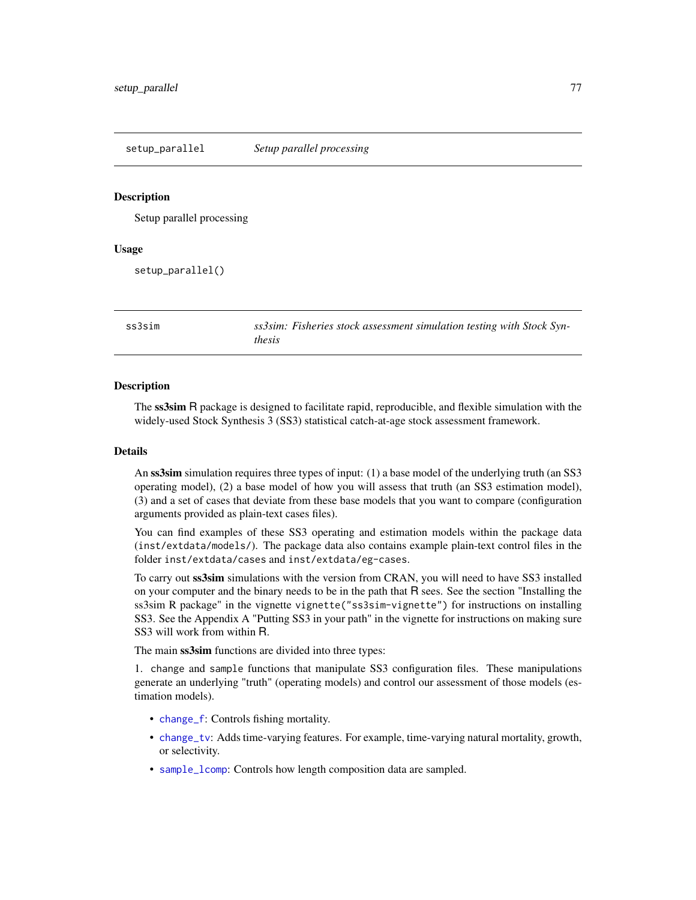## setup_parallel — *Setup parallel processing*

### Description

Setup parallel processing

### Usage

```
setup_parallel()
```

## ss3sim — *ss3sim: Fisheries stock assessment simulation testing with Stock Synthesis*

### Description

The **ss3sim** R package is designed to facilitate rapid, reproducible, and flexible simulation with the widely-used Stock Synthesis 3 (SS3) statistical catch-at-age stock assessment framework.

### Details

An **ss3sim** simulation requires three types of input: (1) a base model of the underlying truth (an SS3 operating model), (2) a base model of how you will assess that truth (an SS3 estimation model), (3) and a set of cases that deviate from these base models that you want to compare (configuration arguments provided as plain-text cases files).

You can find examples of these SS3 operating and estimation models within the package data (`inst/extdata/models/`). The package data also contains example plain-text control files in the folder `inst/extdata/cases` and `inst/extdata/eg-cases`.

To carry out **ss3sim** simulations with the version from CRAN, you will need to have SS3 installed on your computer and the binary needs to be in the path that R sees. See the section "Installing the ss3sim R package" in the vignette `vignette("ss3sim-vignette")` for instructions on installing SS3. See the Appendix A "Putting SS3 in your path" in the vignette for instructions on making sure SS3 will work from within R.

The main **ss3sim** functions are divided into three types:

1. `change` and `sample` functions that manipulate SS3 configuration files. These manipulations generate an underlying "truth" (operating models) and control our assessment of those models (estimation models).

- `change_f`: Controls fishing mortality.
- `change_tv`: Adds time-varying features. For example, time-varying natural mortality, growth, or selectivity.
- `sample_lcomp`: Controls how length composition data are sampled.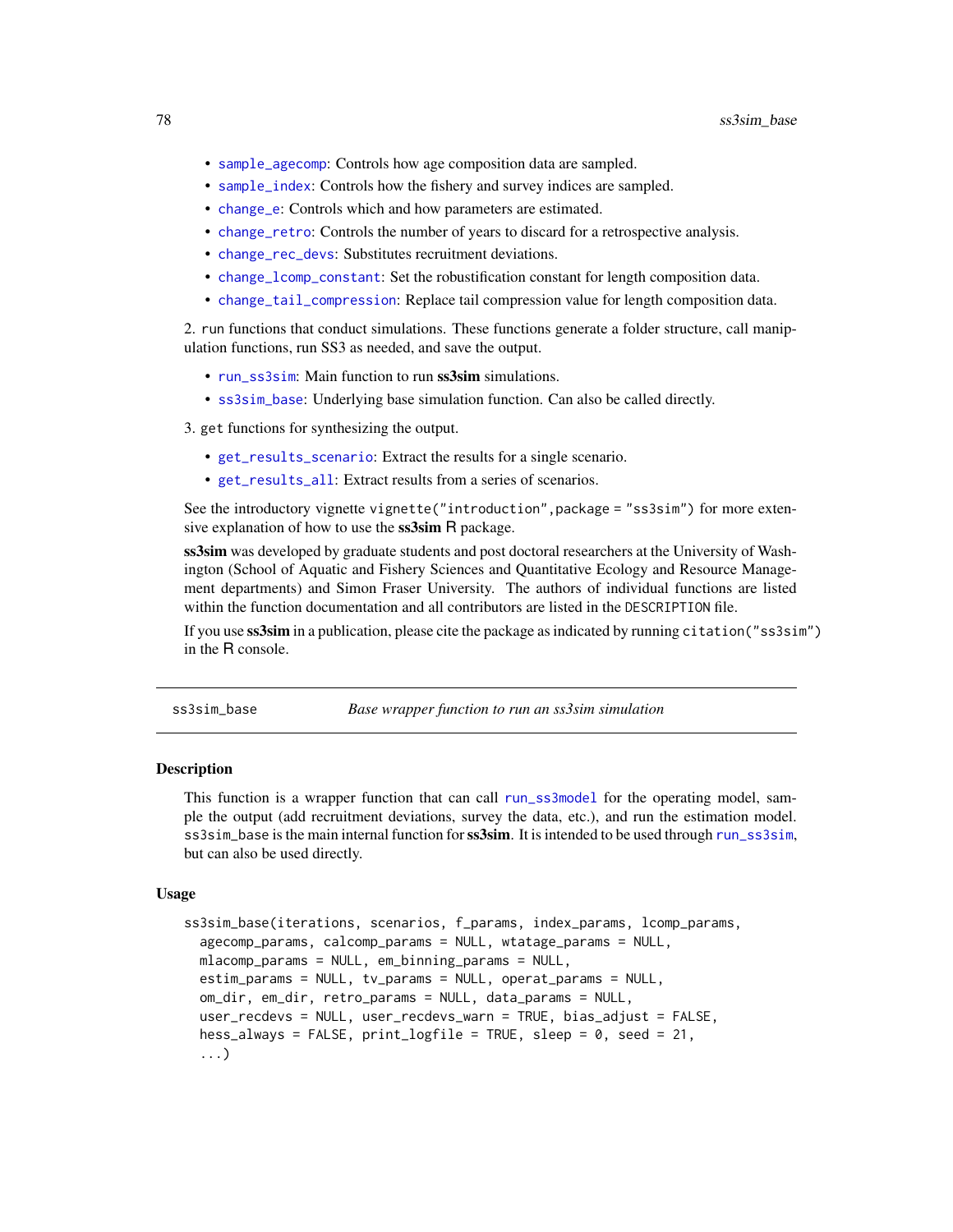- `sample_agecomp`: Controls how age composition data are sampled.
- `sample_index`: Controls how the fishery and survey indices are sampled.
- `change_e`: Controls which and how parameters are estimated.
- `change_retro`: Controls the number of years to discard for a retrospective analysis.
- `change_rec_devs`: Substitutes recruitment deviations.
- `change_lcomp_constant`: Set the robustification constant for length composition data.
- `change_tail_compression`: Replace tail compression value for length composition data.

2. `run` functions that conduct simulations. These functions generate a folder structure, call manipulation functions, run SS3 as needed, and save the output.

- `run_ss3sim`: Main function to run **ss3sim** simulations.
- `ss3sim_base`: Underlying base simulation function. Can also be called directly.

3. `get` functions for synthesizing the output.

- `get_results_scenario`: Extract the results for a single scenario.
- `get_results_all`: Extract results from a series of scenarios.

See the introductory vignette `vignette("introduction",package = "ss3sim")` for more extensive explanation of how to use the **ss3sim** R package.

**ss3sim** was developed by graduate students and post doctoral researchers at the University of Washington (School of Aquatic and Fishery Sciences and Quantitative Ecology and Resource Management departments) and Simon Fraser University. The authors of individual functions are listed within the function documentation and all contributors are listed in the `DESCRIPTION` file.

If you use **ss3sim** in a publication, please cite the package as indicated by running `citation("ss3sim")` in the R console.

---

## ss3sim_base — *Base wrapper function to run an ss3sim simulation*

### Description

This function is a wrapper function that can call `run_ss3model` for the operating model, sample the output (add recruitment deviations, survey the data, etc.), and run the estimation model. `ss3sim_base` is the main internal function for **ss3sim**. It is intended to be used through `run_ss3sim`, but can also be used directly.

### Usage

```
ss3sim_base(iterations, scenarios, f_params, index_params, lcomp_params,
  agecomp_params, calcomp_params = NULL, wtatage_params = NULL,
  mlacomp_params = NULL, em_binning_params = NULL,
  estim_params = NULL, tv_params = NULL, operat_params = NULL,
  om_dir, em_dir, retro_params = NULL, data_params = NULL,
  user_recdevs = NULL, user_recdevs_warn = TRUE, bias_adjust = FALSE,
  hess_always = FALSE, print_logfile = TRUE, sleep = 0, seed = 21,
  ...)
```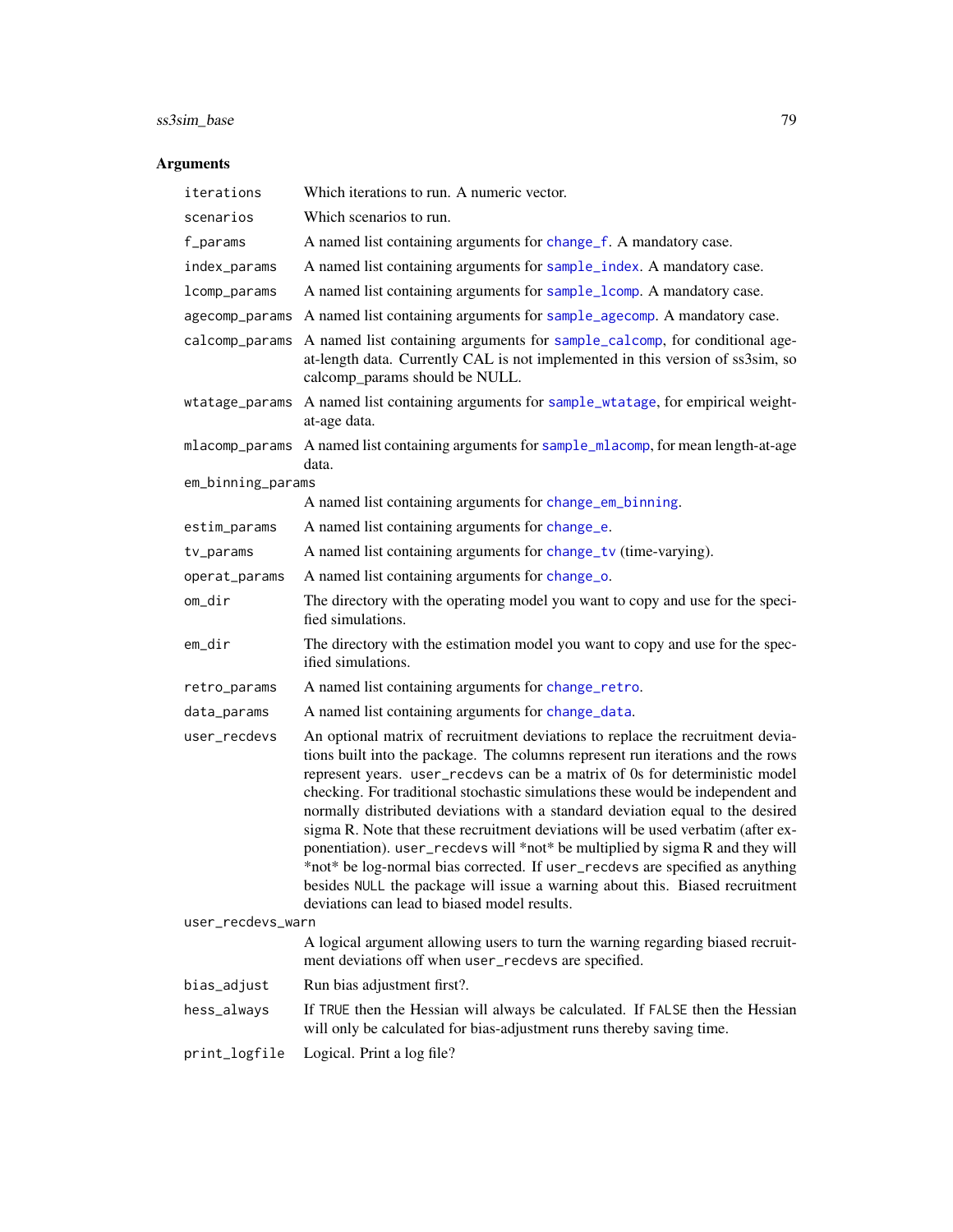## Arguments

| | |
|---|---|
| `iterations` | Which iterations to run. A numeric vector. |
| `scenarios` | Which scenarios to run. |
| `f_params` | A named list containing arguments for `change_f`. A mandatory case. |
| `index_params` | A named list containing arguments for `sample_index`. A mandatory case. |
| `lcomp_params` | A named list containing arguments for `sample_lcomp`. A mandatory case. |
| `agecomp_params` | A named list containing arguments for `sample_agecomp`. A mandatory case. |
| `calcomp_params` | A named list containing arguments for `sample_calcomp`, for conditional age-at-length data. Currently CAL is not implemented in this version of ss3sim, so calcomp_params should be NULL. |
| `wtatage_params` | A named list containing arguments for `sample_wtatage`, for empirical weight-at-age data. |
| `mlacomp_params` | A named list containing arguments for `sample_mlacomp`, for mean length-at-age data. |
| `em_binning_params` | A named list containing arguments for `change_em_binning`. |
| `estim_params` | A named list containing arguments for `change_e`. |
| `tv_params` | A named list containing arguments for `change_tv` (time-varying). |
| `operat_params` | A named list containing arguments for `change_o`. |
| `om_dir` | The directory with the operating model you want to copy and use for the specified simulations. |
| `em_dir` | The directory with the estimation model you want to copy and use for the specified simulations. |
| `retro_params` | A named list containing arguments for `change_retro`. |
| `data_params` | A named list containing arguments for `change_data`. |
| `user_recdevs` | An optional matrix of recruitment deviations to replace the recruitment deviations built into the package. The columns represent run iterations and the rows represent years. `user_recdevs` can be a matrix of 0s for deterministic model checking. For traditional stochastic simulations these would be independent and normally distributed deviations with a standard deviation equal to the desired sigma R. Note that these recruitment deviations will be used verbatim (after exponentiation). `user_recdevs` will *not* be multiplied by sigma R and they will *not* be log-normal bias corrected. If `user_recdevs` are specified as anything besides `NULL` the package will issue a warning about this. Biased recruitment deviations can lead to biased model results. |
| `user_recdevs_warn` | A logical argument allowing users to turn the warning regarding biased recruitment deviations off when `user_recdevs` are specified. |
| `bias_adjust` | Run bias adjustment first?. |
| `hess_always` | If `TRUE` then the Hessian will always be calculated. If `FALSE` then the Hessian will only be calculated for bias-adjustment runs thereby saving time. |
| `print_logfile` | Logical. Print a log file? |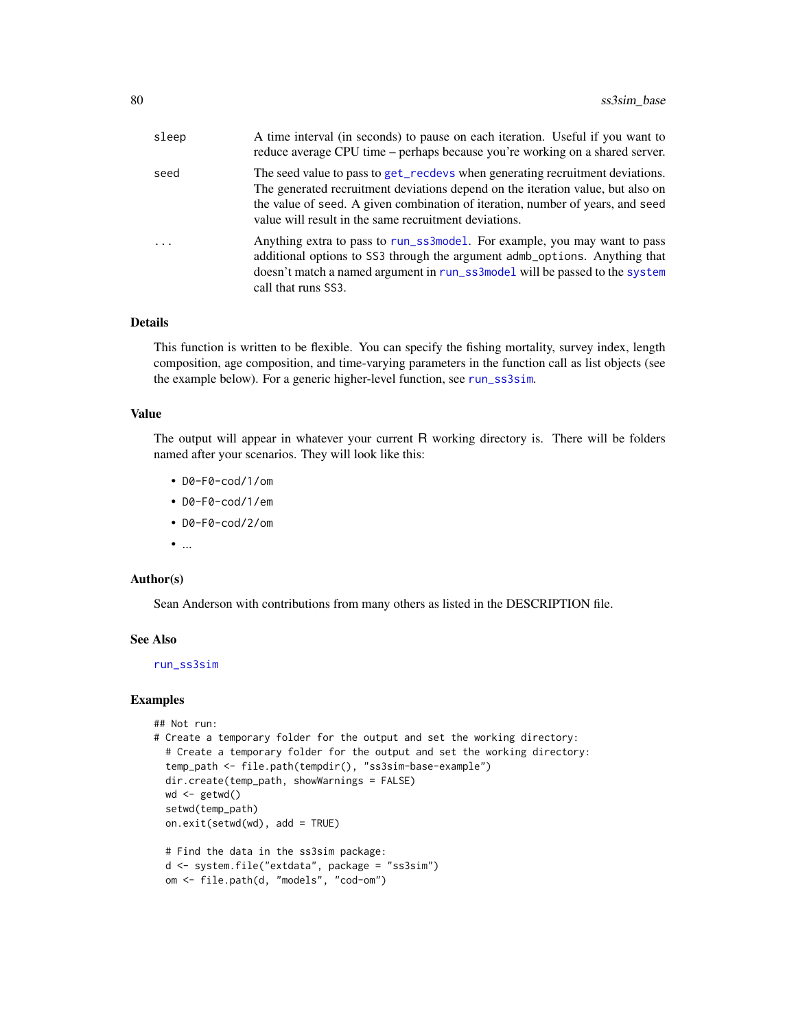| | |
|---|---|
| sleep | A time interval (in seconds) to pause on each iteration. Useful if you want to reduce average CPU time – perhaps because you're working on a shared server. |
| seed | The seed value to pass to get_recdevs when generating recruitment deviations. The generated recruitment deviations depend on the iteration value, but also on the value of seed. A given combination of iteration, number of years, and seed value will result in the same recruitment deviations. |
| ... | Anything extra to pass to run_ss3model. For example, you may want to pass additional options to SS3 through the argument admb_options. Anything that doesn't match a named argument in run_ss3model will be passed to the system call that runs SS3. |

### Details

This function is written to be flexible. You can specify the fishing mortality, survey index, length composition, age composition, and time-varying parameters in the function call as list objects (see the example below). For a generic higher-level function, see run_ss3sim.

### Value

The output will appear in whatever your current R working directory is. There will be folders named after your scenarios. They will look like this:

- D0-F0-cod/1/om
- D0-F0-cod/1/em
- D0-F0-cod/2/om
- ...

### Author(s)

Sean Anderson with contributions from many others as listed in the DESCRIPTION file.

### See Also

run_ss3sim

### Examples

```
## Not run:
# Create a temporary folder for the output and set the working directory:
  # Create a temporary folder for the output and set the working directory:
  temp_path <- file.path(tempdir(), "ss3sim-base-example")
  dir.create(temp_path, showWarnings = FALSE)
  wd <- getwd()
  setwd(temp_path)
  on.exit(setwd(wd), add = TRUE)

  # Find the data in the ss3sim package:
  d <- system.file("extdata", package = "ss3sim")
  om <- file.path(d, "models", "cod-om")
```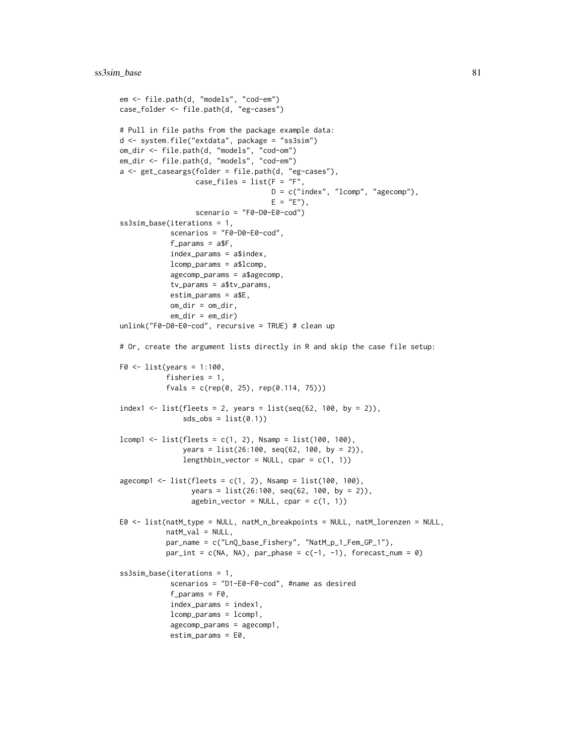```
em <- file.path(d, "models", "cod-em")
case_folder <- file.path(d, "eg-cases")

# Pull in file paths from the package example data:
d <- system.file("extdata", package = "ss3sim")
om_dir <- file.path(d, "models", "cod-om")
em_dir <- file.path(d, "models", "cod-em")
a <- get_caseargs(folder = file.path(d, "eg-cases"),
                  case_files = list(F = "F",
                                    D = c("index", "lcomp", "agecomp"),
                                    E = "E"),
                  scenario = "F0-D0-E0-cod")
ss3sim_base(iterations = 1,
            scenarios = "F0-D0-E0-cod",
            f_params = a$F,
            index_params = a$index,
            lcomp_params = a$lcomp,
            agecomp_params = a$agecomp,
            tv_params = a$tv_params,
            estim_params = a$E,
            om_dir = om_dir,
            em_dir = em_dir)
unlink("F0-D0-E0-cod", recursive = TRUE) # clean up

# Or, create the argument lists directly in R and skip the case file setup:

F0 <- list(years = 1:100,
           fisheries = 1,
           fvals = c(rep(0, 25), rep(0.114, 75)))

index1 <- list(fleets = 2, years = list(seq(62, 100, by = 2)),
               sds_obs = list(0.1))

lcomp1 <- list(fleets = c(1, 2), Nsamp = list(100, 100),
               years = list(26:100, seq(62, 100, by = 2)),
               lengthbin_vector = NULL, cpar = c(1, 1))

agecomp1 <- list(fleets = c(1, 2), Nsamp = list(100, 100),
                 years = list(26:100, seq(62, 100, by = 2)),
                 agebin_vector = NULL, cpar = c(1, 1))

E0 <- list(natM_type = NULL, natM_n_breakpoints = NULL, natM_lorenzen = NULL,
           natM_val = NULL,
           par_name = c("LnQ_base_Fishery", "NatM_p_1_Fem_GP_1"),
           par_int = c(NA, NA), par_phase = c(-1, -1), forecast_num = 0)

ss3sim_base(iterations = 1,
            scenarios = "D1-E0-F0-cod", #name as desired
            f_params = F0,
            index_params = index1,
            lcomp_params = lcomp1,
            agecomp_params = agecomp1,
            estim_params = E0,
```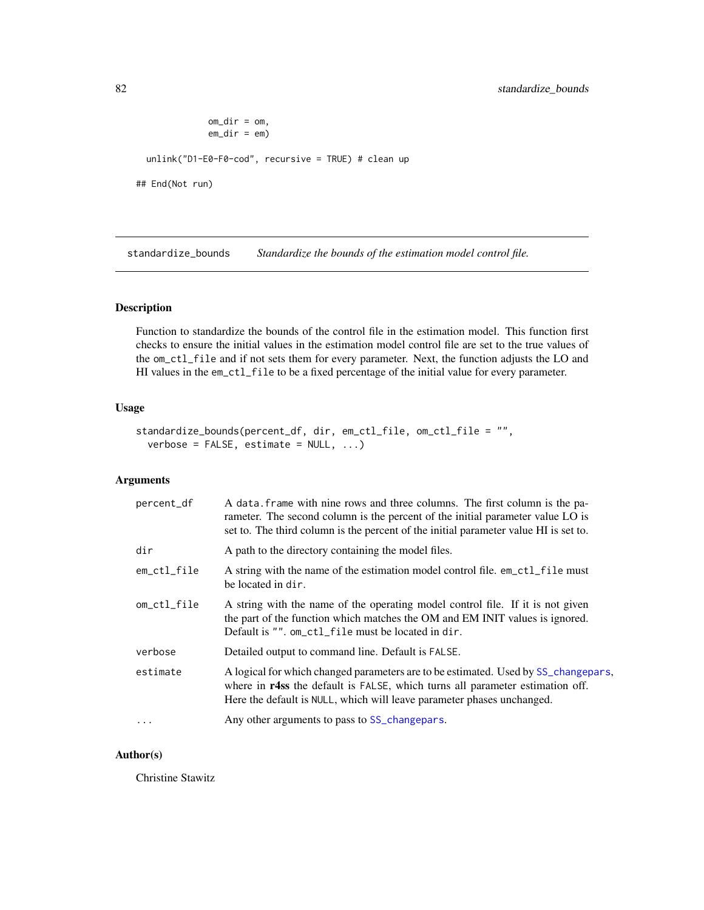```
              om_dir = om,
              em_dir = em)

  unlink("D1-E0-F0-cod", recursive = TRUE) # clean up

## End(Not run)
```

## standardize_bounds — *Standardize the bounds of the estimation model control file.*

### Description

Function to standardize the bounds of the control file in the estimation model. This function first checks to ensure the initial values in the estimation model control file are set to the true values of the `om_ctl_file` and if not sets them for every parameter. Next, the function adjusts the LO and HI values in the `em_ctl_file` to be a fixed percentage of the initial value for every parameter.

### Usage

```
standardize_bounds(percent_df, dir, em_ctl_file, om_ctl_file = "",
  verbose = FALSE, estimate = NULL, ...)
```

### Arguments

| | |
|---|---|
| `percent_df` | A `data.frame` with nine rows and three columns. The first column is the parameter. The second column is the percent of the initial parameter value LO is set to. The third column is the percent of the initial parameter value HI is set to. |
| `dir` | A path to the directory containing the model files. |
| `em_ctl_file` | A string with the name of the estimation model control file. `em_ctl_file` must be located in `dir`. |
| `om_ctl_file` | A string with the name of the operating model control file. If it is not given the part of the function which matches the OM and EM INIT values is ignored. Default is `""`. `om_ctl_file` must be located in `dir`. |
| `verbose` | Detailed output to command line. Default is `FALSE`. |
| `estimate` | A logical for which changed parameters are to be estimated. Used by `SS_changepars`, where in **r4ss** the default is `FALSE`, which turns all parameter estimation off. Here the default is `NULL`, which will leave parameter phases unchanged. |
| `...` | Any other arguments to pass to `SS_changepars`. |

### Author(s)

Christine Stawitz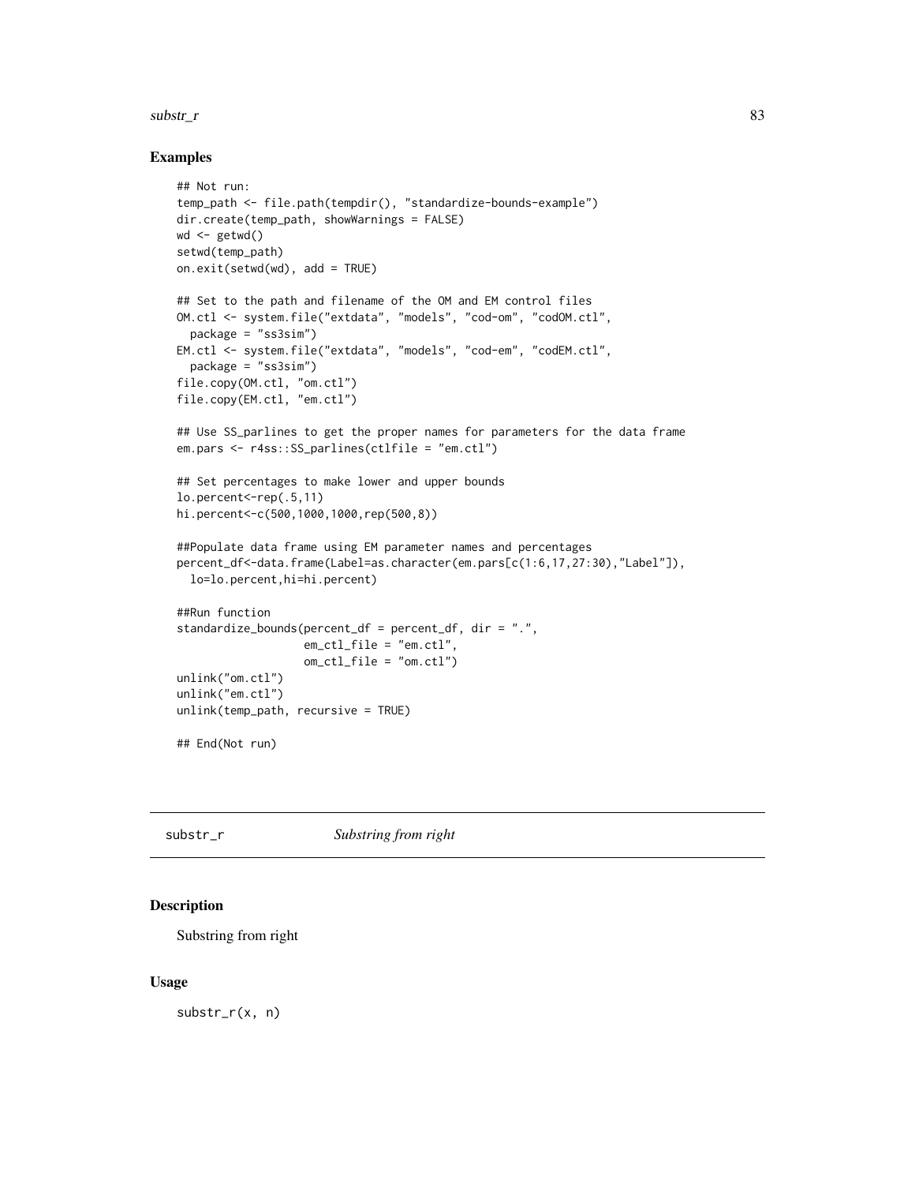## Examples

```
## Not run:
temp_path <- file.path(tempdir(), "standardize-bounds-example")
dir.create(temp_path, showWarnings = FALSE)
wd <- getwd()
setwd(temp_path)
on.exit(setwd(wd), add = TRUE)

## Set to the path and filename of the OM and EM control files
OM.ctl <- system.file("extdata", "models", "cod-om", "codOM.ctl",
  package = "ss3sim")
EM.ctl <- system.file("extdata", "models", "cod-em", "codEM.ctl",
  package = "ss3sim")
file.copy(OM.ctl, "om.ctl")
file.copy(EM.ctl, "em.ctl")

## Use SS_parlines to get the proper names for parameters for the data frame
em.pars <- r4ss::SS_parlines(ctlfile = "em.ctl")

## Set percentages to make lower and upper bounds
lo.percent<-rep(.5,11)
hi.percent<-c(500,1000,1000,rep(500,8))

##Populate data frame using EM parameter names and percentages
percent_df<-data.frame(Label=as.character(em.pars[c(1:6,17,27:30),"Label"]),
  lo=lo.percent,hi=hi.percent)

##Run function
standardize_bounds(percent_df = percent_df, dir = ".",
                   em_ctl_file = "em.ctl",
                   om_ctl_file = "om.ctl")
unlink("om.ctl")
unlink("em.ctl")
unlink(temp_path, recursive = TRUE)

## End(Not run)
```

---

substr_r &nbsp;&nbsp;&nbsp;&nbsp; *Substring from right*

---

## Description

Substring from right

## Usage

```
substr_r(x, n)
```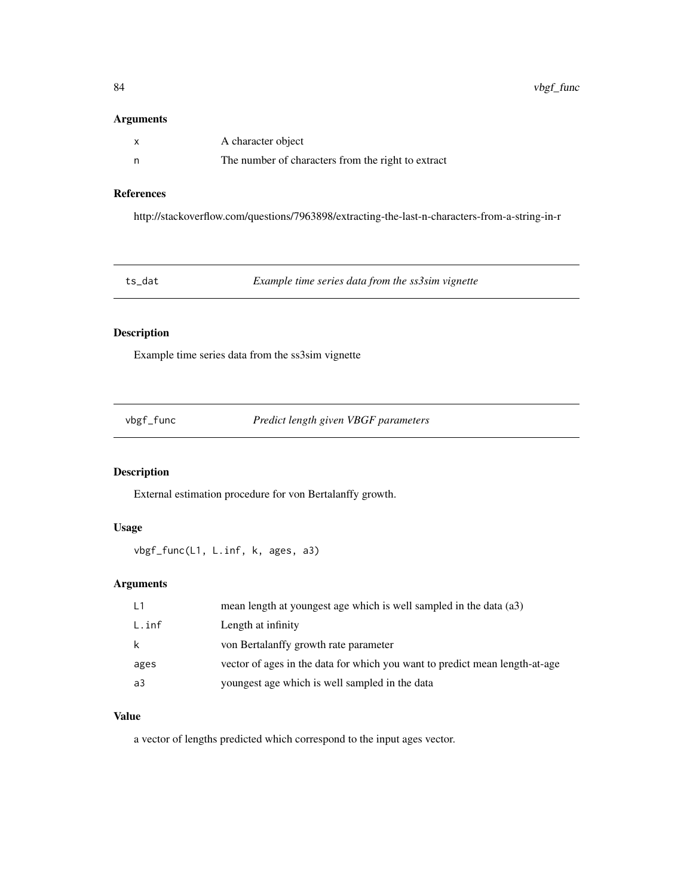### Arguments

| | |
|---|---|
| x | A character object |
| n | The number of characters from the right to extract |

### References

http://stackoverflow.com/questions/7963898/extracting-the-last-n-characters-from-a-string-in-r

## ts_dat — *Example time series data from the ss3sim vignette*

### Description

Example time series data from the ss3sim vignette

## vbgf_func — *Predict length given VBGF parameters*

### Description

External estimation procedure for von Bertalanffy growth.

### Usage

```
vbgf_func(L1, L.inf, k, ages, a3)
```

### Arguments

| | |
|---|---|
| L1 | mean length at youngest age which is well sampled in the data (a3) |
| L.inf | Length at infinity |
| k | von Bertalanffy growth rate parameter |
| ages | vector of ages in the data for which you want to predict mean length-at-age |
| a3 | youngest age which is well sampled in the data |

### Value

a vector of lengths predicted which correspond to the input ages vector.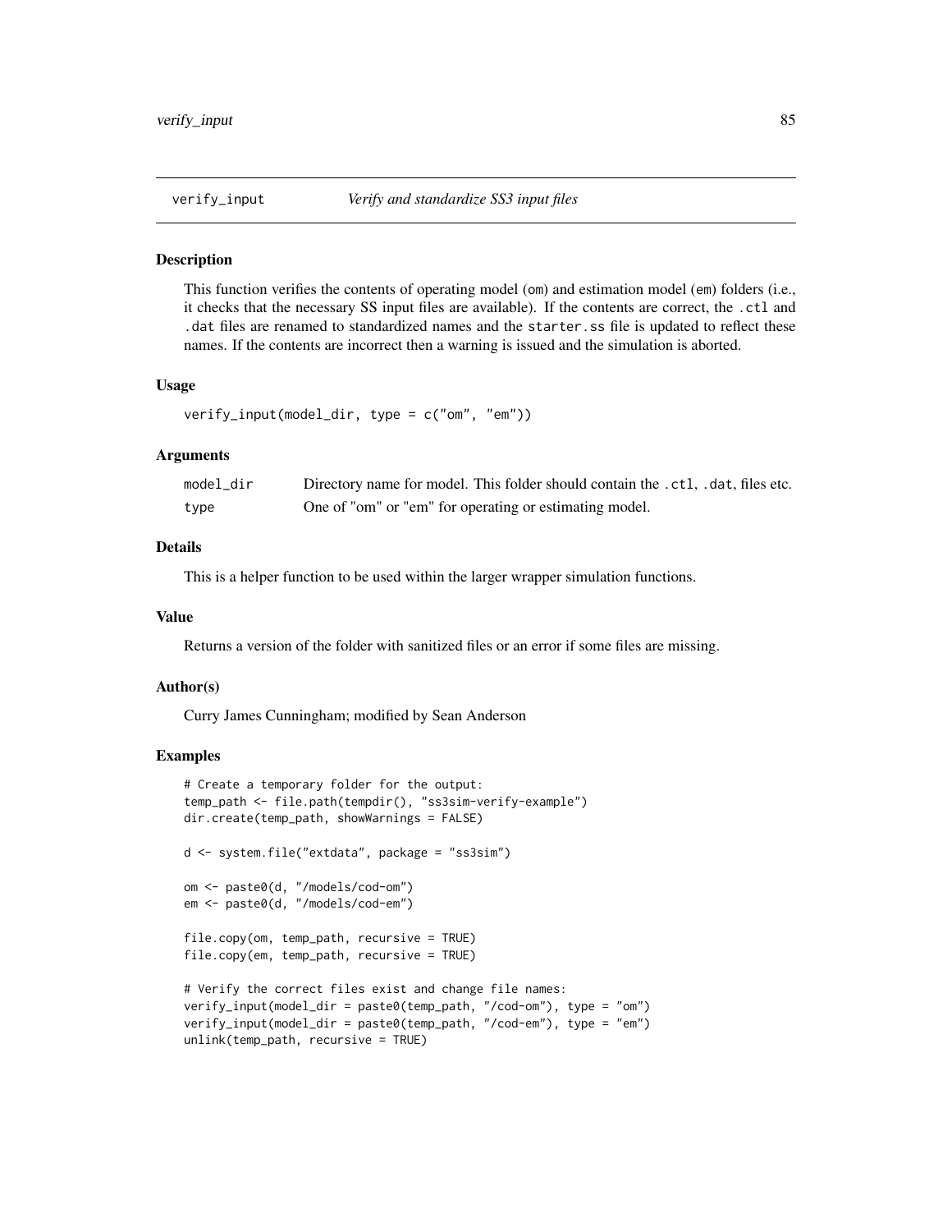## verify_input *Verify and standardize SS3 input files*

### Description

This function verifies the contents of operating model (om) and estimation model (em) folders (i.e., it checks that the necessary SS input files are available). If the contents are correct, the .ctl and .dat files are renamed to standardized names and the starter.ss file is updated to reflect these names. If the contents are incorrect then a warning is issued and the simulation is aborted.

### Usage

```
verify_input(model_dir, type = c("om", "em"))
```

### Arguments

| | |
|---|---|
| model_dir | Directory name for model. This folder should contain the .ctl, .dat, files etc. |
| type | One of "om" or "em" for operating or estimating model. |

### Details

This is a helper function to be used within the larger wrapper simulation functions.

### Value

Returns a version of the folder with sanitized files or an error if some files are missing.

### Author(s)

Curry James Cunningham; modified by Sean Anderson

### Examples

```
# Create a temporary folder for the output:
temp_path <- file.path(tempdir(), "ss3sim-verify-example")
dir.create(temp_path, showWarnings = FALSE)

d <- system.file("extdata", package = "ss3sim")

om <- paste0(d, "/models/cod-om")
em <- paste0(d, "/models/cod-em")

file.copy(om, temp_path, recursive = TRUE)
file.copy(em, temp_path, recursive = TRUE)

# Verify the correct files exist and change file names:
verify_input(model_dir = paste0(temp_path, "/cod-om"), type = "om")
verify_input(model_dir = paste0(temp_path, "/cod-em"), type = "em")
unlink(temp_path, recursive = TRUE)
```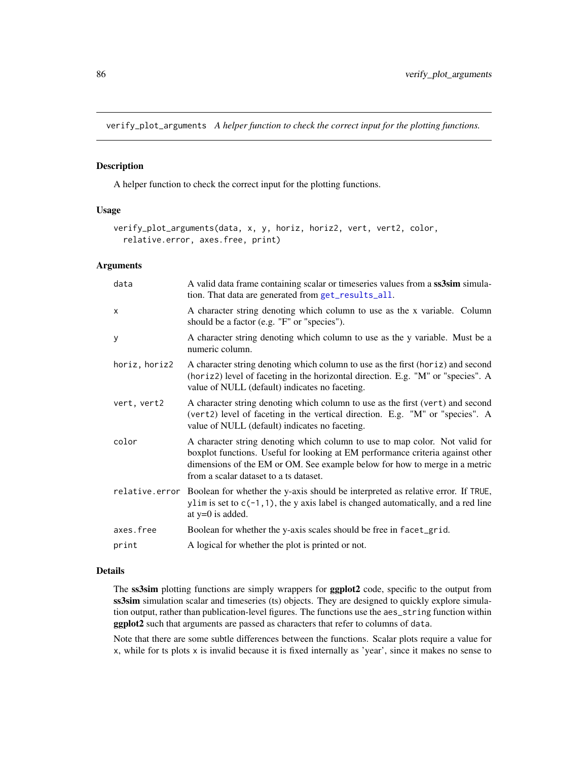`verify_plot_arguments` *A helper function to check the correct input for the plotting functions.*

## Description

A helper function to check the correct input for the plotting functions.

## Usage

```
verify_plot_arguments(data, x, y, horiz, horiz2, vert, vert2, color,
  relative.error, axes.free, print)
```

## Arguments

| | |
|---|---|
| `data` | A valid data frame containing scalar or timeseries values from a **ss3sim** simulation. That data are generated from `get_results_all`. |
| `x` | A character string denoting which column to use as the x variable. Column should be a factor (e.g. "F" or "species"). |
| `y` | A character string denoting which column to use as the y variable. Must be a numeric column. |
| `horiz, horiz2` | A character string denoting which column to use as the first (`horiz`) and second (`horiz2`) level of faceting in the horizontal direction. E.g. "M" or "species". A value of NULL (default) indicates no faceting. |
| `vert, vert2` | A character string denoting which column to use as the first (`vert`) and second (`vert2`) level of faceting in the vertical direction. E.g. "M" or "species". A value of NULL (default) indicates no faceting. |
| `color` | A character string denoting which column to use to map color. Not valid for boxplot functions. Useful for looking at EM performance criteria against other dimensions of the EM or OM. See example below for how to merge in a metric from a scalar dataset to a ts dataset. |
| `relative.error` | Boolean for whether the y-axis should be interpreted as relative error. If `TRUE`, `ylim` is set to `c(-1,1)`, the y axis label is changed automatically, and a red line at y=0 is added. |
| `axes.free` | Boolean for whether the y-axis scales should be free in `facet_grid`. |
| `print` | A logical for whether the plot is printed or not. |

## Details

The **ss3sim** plotting functions are simply wrappers for **ggplot2** code, specific to the output from **ss3sim** simulation scalar and timeseries (ts) objects. They are designed to quickly explore simulation output, rather than publication-level figures. The functions use the `aes_string` function within **ggplot2** such that arguments are passed as characters that refer to columns of `data`.

Note that there are some subtle differences between the functions. Scalar plots require a value for `x`, while for ts plots `x` is invalid because it is fixed internally as 'year', since it makes no sense to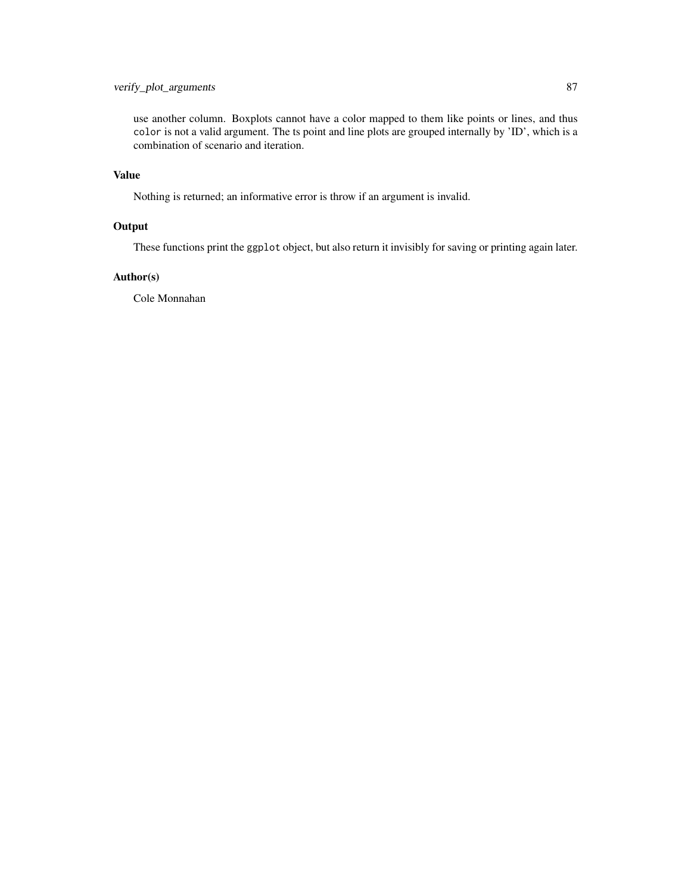use another column. Boxplots cannot have a color mapped to them like points or lines, and thus `color` is not a valid argument. The ts point and line plots are grouped internally by 'ID', which is a combination of scenario and iteration.

## Value

Nothing is returned; an informative error is throw if an argument is invalid.

## Output

These functions print the `ggplot` object, but also return it invisibly for saving or printing again later.

## Author(s)

Cole Monnahan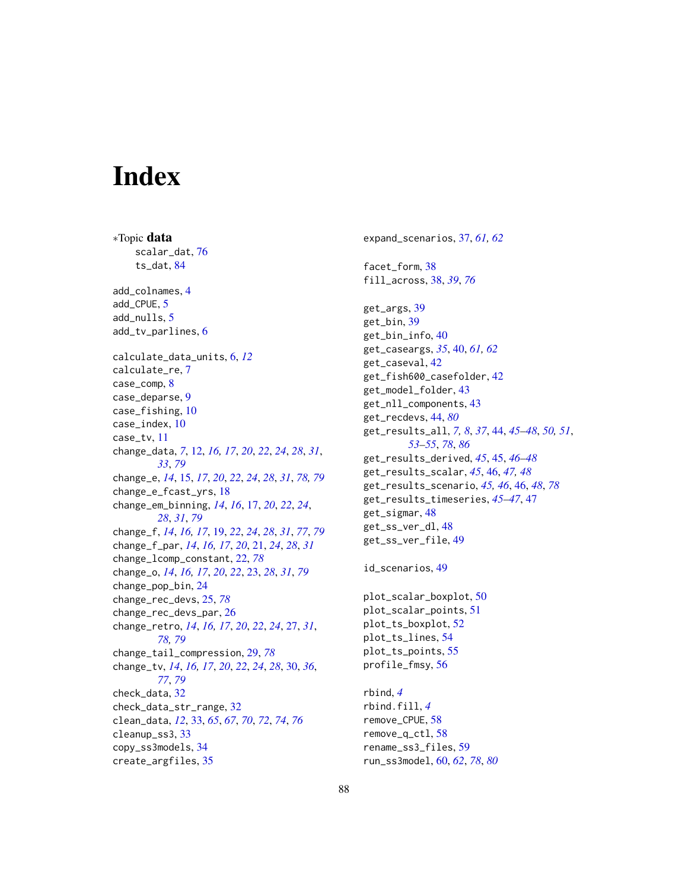# Index

∗Topic **data**

scalar_dat, *76*
ts_dat, *84*

add_colnames, 4
add_CPUE, 5
add_nulls, 5
add_tv_parlines, 6

calculate_data_units, 6, *12*
calculate_re, 7
case_comp, 8
case_deparse, 9
case_fishing, 10
case_index, 10
case_tv, 11
change_data, *7*, 12, *16, 17*, *20*, *22*, *24*, *28*, *31*, *33*, *79*
change_e, *14*, 15, *17*, *20*, *22*, *24*, *28*, *31*, *78, 79*
change_e_fcast_yrs, 18
change_em_binning, *14*, *16*, 17, *20*, *22*, *24*, *28*, *31*, *79*
change_f, *14*, *16, 17*, 19, *22*, *24*, *28*, *31*, *77*, *79*
change_f_par, *14*, *16*, *17*, *20*, 21, *24*, *28*, *31*
change_lcomp_constant, 22, *78*
change_o, *14*, *16, 17*, *20*, *22*, 23, *28*, *31*, *79*
change_pop_bin, 24
change_rec_devs, 25, *78*
change_rec_devs_par, 26
change_retro, *14*, *16*, *17*, *20*, *22*, *24*, 27, *31*, *78, 79*
change_tail_compression, 29, *78*
change_tv, *14*, *16*, *17*, *20*, *22*, *24*, *28*, 30, *36*, *77*, *79*
check_data, 32
check_data_str_range, 32
clean_data, *12*, 33, *65*, *67*, *70*, *72*, *74*, *76*
cleanup_ss3, 33
copy_ss3models, 34
create_argfiles, 35

expand_scenarios, 37, *61, 62*

facet_form, 38
fill_across, 38, *39*, *76*

get_args, 39
get_bin, 39
get_bin_info, 40
get_caseargs, *35*, 40, *61, 62*
get_caseval, 42
get_fish600_casefolder, 42
get_model_folder, 43
get_nll_components, 43
get_recdevs, 44, *80*
get_results_all, *7, 8*, *37*, 44, *45–48*, *50, 51*, *53–55*, *78*, *86*
get_results_derived, *45*, 45, *46–48*
get_results_scalar, *45*, 46, *47, 48*
get_results_scenario, *45, 46*, 46, *48*, *78*
get_results_timeseries, *45–47*, 47
get_sigmar, 48
get_ss_ver_dl, 48
get_ss_ver_file, 49

id_scenarios, 49

plot_scalar_boxplot, 50
plot_scalar_points, 51
plot_ts_boxplot, 52
plot_ts_lines, 54
plot_ts_points, 55
profile_fmsy, 56

rbind, *4*
rbind.fill, *4*
remove_CPUE, 58
remove_q_ctl, 58
rename_ss3_files, 59
run_ss3model, 60, *62*, *78*, *80*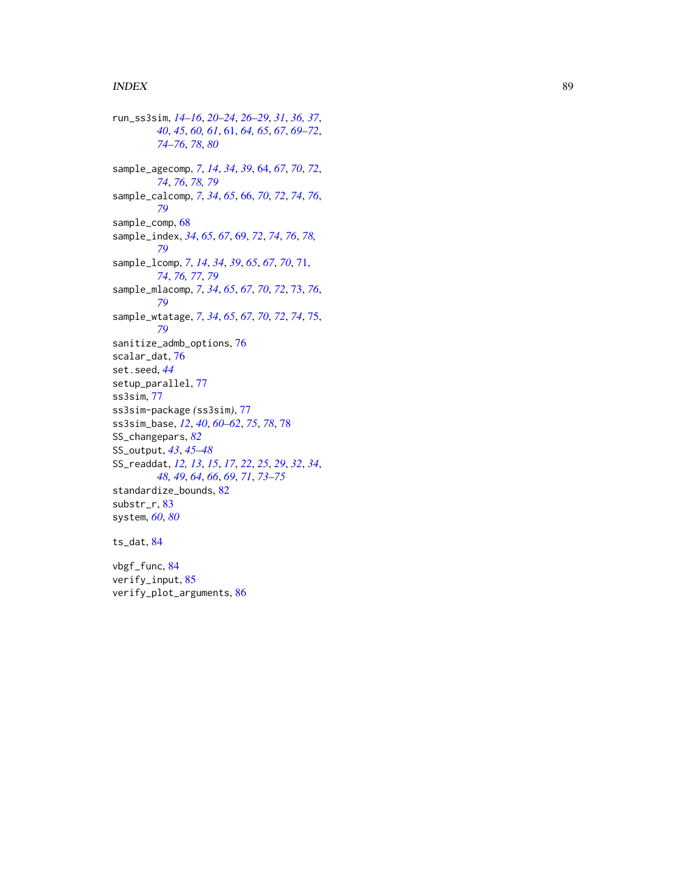run_ss3sim, *14–16*, *20–24*, *26–29*, *31*, *36, 37*, *40*, *45*, *60, 61*, 61, *64, 65*, *67*, *69–72*, *74–76*, *78*, *80*

sample_agecomp, *7*, *14*, *34*, *39*, 64, *67*, *70*, *72*, *74*, *76*, *78, 79*
sample_calcomp, *7*, *34*, *65*, 66, *70*, *72*, *74*, *76*, *79*
sample_comp, 68
sample_index, *34*, *65*, *67*, 69, *72*, *74*, *76*, *78, 79*
sample_lcomp, *7*, *14*, *34*, *39*, *65*, *67*, *70*, 71, *74*, *76, 77*, *79*
sample_mlacomp, *7*, *34*, *65*, *67*, *70*, *72*, 73, *76*, *79*
sample_wtatage, *7*, *34*, *65*, *67*, *70*, *72*, *74*, 75, *79*
sanitize_admb_options, 76
scalar_dat, 76
set.seed, *44*
setup_parallel, 77
ss3sim, 77
ss3sim-package *(*ss3sim*)*, 77
ss3sim_base, *12*, *40*, *60–62*, *75*, *78*, 78
SS_changepars, *82*
SS_output, *43*, *45–48*
SS_readdat, *12, 13*, *15*, *17*, *22*, *25*, *29*, *32*, *34*, *48, 49*, *64*, *66*, *69*, *71*, *73–75*
standardize_bounds, 82
substr_r, 83
system, *60*, *80*

ts_dat, 84

vbgf_func, 84
verify_input, 85
verify_plot_arguments, 86